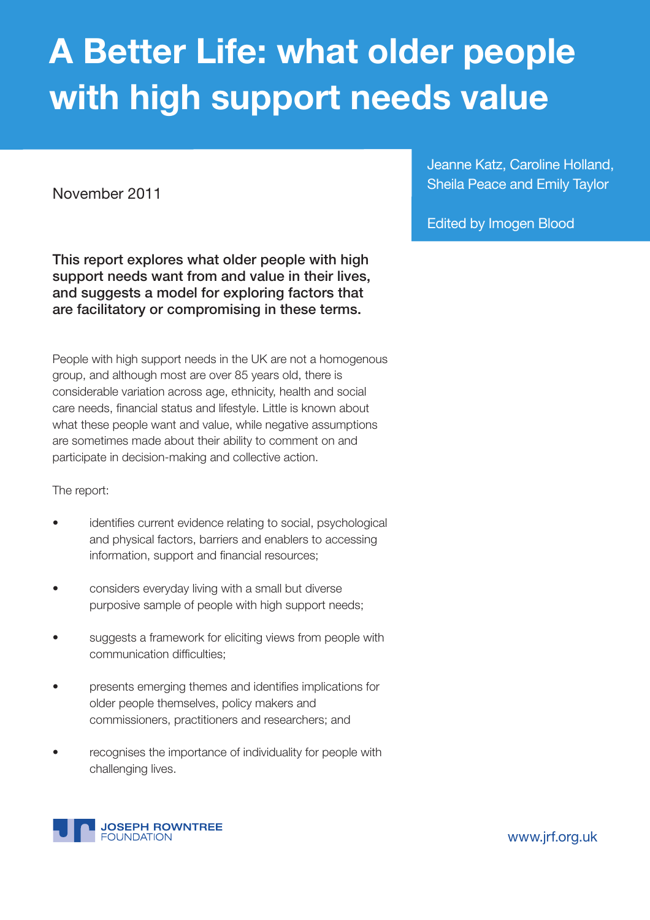# A Better Life: what older people with high support needs value

Jeanne Katz, Caroline Holland, Sheila Peace and Emily Taylor

Edited by Imogen Blood

November 2011

**This report explores what older people with high support needs want from and value in their lives, and suggests a model for exploring factors that are facilitatory or compromising in these terms.**

People with high support needs in the UK are not a homogenous group, and although most are over 85 years old, there is considerable variation across age, ethnicity, health and social care needs, financial status and lifestyle. Little is known about what these people want and value, while negative assumptions are sometimes made about their ability to comment on and participate in decision-making and collective action.

The report:

- identifies current evidence relating to social, psychological and physical factors, barriers and enablers to accessing information, support and financial resources;
- considers everyday living with a small but diverse purposive sample of people with high support needs;
- suggests a framework for eliciting views from people with communication difficulties;
- presents emerging themes and identifies implications for older people themselves, policy makers and commissioners, practitioners and researchers; and
- recognises the importance of individuality for people with challenging lives.

JOSEPH ROWNTREE FOUNDATION

www.jrf.org.uk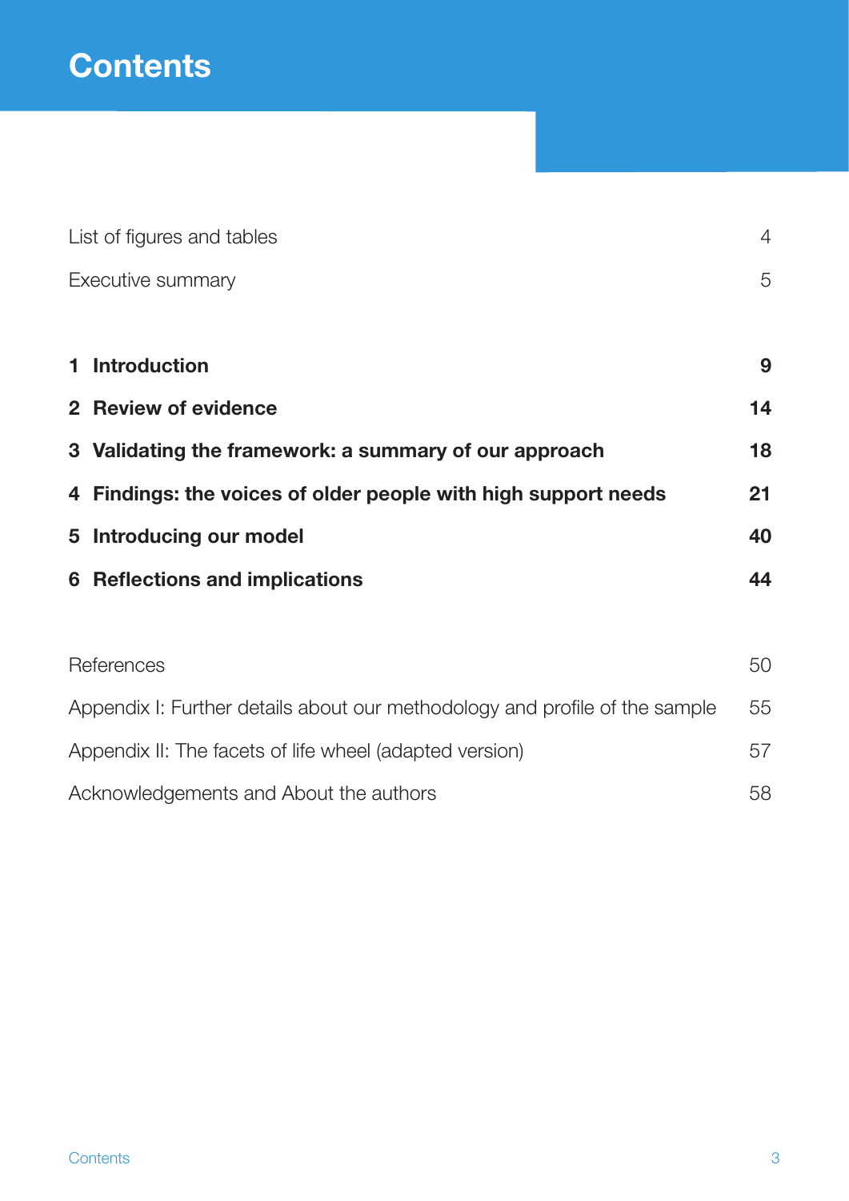# Contents

List of figures and tables 4

Executive summary 5

**1 Introduction 9**

**2 Review of evidence 14**

**3 Validating the framework: a summary of our approach 18**

**4 Findings: the voices of older people with high support needs 21**

**5 Introducing our model 40**

**6 Reflections and implications 44**

References 50

Appendix I: Further details about our methodology and profile of the sample 55

Appendix II: The facets of life wheel (adapted version) 57

Acknowledgements and About the authors 58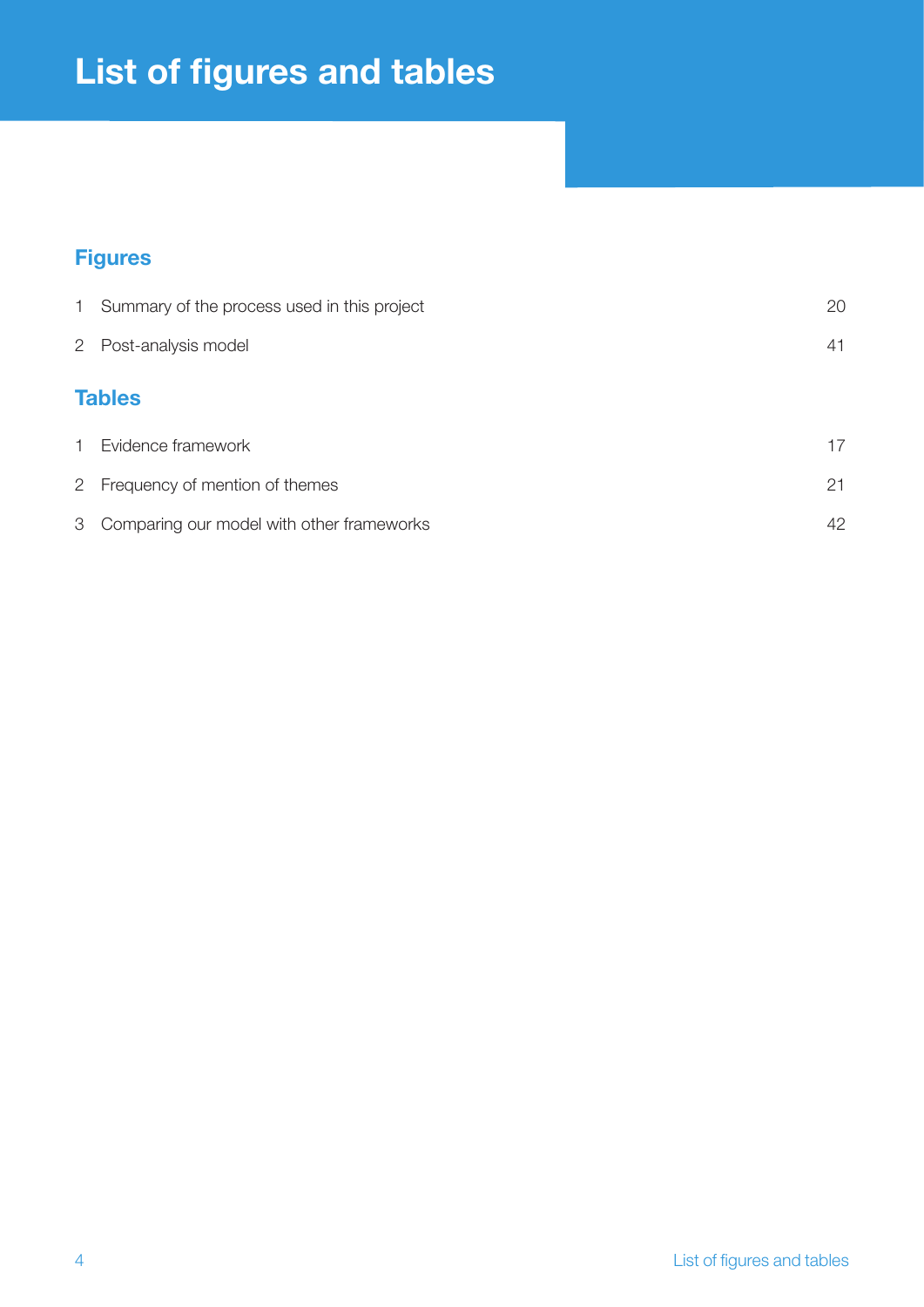# List of figures and tables

## Figures

| | | |
|---|---|---|
| 1 | Summary of the process used in this project | 20 |
| 2 | Post-analysis model | 41 |

## Tables

| | | |
|---|---|---|
| 1 | Evidence framework | 17 |
| 2 | Frequency of mention of themes | 21 |
| 3 | Comparing our model with other frameworks | 42 |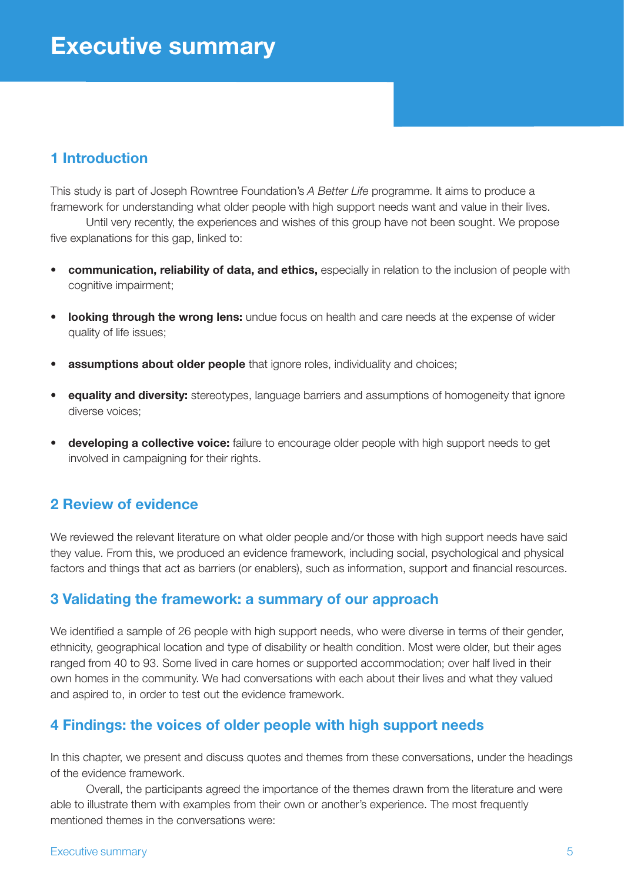# Executive summary

## 1 Introduction

This study is part of Joseph Rowntree Foundation's *A Better Life* programme. It aims to produce a framework for understanding what older people with high support needs want and value in their lives.

Until very recently, the experiences and wishes of this group have not been sought. We propose five explanations for this gap, linked to:

- **communication, reliability of data, and ethics,** especially in relation to the inclusion of people with cognitive impairment;
- **looking through the wrong lens:** undue focus on health and care needs at the expense of wider quality of life issues;
- **assumptions about older people** that ignore roles, individuality and choices;
- **equality and diversity:** stereotypes, language barriers and assumptions of homogeneity that ignore diverse voices;
- **developing a collective voice:** failure to encourage older people with high support needs to get involved in campaigning for their rights.

## 2 Review of evidence

We reviewed the relevant literature on what older people and/or those with high support needs have said they value. From this, we produced an evidence framework, including social, psychological and physical factors and things that act as barriers (or enablers), such as information, support and financial resources.

## 3 Validating the framework: a summary of our approach

We identified a sample of 26 people with high support needs, who were diverse in terms of their gender, ethnicity, geographical location and type of disability or health condition. Most were older, but their ages ranged from 40 to 93. Some lived in care homes or supported accommodation; over half lived in their own homes in the community. We had conversations with each about their lives and what they valued and aspired to, in order to test out the evidence framework.

## 4 Findings: the voices of older people with high support needs

In this chapter, we present and discuss quotes and themes from these conversations, under the headings of the evidence framework.

Overall, the participants agreed the importance of the themes drawn from the literature and were able to illustrate them with examples from their own or another's experience. The most frequently mentioned themes in the conversations were: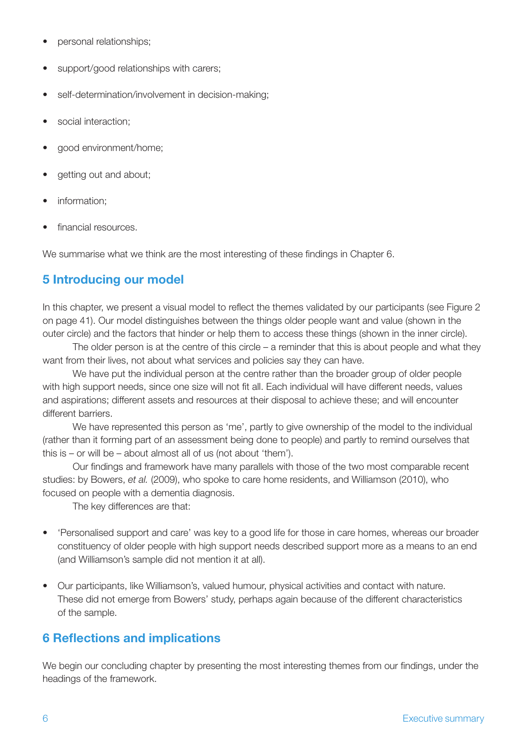- personal relationships;
- support/good relationships with carers;
- self-determination/involvement in decision-making;
- social interaction;
- good environment/home;
- getting out and about;
- information;
- financial resources.

We summarise what we think are the most interesting of these findings in Chapter 6.

## 5 Introducing our model

In this chapter, we present a visual model to reflect the themes validated by our participants (see Figure 2 on page 41). Our model distinguishes between the things older people want and value (shown in the outer circle) and the factors that hinder or help them to access these things (shown in the inner circle).

The older person is at the centre of this circle – a reminder that this is about people and what they want from their lives, not about what services and policies say they can have.

We have put the individual person at the centre rather than the broader group of older people with high support needs, since one size will not fit all. Each individual will have different needs, values and aspirations; different assets and resources at their disposal to achieve these; and will encounter different barriers.

We have represented this person as 'me', partly to give ownership of the model to the individual (rather than it forming part of an assessment being done to people) and partly to remind ourselves that this is – or will be – about almost all of us (not about 'them').

Our findings and framework have many parallels with those of the two most comparable recent studies: by Bowers, *et al.* (2009), who spoke to care home residents, and Williamson (2010), who focused on people with a dementia diagnosis.

The key differences are that:

- 'Personalised support and care' was key to a good life for those in care homes, whereas our broader constituency of older people with high support needs described support more as a means to an end (and Williamson's sample did not mention it at all).
- Our participants, like Williamson's, valued humour, physical activities and contact with nature. These did not emerge from Bowers' study, perhaps again because of the different characteristics of the sample.

## 6 Reflections and implications

We begin our concluding chapter by presenting the most interesting themes from our findings, under the headings of the framework.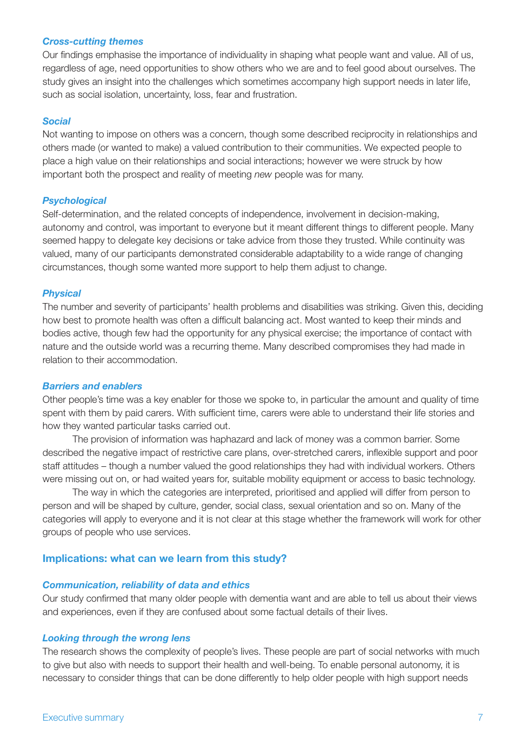### *Cross-cutting themes*

Our findings emphasise the importance of individuality in shaping what people want and value. All of us, regardless of age, need opportunities to show others who we are and to feel good about ourselves. The study gives an insight into the challenges which sometimes accompany high support needs in later life, such as social isolation, uncertainty, loss, fear and frustration.

### *Social*

Not wanting to impose on others was a concern, though some described reciprocity in relationships and others made (or wanted to make) a valued contribution to their communities. We expected people to place a high value on their relationships and social interactions; however we were struck by how important both the prospect and reality of meeting *new* people was for many.

### *Psychological*

Self-determination, and the related concepts of independence, involvement in decision-making, autonomy and control, was important to everyone but it meant different things to different people. Many seemed happy to delegate key decisions or take advice from those they trusted. While continuity was valued, many of our participants demonstrated considerable adaptability to a wide range of changing circumstances, though some wanted more support to help them adjust to change.

### *Physical*

The number and severity of participants' health problems and disabilities was striking. Given this, deciding how best to promote health was often a difficult balancing act. Most wanted to keep their minds and bodies active, though few had the opportunity for any physical exercise; the importance of contact with nature and the outside world was a recurring theme. Many described compromises they had made in relation to their accommodation.

### *Barriers and enablers*

Other people's time was a key enabler for those we spoke to, in particular the amount and quality of time spent with them by paid carers. With sufficient time, carers were able to understand their life stories and how they wanted particular tasks carried out.

The provision of information was haphazard and lack of money was a common barrier. Some described the negative impact of restrictive care plans, over-stretched carers, inflexible support and poor staff attitudes – though a number valued the good relationships they had with individual workers. Others were missing out on, or had waited years for, suitable mobility equipment or access to basic technology.

The way in which the categories are interpreted, prioritised and applied will differ from person to person and will be shaped by culture, gender, social class, sexual orientation and so on. Many of the categories will apply to everyone and it is not clear at this stage whether the framework will work for other groups of people who use services.

## Implications: what can we learn from this study?

### *Communication, reliability of data and ethics*

Our study confirmed that many older people with dementia want and are able to tell us about their views and experiences, even if they are confused about some factual details of their lives.

### *Looking through the wrong lens*

The research shows the complexity of people's lives. These people are part of social networks with much to give but also with needs to support their health and well-being. To enable personal autonomy, it is necessary to consider things that can be done differently to help older people with high support needs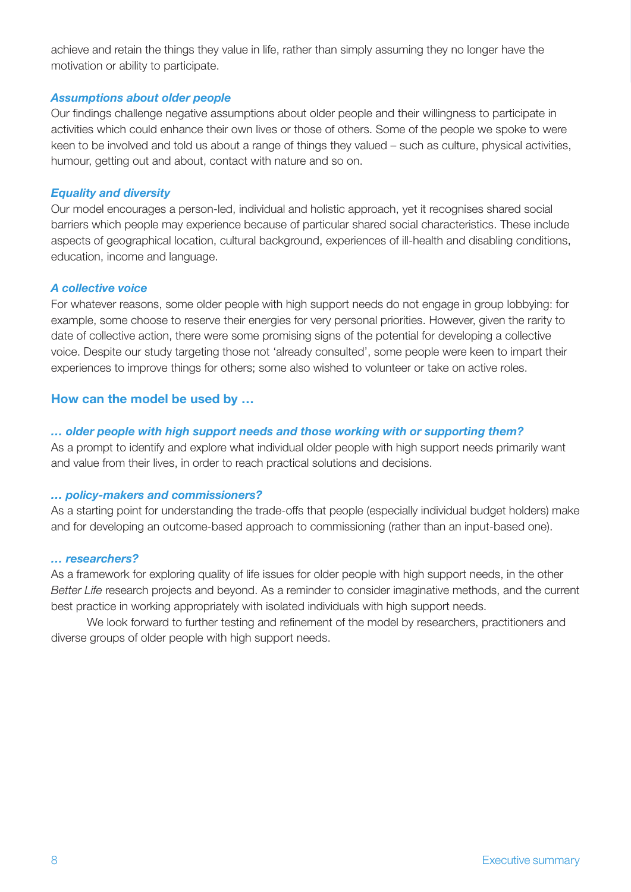achieve and retain the things they value in life, rather than simply assuming they no longer have the motivation or ability to participate.

### *Assumptions about older people*

Our findings challenge negative assumptions about older people and their willingness to participate in activities which could enhance their own lives or those of others. Some of the people we spoke to were keen to be involved and told us about a range of things they valued – such as culture, physical activities, humour, getting out and about, contact with nature and so on.

### *Equality and diversity*

Our model encourages a person-led, individual and holistic approach, yet it recognises shared social barriers which people may experience because of particular shared social characteristics. These include aspects of geographical location, cultural background, experiences of ill-health and disabling conditions, education, income and language.

### *A collective voice*

For whatever reasons, some older people with high support needs do not engage in group lobbying: for example, some choose to reserve their energies for very personal priorities. However, given the rarity to date of collective action, there were some promising signs of the potential for developing a collective voice. Despite our study targeting those not 'already consulted', some people were keen to impart their experiences to improve things for others; some also wished to volunteer or take on active roles.

## How can the model be used by …

### *… older people with high support needs and those working with or supporting them?*

As a prompt to identify and explore what individual older people with high support needs primarily want and value from their lives, in order to reach practical solutions and decisions.

### *… policy-makers and commissioners?*

As a starting point for understanding the trade-offs that people (especially individual budget holders) make and for developing an outcome-based approach to commissioning (rather than an input-based one).

### *… researchers?*

As a framework for exploring quality of life issues for older people with high support needs, in the other *Better Life* research projects and beyond. As a reminder to consider imaginative methods, and the current best practice in working appropriately with isolated individuals with high support needs.

We look forward to further testing and refinement of the model by researchers, practitioners and diverse groups of older people with high support needs.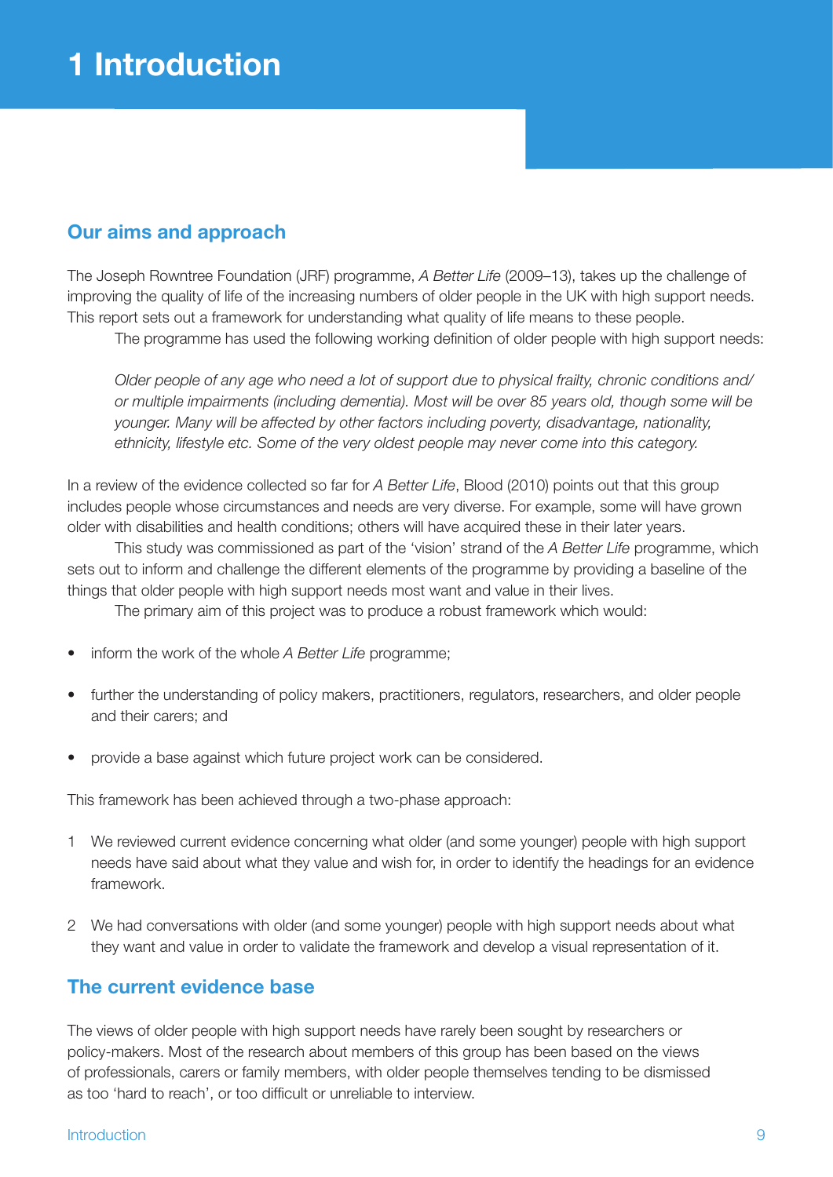# 1 Introduction

## Our aims and approach

The Joseph Rowntree Foundation (JRF) programme, *A Better Life* (2009–13), takes up the challenge of improving the quality of life of the increasing numbers of older people in the UK with high support needs. This report sets out a framework for understanding what quality of life means to these people.

The programme has used the following working definition of older people with high support needs:

> *Older people of any age who need a lot of support due to physical frailty, chronic conditions and/or multiple impairments (including dementia). Most will be over 85 years old, though some will be younger. Many will be affected by other factors including poverty, disadvantage, nationality, ethnicity, lifestyle etc. Some of the very oldest people may never come into this category.*

In a review of the evidence collected so far for *A Better Life*, Blood (2010) points out that this group includes people whose circumstances and needs are very diverse. For example, some will have grown older with disabilities and health conditions; others will have acquired these in their later years.

This study was commissioned as part of the 'vision' strand of the *A Better Life* programme, which sets out to inform and challenge the different elements of the programme by providing a baseline of the things that older people with high support needs most want and value in their lives.

The primary aim of this project was to produce a robust framework which would:

- inform the work of the whole *A Better Life* programme;
- further the understanding of policy makers, practitioners, regulators, researchers, and older people and their carers; and
- provide a base against which future project work can be considered.

This framework has been achieved through a two-phase approach:

1. We reviewed current evidence concerning what older (and some younger) people with high support needs have said about what they value and wish for, in order to identify the headings for an evidence framework.
2. We had conversations with older (and some younger) people with high support needs about what they want and value in order to validate the framework and develop a visual representation of it.

## The current evidence base

The views of older people with high support needs have rarely been sought by researchers or policy-makers. Most of the research about members of this group has been based on the views of professionals, carers or family members, with older people themselves tending to be dismissed as too 'hard to reach', or too difficult or unreliable to interview.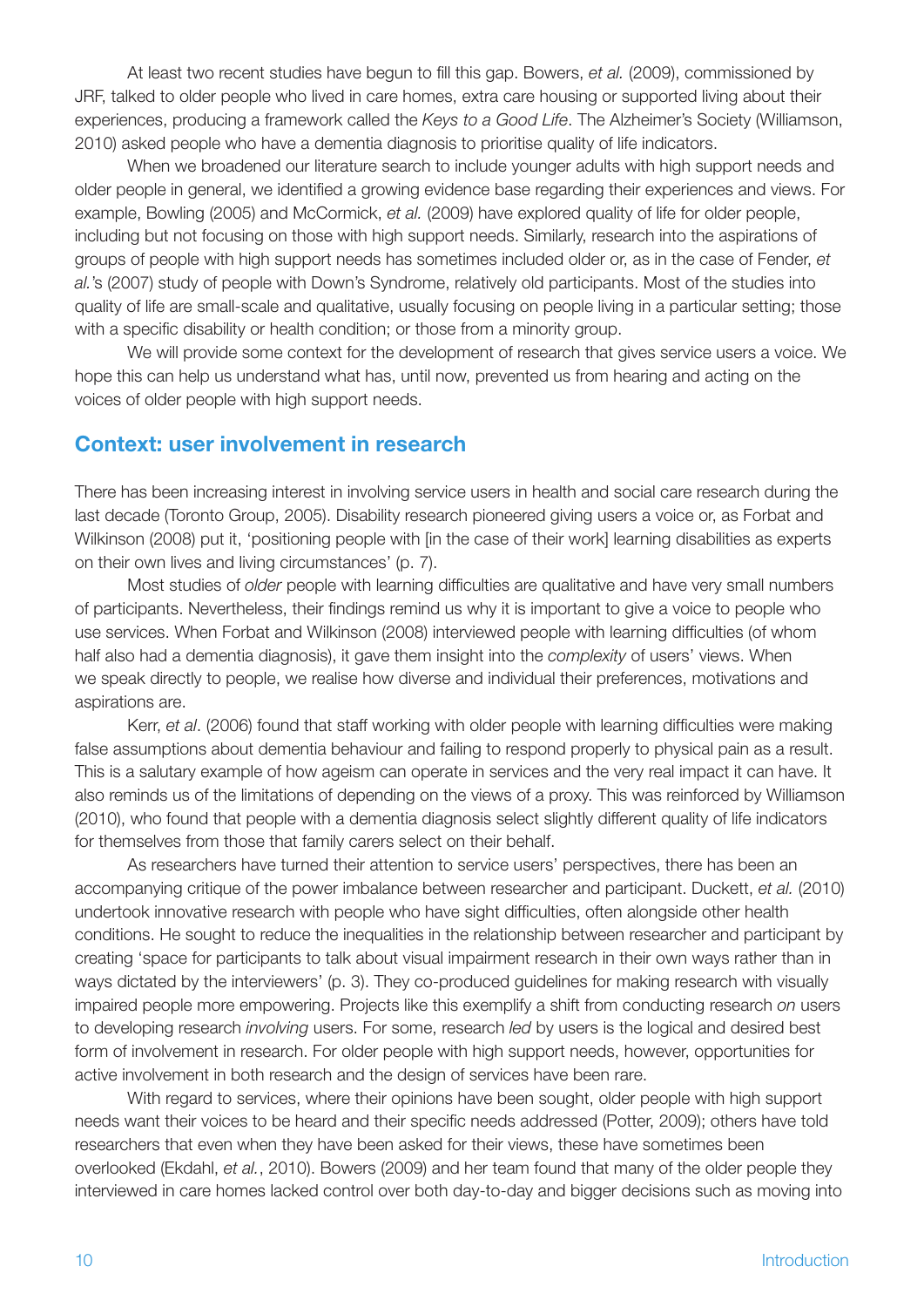At least two recent studies have begun to fill this gap. Bowers, *et al.* (2009), commissioned by JRF, talked to older people who lived in care homes, extra care housing or supported living about their experiences, producing a framework called the *Keys to a Good Life*. The Alzheimer's Society (Williamson, 2010) asked people who have a dementia diagnosis to prioritise quality of life indicators.

When we broadened our literature search to include younger adults with high support needs and older people in general, we identified a growing evidence base regarding their experiences and views. For example, Bowling (2005) and McCormick, *et al.* (2009) have explored quality of life for older people, including but not focusing on those with high support needs. Similarly, research into the aspirations of groups of people with high support needs has sometimes included older or, as in the case of Fender, *et al.*'s (2007) study of people with Down's Syndrome, relatively old participants. Most of the studies into quality of life are small-scale and qualitative, usually focusing on people living in a particular setting; those with a specific disability or health condition; or those from a minority group.

We will provide some context for the development of research that gives service users a voice. We hope this can help us understand what has, until now, prevented us from hearing and acting on the voices of older people with high support needs.

## Context: user involvement in research

There has been increasing interest in involving service users in health and social care research during the last decade (Toronto Group, 2005). Disability research pioneered giving users a voice or, as Forbat and Wilkinson (2008) put it, 'positioning people with [in the case of their work] learning disabilities as experts on their own lives and living circumstances' (p. 7).

Most studies of *older* people with learning difficulties are qualitative and have very small numbers of participants. Nevertheless, their findings remind us why it is important to give a voice to people who use services. When Forbat and Wilkinson (2008) interviewed people with learning difficulties (of whom half also had a dementia diagnosis), it gave them insight into the *complexity* of users' views. When we speak directly to people, we realise how diverse and individual their preferences, motivations and aspirations are.

Kerr, *et al*. (2006) found that staff working with older people with learning difficulties were making false assumptions about dementia behaviour and failing to respond properly to physical pain as a result. This is a salutary example of how ageism can operate in services and the very real impact it can have. It also reminds us of the limitations of depending on the views of a proxy. This was reinforced by Williamson (2010), who found that people with a dementia diagnosis select slightly different quality of life indicators for themselves from those that family carers select on their behalf.

As researchers have turned their attention to service users' perspectives, there has been an accompanying critique of the power imbalance between researcher and participant. Duckett, *et al.* (2010) undertook innovative research with people who have sight difficulties, often alongside other health conditions. He sought to reduce the inequalities in the relationship between researcher and participant by creating 'space for participants to talk about visual impairment research in their own ways rather than in ways dictated by the interviewers' (p. 3). They co-produced guidelines for making research with visually impaired people more empowering. Projects like this exemplify a shift from conducting research *on* users to developing research *involving* users. For some, research *led* by users is the logical and desired best form of involvement in research. For older people with high support needs, however, opportunities for active involvement in both research and the design of services have been rare.

With regard to services, where their opinions have been sought, older people with high support needs want their voices to be heard and their specific needs addressed (Potter, 2009); others have told researchers that even when they have been asked for their views, these have sometimes been overlooked (Ekdahl, *et al.*, 2010). Bowers (2009) and her team found that many of the older people they interviewed in care homes lacked control over both day-to-day and bigger decisions such as moving into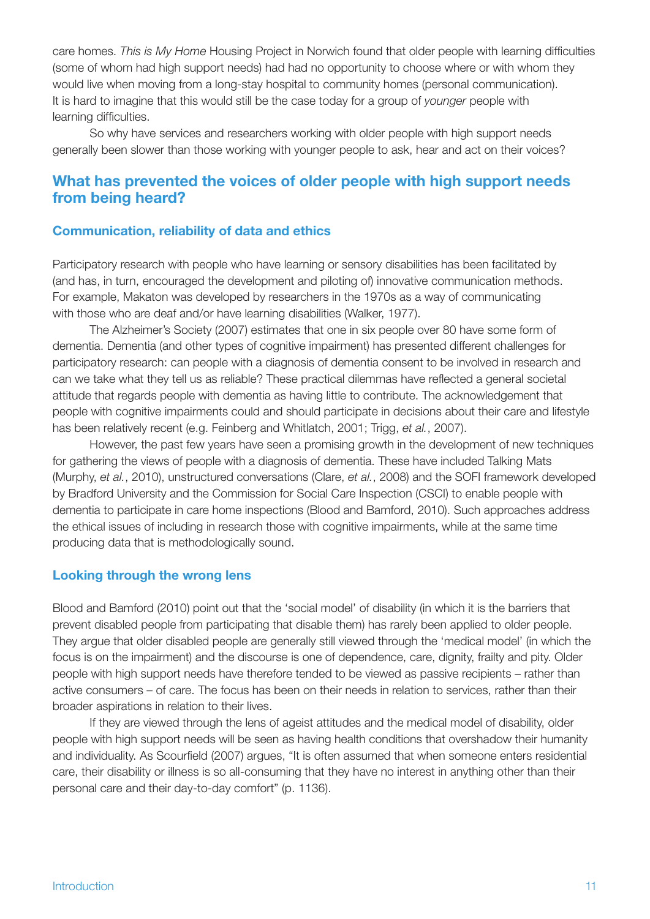care homes. *This is My Home* Housing Project in Norwich found that older people with learning difficulties (some of whom had high support needs) had had no opportunity to choose where or with whom they would live when moving from a long-stay hospital to community homes (personal communication). It is hard to imagine that this would still be the case today for a group of *younger* people with learning difficulties.

So why have services and researchers working with older people with high support needs generally been slower than those working with younger people to ask, hear and act on their voices?

## What has prevented the voices of older people with high support needs from being heard?

### Communication, reliability of data and ethics

Participatory research with people who have learning or sensory disabilities has been facilitated by (and has, in turn, encouraged the development and piloting of) innovative communication methods. For example, Makaton was developed by researchers in the 1970s as a way of communicating with those who are deaf and/or have learning disabilities (Walker, 1977).

The Alzheimer's Society (2007) estimates that one in six people over 80 have some form of dementia. Dementia (and other types of cognitive impairment) has presented different challenges for participatory research: can people with a diagnosis of dementia consent to be involved in research and can we take what they tell us as reliable? These practical dilemmas have reflected a general societal attitude that regards people with dementia as having little to contribute. The acknowledgement that people with cognitive impairments could and should participate in decisions about their care and lifestyle has been relatively recent (e.g. Feinberg and Whitlatch, 2001; Trigg, *et al.*, 2007).

However, the past few years have seen a promising growth in the development of new techniques for gathering the views of people with a diagnosis of dementia. These have included Talking Mats (Murphy, *et al.*, 2010), unstructured conversations (Clare, *et al.*, 2008) and the SOFI framework developed by Bradford University and the Commission for Social Care Inspection (CSCI) to enable people with dementia to participate in care home inspections (Blood and Bamford, 2010). Such approaches address the ethical issues of including in research those with cognitive impairments, while at the same time producing data that is methodologically sound.

### Looking through the wrong lens

Blood and Bamford (2010) point out that the 'social model' of disability (in which it is the barriers that prevent disabled people from participating that disable them) has rarely been applied to older people. They argue that older disabled people are generally still viewed through the 'medical model' (in which the focus is on the impairment) and the discourse is one of dependence, care, dignity, frailty and pity. Older people with high support needs have therefore tended to be viewed as passive recipients – rather than active consumers – of care. The focus has been on their needs in relation to services, rather than their broader aspirations in relation to their lives.

If they are viewed through the lens of ageist attitudes and the medical model of disability, older people with high support needs will be seen as having health conditions that overshadow their humanity and individuality. As Scourfield (2007) argues, "It is often assumed that when someone enters residential care, their disability or illness is so all-consuming that they have no interest in anything other than their personal care and their day-to-day comfort" (p. 1136).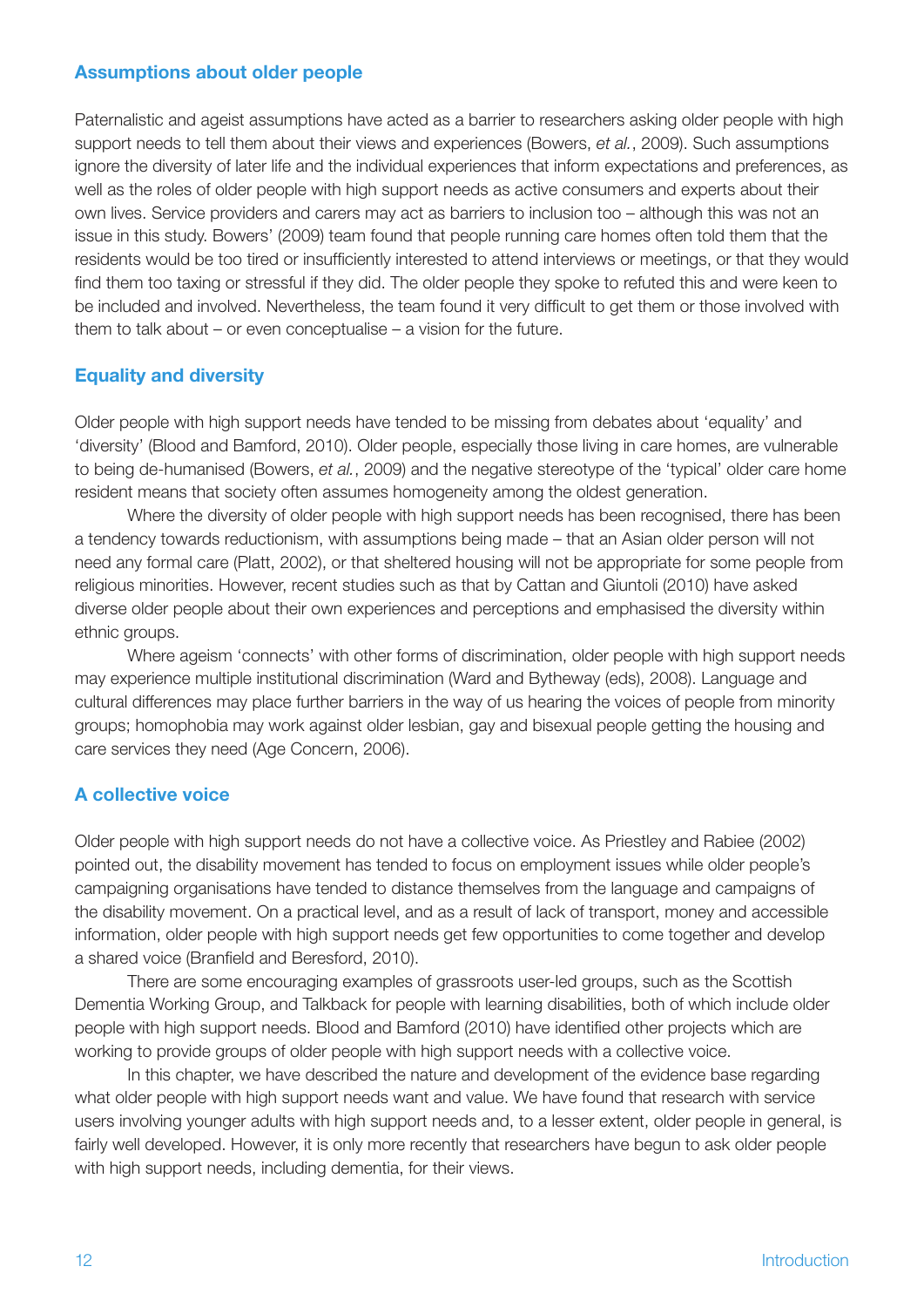### Assumptions about older people

Paternalistic and ageist assumptions have acted as a barrier to researchers asking older people with high support needs to tell them about their views and experiences (Bowers, *et al.*, 2009). Such assumptions ignore the diversity of later life and the individual experiences that inform expectations and preferences, as well as the roles of older people with high support needs as active consumers and experts about their own lives. Service providers and carers may act as barriers to inclusion too – although this was not an issue in this study. Bowers' (2009) team found that people running care homes often told them that the residents would be too tired or insufficiently interested to attend interviews or meetings, or that they would find them too taxing or stressful if they did. The older people they spoke to refuted this and were keen to be included and involved. Nevertheless, the team found it very difficult to get them or those involved with them to talk about – or even conceptualise – a vision for the future.

### Equality and diversity

Older people with high support needs have tended to be missing from debates about 'equality' and 'diversity' (Blood and Bamford, 2010). Older people, especially those living in care homes, are vulnerable to being de-humanised (Bowers, *et al.*, 2009) and the negative stereotype of the 'typical' older care home resident means that society often assumes homogeneity among the oldest generation.

Where the diversity of older people with high support needs has been recognised, there has been a tendency towards reductionism, with assumptions being made – that an Asian older person will not need any formal care (Platt, 2002), or that sheltered housing will not be appropriate for some people from religious minorities. However, recent studies such as that by Cattan and Giuntoli (2010) have asked diverse older people about their own experiences and perceptions and emphasised the diversity within ethnic groups.

Where ageism 'connects' with other forms of discrimination, older people with high support needs may experience multiple institutional discrimination (Ward and Bytheway (eds), 2008). Language and cultural differences may place further barriers in the way of us hearing the voices of people from minority groups; homophobia may work against older lesbian, gay and bisexual people getting the housing and care services they need (Age Concern, 2006).

### A collective voice

Older people with high support needs do not have a collective voice. As Priestley and Rabiee (2002) pointed out, the disability movement has tended to focus on employment issues while older people's campaigning organisations have tended to distance themselves from the language and campaigns of the disability movement. On a practical level, and as a result of lack of transport, money and accessible information, older people with high support needs get few opportunities to come together and develop a shared voice (Branfield and Beresford, 2010).

There are some encouraging examples of grassroots user-led groups, such as the Scottish Dementia Working Group, and Talkback for people with learning disabilities, both of which include older people with high support needs. Blood and Bamford (2010) have identified other projects which are working to provide groups of older people with high support needs with a collective voice.

In this chapter, we have described the nature and development of the evidence base regarding what older people with high support needs want and value. We have found that research with service users involving younger adults with high support needs and, to a lesser extent, older people in general, is fairly well developed. However, it is only more recently that researchers have begun to ask older people with high support needs, including dementia, for their views.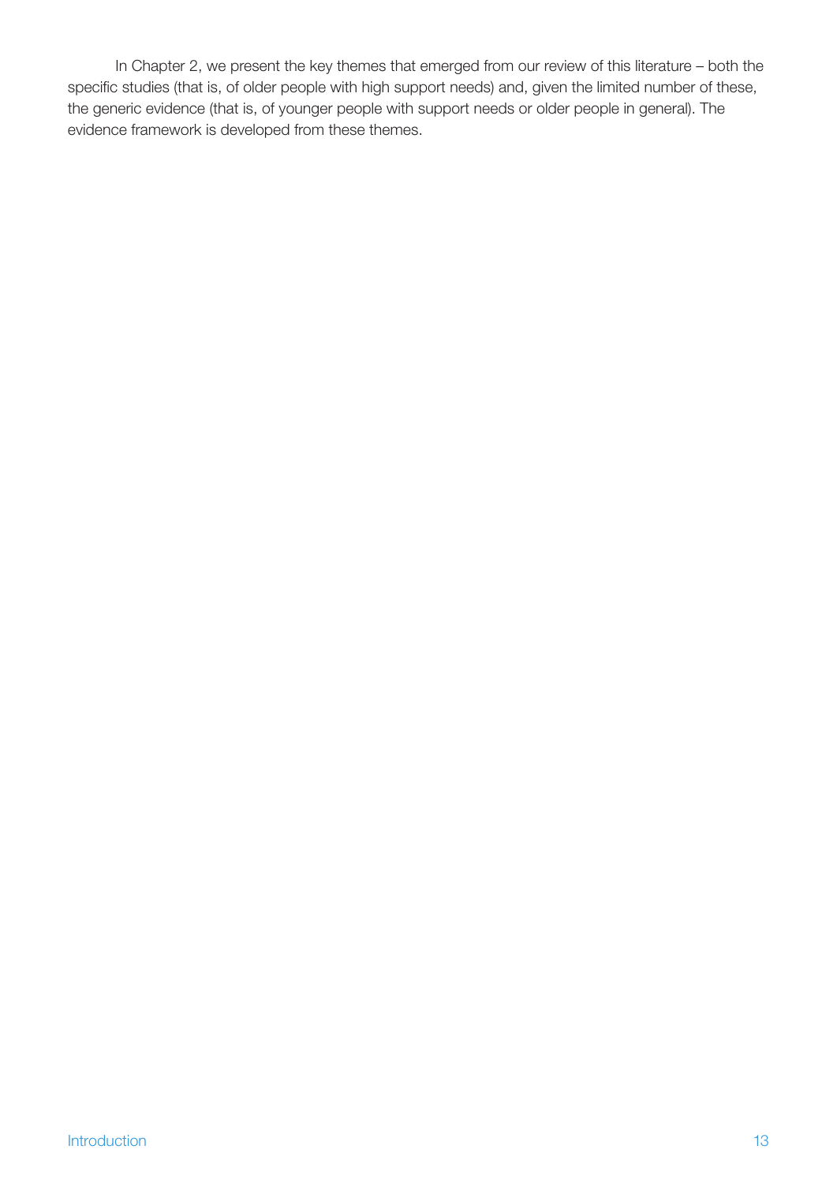In Chapter 2, we present the key themes that emerged from our review of this literature – both the specific studies (that is, of older people with high support needs) and, given the limited number of these, the generic evidence (that is, of younger people with support needs or older people in general). The evidence framework is developed from these themes.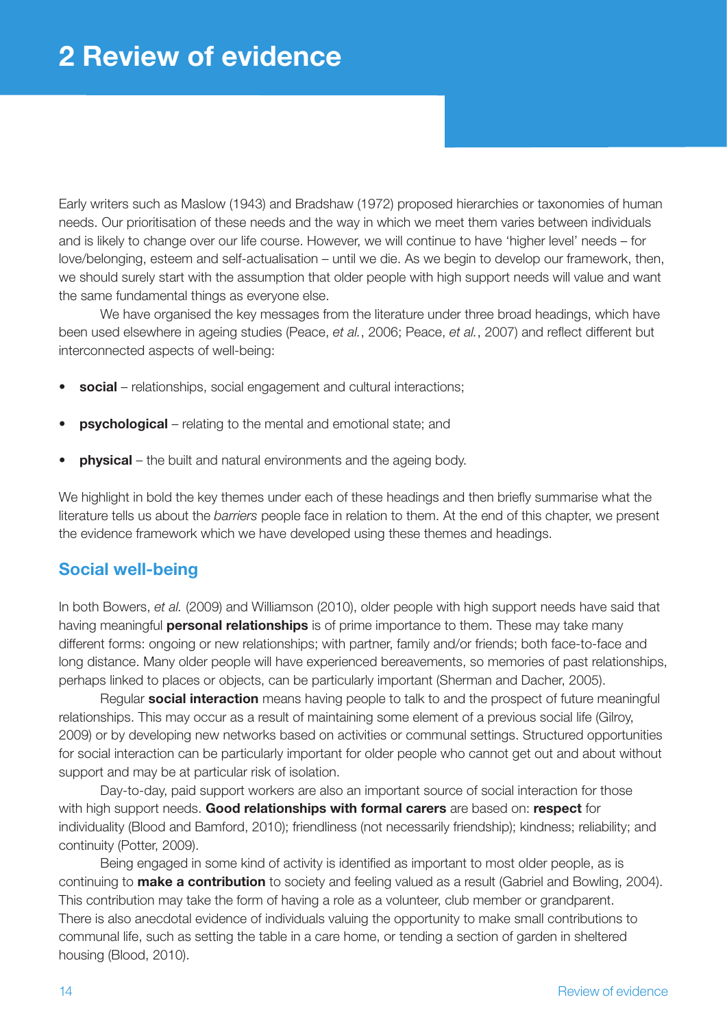# 2 Review of evidence

Early writers such as Maslow (1943) and Bradshaw (1972) proposed hierarchies or taxonomies of human needs. Our prioritisation of these needs and the way in which we meet them varies between individuals and is likely to change over our life course. However, we will continue to have 'higher level' needs – for love/belonging, esteem and self-actualisation – until we die. As we begin to develop our framework, then, we should surely start with the assumption that older people with high support needs will value and want the same fundamental things as everyone else.

We have organised the key messages from the literature under three broad headings, which have been used elsewhere in ageing studies (Peace, *et al.*, 2006; Peace, *et al.*, 2007) and reflect different but interconnected aspects of well-being:

- **social** – relationships, social engagement and cultural interactions;
- **psychological** – relating to the mental and emotional state; and
- **physical** – the built and natural environments and the ageing body.

We highlight in bold the key themes under each of these headings and then briefly summarise what the literature tells us about the *barriers* people face in relation to them. At the end of this chapter, we present the evidence framework which we have developed using these themes and headings.

## Social well-being

In both Bowers, *et al.* (2009) and Williamson (2010), older people with high support needs have said that having meaningful **personal relationships** is of prime importance to them. These may take many different forms: ongoing or new relationships; with partner, family and/or friends; both face-to-face and long distance. Many older people will have experienced bereavements, so memories of past relationships, perhaps linked to places or objects, can be particularly important (Sherman and Dacher, 2005).

Regular **social interaction** means having people to talk to and the prospect of future meaningful relationships. This may occur as a result of maintaining some element of a previous social life (Gilroy, 2009) or by developing new networks based on activities or communal settings. Structured opportunities for social interaction can be particularly important for older people who cannot get out and about without support and may be at particular risk of isolation.

Day-to-day, paid support workers are also an important source of social interaction for those with high support needs. **Good relationships with formal carers** are based on: **respect** for individuality (Blood and Bamford, 2010); friendliness (not necessarily friendship); kindness; reliability; and continuity (Potter, 2009).

Being engaged in some kind of activity is identified as important to most older people, as is continuing to **make a contribution** to society and feeling valued as a result (Gabriel and Bowling, 2004). This contribution may take the form of having a role as a volunteer, club member or grandparent. There is also anecdotal evidence of individuals valuing the opportunity to make small contributions to communal life, such as setting the table in a care home, or tending a section of garden in sheltered housing (Blood, 2010).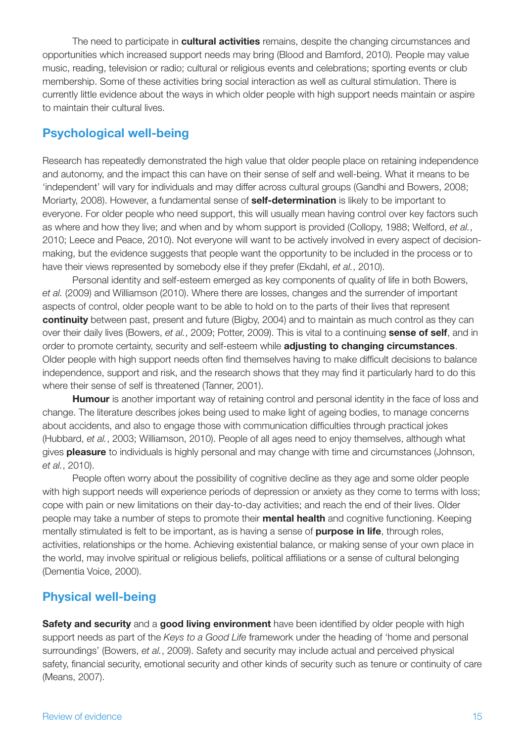The need to participate in **cultural activities** remains, despite the changing circumstances and opportunities which increased support needs may bring (Blood and Bamford, 2010). People may value music, reading, television or radio; cultural or religious events and celebrations; sporting events or club membership. Some of these activities bring social interaction as well as cultural stimulation. There is currently little evidence about the ways in which older people with high support needs maintain or aspire to maintain their cultural lives.

## Psychological well-being

Research has repeatedly demonstrated the high value that older people place on retaining independence and autonomy, and the impact this can have on their sense of self and well-being. What it means to be 'independent' will vary for individuals and may differ across cultural groups (Gandhi and Bowers, 2008; Moriarty, 2008). However, a fundamental sense of **self-determination** is likely to be important to everyone. For older people who need support, this will usually mean having control over key factors such as where and how they live; and when and by whom support is provided (Collopy, 1988; Welford, *et al.*, 2010; Leece and Peace, 2010). Not everyone will want to be actively involved in every aspect of decision-making, but the evidence suggests that people want the opportunity to be included in the process or to have their views represented by somebody else if they prefer (Ekdahl, *et al.*, 2010).

Personal identity and self-esteem emerged as key components of quality of life in both Bowers, *et al.* (2009) and Williamson (2010). Where there are losses, changes and the surrender of important aspects of control, older people want to be able to hold on to the parts of their lives that represent **continuity** between past, present and future (Bigby, 2004) and to maintain as much control as they can over their daily lives (Bowers, *et al.*, 2009; Potter, 2009). This is vital to a continuing **sense of self**, and in order to promote certainty, security and self-esteem while **adjusting to changing circumstances**. Older people with high support needs often find themselves having to make difficult decisions to balance independence, support and risk, and the research shows that they may find it particularly hard to do this where their sense of self is threatened (Tanner, 2001).

**Humour** is another important way of retaining control and personal identity in the face of loss and change. The literature describes jokes being used to make light of ageing bodies, to manage concerns about accidents, and also to engage those with communication difficulties through practical jokes (Hubbard, *et al.*, 2003; Williamson, 2010). People of all ages need to enjoy themselves, although what gives **pleasure** to individuals is highly personal and may change with time and circumstances (Johnson, *et al.*, 2010).

People often worry about the possibility of cognitive decline as they age and some older people with high support needs will experience periods of depression or anxiety as they come to terms with loss; cope with pain or new limitations on their day-to-day activities; and reach the end of their lives. Older people may take a number of steps to promote their **mental health** and cognitive functioning. Keeping mentally stimulated is felt to be important, as is having a sense of **purpose in life**, through roles, activities, relationships or the home. Achieving existential balance, or making sense of your own place in the world, may involve spiritual or religious beliefs, political affiliations or a sense of cultural belonging (Dementia Voice, 2000).

## Physical well-being

**Safety and security** and a **good living environment** have been identified by older people with high support needs as part of the *Keys to a Good Life* framework under the heading of 'home and personal surroundings' (Bowers, *et al.*, 2009). Safety and security may include actual and perceived physical safety, financial security, emotional security and other kinds of security such as tenure or continuity of care (Means, 2007).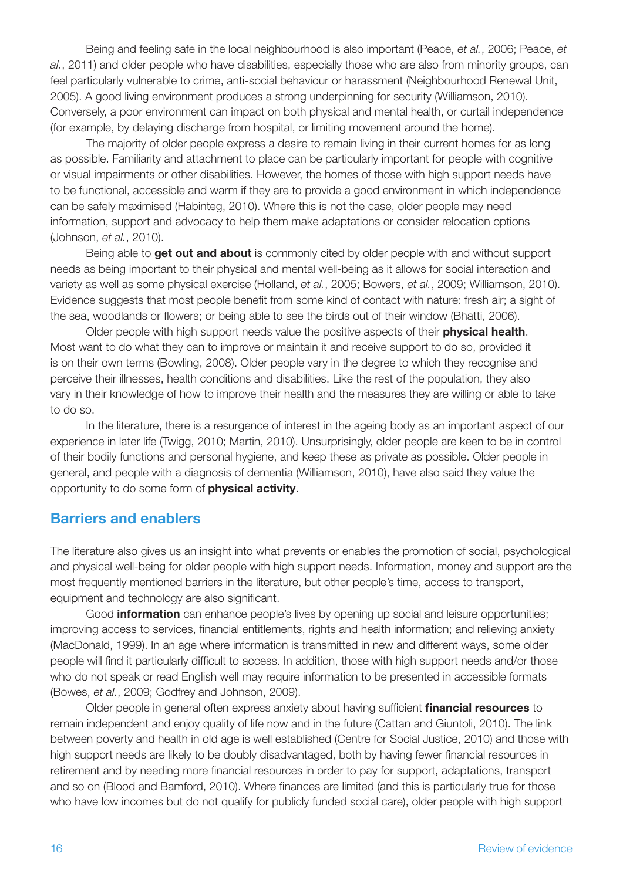Being and feeling safe in the local neighbourhood is also important (Peace, *et al.*, 2006; Peace, *et al.*, 2011) and older people who have disabilities, especially those who are also from minority groups, can feel particularly vulnerable to crime, anti-social behaviour or harassment (Neighbourhood Renewal Unit, 2005). A good living environment produces a strong underpinning for security (Williamson, 2010). Conversely, a poor environment can impact on both physical and mental health, or curtail independence (for example, by delaying discharge from hospital, or limiting movement around the home).

The majority of older people express a desire to remain living in their current homes for as long as possible. Familiarity and attachment to place can be particularly important for people with cognitive or visual impairments or other disabilities. However, the homes of those with high support needs have to be functional, accessible and warm if they are to provide a good environment in which independence can be safely maximised (Habinteg, 2010). Where this is not the case, older people may need information, support and advocacy to help them make adaptations or consider relocation options (Johnson, *et al.*, 2010).

Being able to **get out and about** is commonly cited by older people with and without support needs as being important to their physical and mental well-being as it allows for social interaction and variety as well as some physical exercise (Holland, *et al.*, 2005; Bowers, *et al.*, 2009; Williamson, 2010). Evidence suggests that most people benefit from some kind of contact with nature: fresh air; a sight of the sea, woodlands or flowers; or being able to see the birds out of their window (Bhatti, 2006).

Older people with high support needs value the positive aspects of their **physical health**. Most want to do what they can to improve or maintain it and receive support to do so, provided it is on their own terms (Bowling, 2008). Older people vary in the degree to which they recognise and perceive their illnesses, health conditions and disabilities. Like the rest of the population, they also vary in their knowledge of how to improve their health and the measures they are willing or able to take to do so.

In the literature, there is a resurgence of interest in the ageing body as an important aspect of our experience in later life (Twigg, 2010; Martin, 2010). Unsurprisingly, older people are keen to be in control of their bodily functions and personal hygiene, and keep these as private as possible. Older people in general, and people with a diagnosis of dementia (Williamson, 2010), have also said they value the opportunity to do some form of **physical activity**.

## Barriers and enablers

The literature also gives us an insight into what prevents or enables the promotion of social, psychological and physical well-being for older people with high support needs. Information, money and support are the most frequently mentioned barriers in the literature, but other people's time, access to transport, equipment and technology are also significant.

Good **information** can enhance people's lives by opening up social and leisure opportunities; improving access to services, financial entitlements, rights and health information; and relieving anxiety (MacDonald, 1999). In an age where information is transmitted in new and different ways, some older people will find it particularly difficult to access. In addition, those with high support needs and/or those who do not speak or read English well may require information to be presented in accessible formats (Bowes, *et al.*, 2009; Godfrey and Johnson, 2009).

Older people in general often express anxiety about having sufficient **financial resources** to remain independent and enjoy quality of life now and in the future (Cattan and Giuntoli, 2010). The link between poverty and health in old age is well established (Centre for Social Justice, 2010) and those with high support needs are likely to be doubly disadvantaged, both by having fewer financial resources in retirement and by needing more financial resources in order to pay for support, adaptations, transport and so on (Blood and Bamford, 2010). Where finances are limited (and this is particularly true for those who have low incomes but do not qualify for publicly funded social care), older people with high support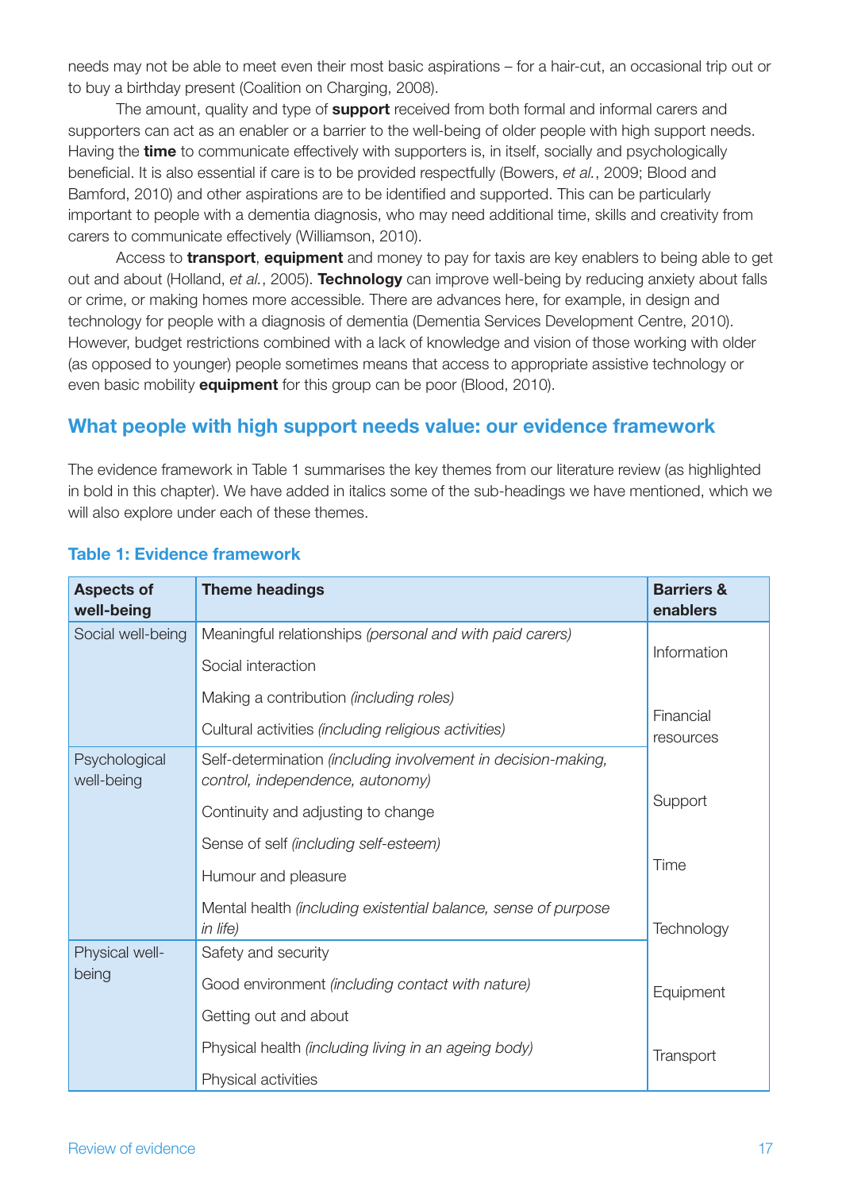needs may not be able to meet even their most basic aspirations – for a hair-cut, an occasional trip out or to buy a birthday present (Coalition on Charging, 2008).

The amount, quality and type of **support** received from both formal and informal carers and supporters can act as an enabler or a barrier to the well-being of older people with high support needs. Having the **time** to communicate effectively with supporters is, in itself, socially and psychologically beneficial. It is also essential if care is to be provided respectfully (Bowers, *et al.*, 2009; Blood and Bamford, 2010) and other aspirations are to be identified and supported. This can be particularly important to people with a dementia diagnosis, who may need additional time, skills and creativity from carers to communicate effectively (Williamson, 2010).

Access to **transport**, **equipment** and money to pay for taxis are key enablers to being able to get out and about (Holland, *et al.*, 2005). **Technology** can improve well-being by reducing anxiety about falls or crime, or making homes more accessible. There are advances here, for example, in design and technology for people with a diagnosis of dementia (Dementia Services Development Centre, 2010). However, budget restrictions combined with a lack of knowledge and vision of those working with older (as opposed to younger) people sometimes means that access to appropriate assistive technology or even basic mobility **equipment** for this group can be poor (Blood, 2010).

## What people with high support needs value: our evidence framework

The evidence framework in Table 1 summarises the key themes from our literature review (as highlighted in bold in this chapter). We have added in italics some of the sub-headings we have mentioned, which we will also explore under each of these themes.

### Table 1: Evidence framework

| Aspects of well-being | Theme headings | Barriers & enablers |
|---|---|---|
| Social well-being | Meaningful relationships *(personal and with paid carers)* | Information |
| | Social interaction | |
| | Making a contribution *(including roles)* | Financial resources |
| | Cultural activities *(including religious activities)* | |
| Psychological well-being | Self-determination *(including involvement in decision-making, control, independence, autonomy)* | |
| | Continuity and adjusting to change | Support |
| | Sense of self *(including self-esteem)* | |
| | Humour and pleasure | Time |
| | Mental health *(including existential balance, sense of purpose in life)* | Technology |
| Physical well-being | Safety and security | |
| | Good environment *(including contact with nature)* | Equipment |
| | Getting out and about | |
| | Physical health *(including living in an ageing body)* | Transport |
| | Physical activities | |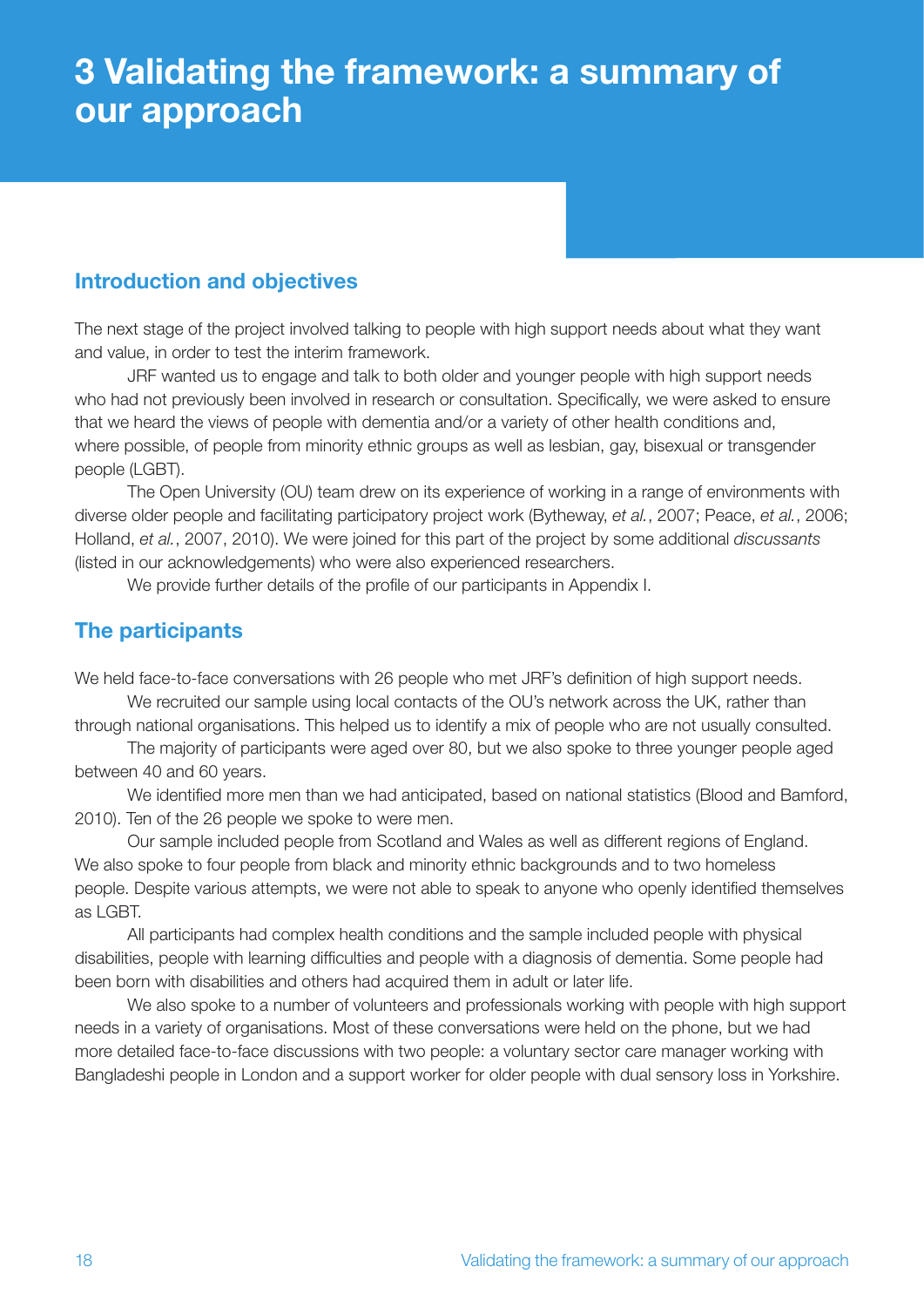# 3 Validating the framework: a summary of our approach

## Introduction and objectives

The next stage of the project involved talking to people with high support needs about what they want and value, in order to test the interim framework.

JRF wanted us to engage and talk to both older and younger people with high support needs who had not previously been involved in research or consultation. Specifically, we were asked to ensure that we heard the views of people with dementia and/or a variety of other health conditions and, where possible, of people from minority ethnic groups as well as lesbian, gay, bisexual or transgender people (LGBT).

The Open University (OU) team drew on its experience of working in a range of environments with diverse older people and facilitating participatory project work (Bytheway, *et al.*, 2007; Peace, *et al.*, 2006; Holland, *et al.*, 2007, 2010). We were joined for this part of the project by some additional *discussants* (listed in our acknowledgements) who were also experienced researchers.

We provide further details of the profile of our participants in Appendix I.

## The participants

We held face-to-face conversations with 26 people who met JRF's definition of high support needs.

We recruited our sample using local contacts of the OU's network across the UK, rather than through national organisations. This helped us to identify a mix of people who are not usually consulted.

The majority of participants were aged over 80, but we also spoke to three younger people aged between 40 and 60 years.

We identified more men than we had anticipated, based on national statistics (Blood and Bamford, 2010). Ten of the 26 people we spoke to were men.

Our sample included people from Scotland and Wales as well as different regions of England. We also spoke to four people from black and minority ethnic backgrounds and to two homeless people. Despite various attempts, we were not able to speak to anyone who openly identified themselves as LGBT.

All participants had complex health conditions and the sample included people with physical disabilities, people with learning difficulties and people with a diagnosis of dementia. Some people had been born with disabilities and others had acquired them in adult or later life.

We also spoke to a number of volunteers and professionals working with people with high support needs in a variety of organisations. Most of these conversations were held on the phone, but we had more detailed face-to-face discussions with two people: a voluntary sector care manager working with Bangladeshi people in London and a support worker for older people with dual sensory loss in Yorkshire.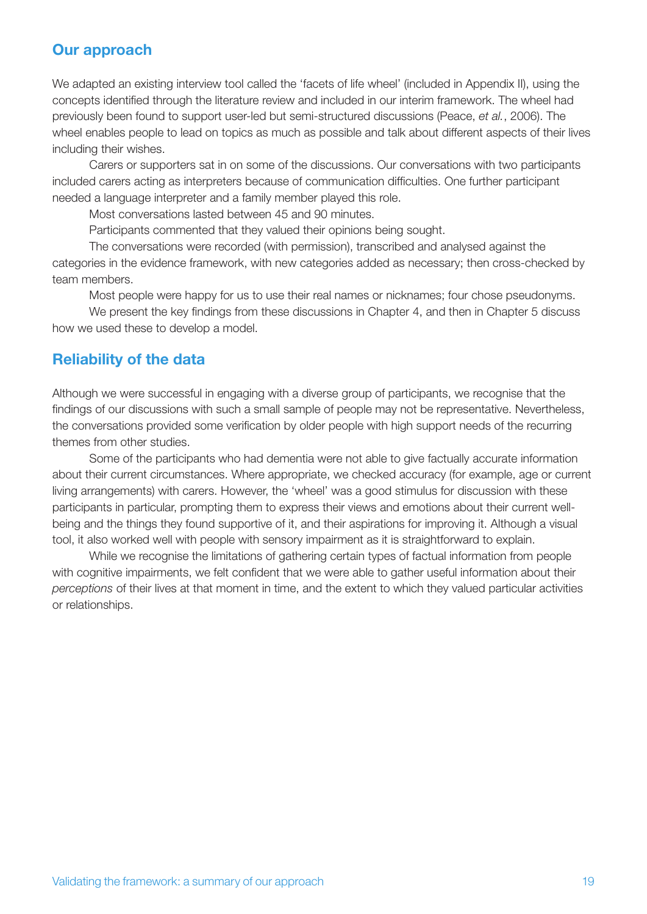## Our approach

We adapted an existing interview tool called the 'facets of life wheel' (included in Appendix II), using the concepts identified through the literature review and included in our interim framework. The wheel had previously been found to support user-led but semi-structured discussions (Peace, *et al.*, 2006). The wheel enables people to lead on topics as much as possible and talk about different aspects of their lives including their wishes.

Carers or supporters sat in on some of the discussions. Our conversations with two participants included carers acting as interpreters because of communication difficulties. One further participant needed a language interpreter and a family member played this role.

Most conversations lasted between 45 and 90 minutes.

Participants commented that they valued their opinions being sought.

The conversations were recorded (with permission), transcribed and analysed against the categories in the evidence framework, with new categories added as necessary; then cross-checked by team members.

Most people were happy for us to use their real names or nicknames; four chose pseudonyms.

We present the key findings from these discussions in Chapter 4, and then in Chapter 5 discuss how we used these to develop a model.

## Reliability of the data

Although we were successful in engaging with a diverse group of participants, we recognise that the findings of our discussions with such a small sample of people may not be representative. Nevertheless, the conversations provided some verification by older people with high support needs of the recurring themes from other studies.

Some of the participants who had dementia were not able to give factually accurate information about their current circumstances. Where appropriate, we checked accuracy (for example, age or current living arrangements) with carers. However, the 'wheel' was a good stimulus for discussion with these participants in particular, prompting them to express their views and emotions about their current well-being and the things they found supportive of it, and their aspirations for improving it. Although a visual tool, it also worked well with people with sensory impairment as it is straightforward to explain.

While we recognise the limitations of gathering certain types of factual information from people with cognitive impairments, we felt confident that we were able to gather useful information about their *perceptions* of their lives at that moment in time, and the extent to which they valued particular activities or relationships.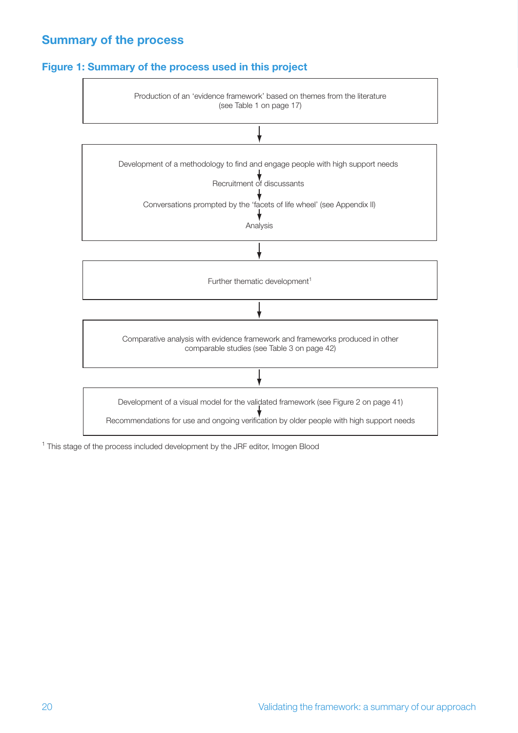## Summary of the process

### Figure 1: Summary of the process used in this project

Production of an 'evidence framework' based on themes from the literature (see Table 1 on page 17)

↓

Development of a methodology to find and engage people with high support needs

↓

Recruitment of discussants

↓

Conversations prompted by the 'facets of life wheel' (see Appendix II)

↓

Analysis

↓

Further thematic development[1]

↓

Comparative analysis with evidence framework and frameworks produced in other comparable studies (see Table 3 on page 42)

↓

Development of a visual model for the validated framework (see Figure 2 on page 41)

↓

Recommendations for use and ongoing verification by older people with high support needs

[1] This stage of the process included development by the JRF editor, Imogen Blood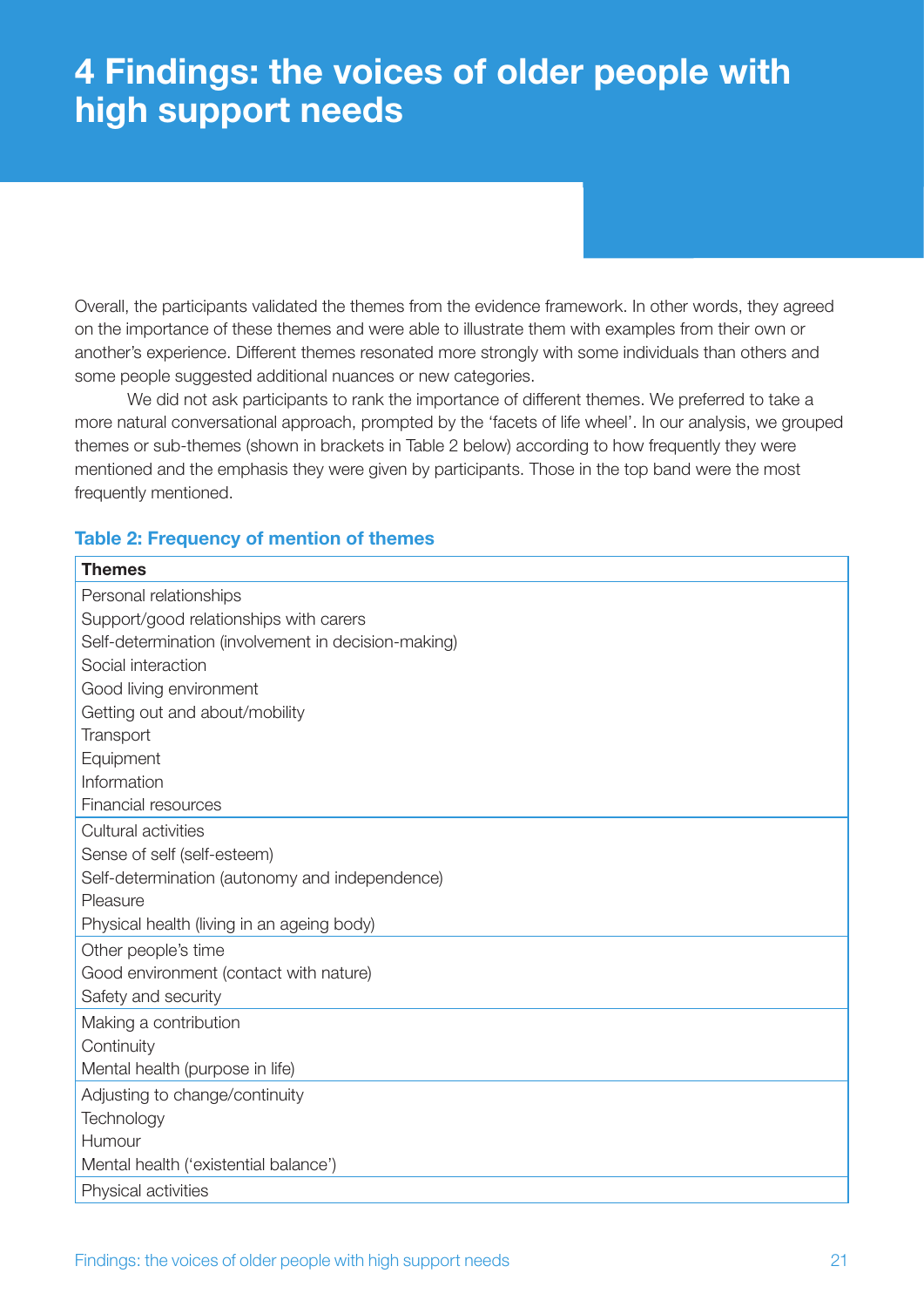# 4 Findings: the voices of older people with high support needs

Overall, the participants validated the themes from the evidence framework. In other words, they agreed on the importance of these themes and were able to illustrate them with examples from their own or another's experience. Different themes resonated more strongly with some individuals than others and some people suggested additional nuances or new categories.

We did not ask participants to rank the importance of different themes. We preferred to take a more natural conversational approach, prompted by the 'facets of life wheel'. In our analysis, we grouped themes or sub-themes (shown in brackets in Table 2 below) according to how frequently they were mentioned and the emphasis they were given by participants. Those in the top band were the most frequently mentioned.

### Table 2: Frequency of mention of themes

| Themes |
|---|
| Personal relationships<br>Support/good relationships with carers<br>Self-determination (involvement in decision-making)<br>Social interaction<br>Good living environment<br>Getting out and about/mobility<br>Transport<br>Equipment<br>Information<br>Financial resources |
| Cultural activities<br>Sense of self (self-esteem)<br>Self-determination (autonomy and independence)<br>Pleasure<br>Physical health (living in an ageing body) |
| Other people's time<br>Good environment (contact with nature)<br>Safety and security |
| Making a contribution<br>Continuity<br>Mental health (purpose in life) |
| Adjusting to change/continuity<br>Technology<br>Humour<br>Mental health ('existential balance') |
| Physical activities |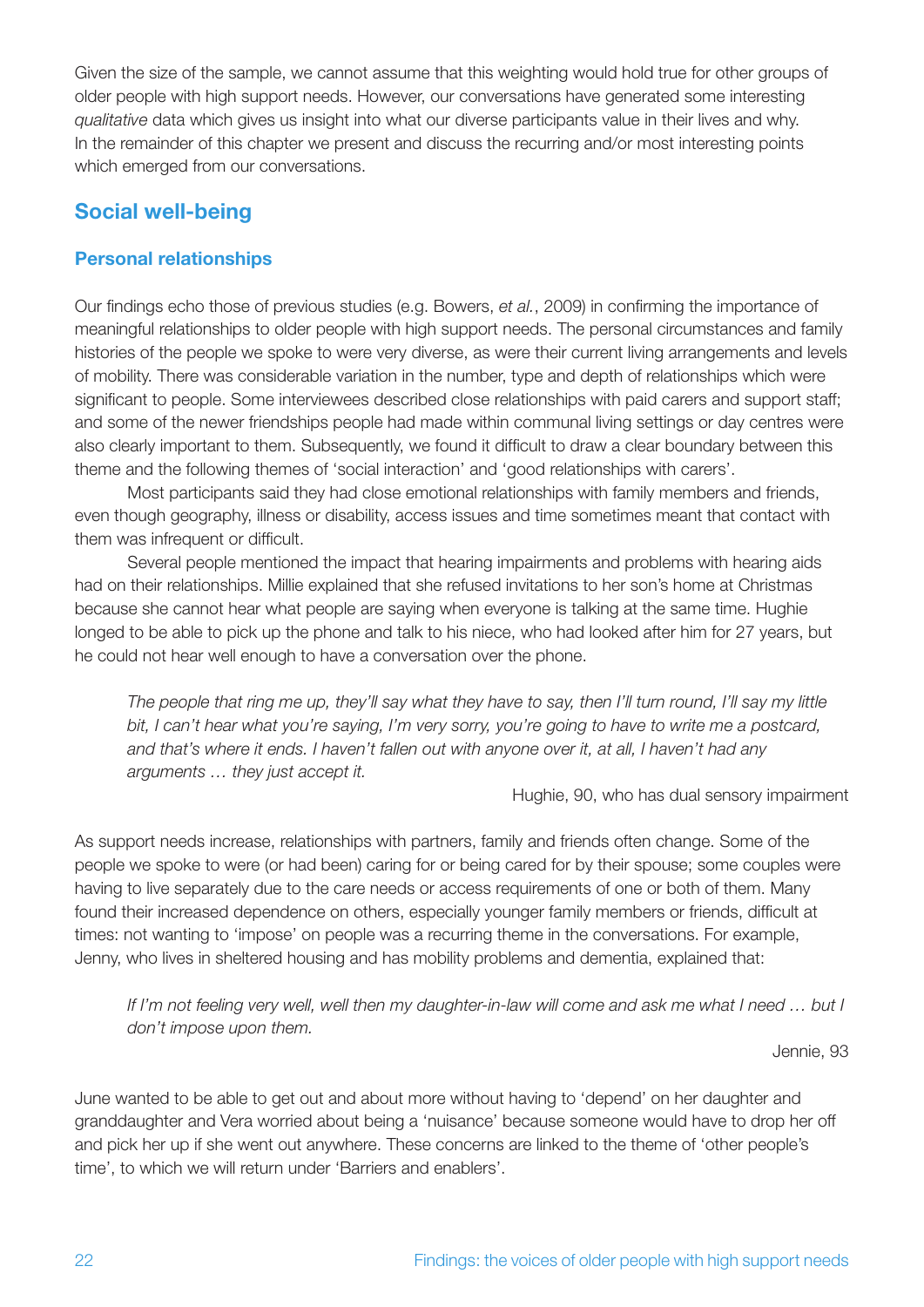Given the size of the sample, we cannot assume that this weighting would hold true for other groups of older people with high support needs. However, our conversations have generated some interesting *qualitative* data which gives us insight into what our diverse participants value in their lives and why. In the remainder of this chapter we present and discuss the recurring and/or most interesting points which emerged from our conversations.

## Social well-being

### Personal relationships

Our findings echo those of previous studies (e.g. Bowers, *et al.*, 2009) in confirming the importance of meaningful relationships to older people with high support needs. The personal circumstances and family histories of the people we spoke to were very diverse, as were their current living arrangements and levels of mobility. There was considerable variation in the number, type and depth of relationships which were significant to people. Some interviewees described close relationships with paid carers and support staff; and some of the newer friendships people had made within communal living settings or day centres were also clearly important to them. Subsequently, we found it difficult to draw a clear boundary between this theme and the following themes of 'social interaction' and 'good relationships with carers'.

Most participants said they had close emotional relationships with family members and friends, even though geography, illness or disability, access issues and time sometimes meant that contact with them was infrequent or difficult.

Several people mentioned the impact that hearing impairments and problems with hearing aids had on their relationships. Millie explained that she refused invitations to her son's home at Christmas because she cannot hear what people are saying when everyone is talking at the same time. Hughie longed to be able to pick up the phone and talk to his niece, who had looked after him for 27 years, but he could not hear well enough to have a conversation over the phone.

> *The people that ring me up, they'll say what they have to say, then I'll turn round, I'll say my little bit, I can't hear what you're saying, I'm very sorry, you're going to have to write me a postcard, and that's where it ends. I haven't fallen out with anyone over it, at all, I haven't had any arguments … they just accept it.*
>
> Hughie, 90, who has dual sensory impairment

As support needs increase, relationships with partners, family and friends often change. Some of the people we spoke to were (or had been) caring for or being cared for by their spouse; some couples were having to live separately due to the care needs or access requirements of one or both of them. Many found their increased dependence on others, especially younger family members or friends, difficult at times: not wanting to 'impose' on people was a recurring theme in the conversations. For example, Jenny, who lives in sheltered housing and has mobility problems and dementia, explained that:

> *If I'm not feeling very well, well then my daughter-in-law will come and ask me what I need … but I don't impose upon them.*
>
> Jennie, 93

June wanted to be able to get out and about more without having to 'depend' on her daughter and granddaughter and Vera worried about being a 'nuisance' because someone would have to drop her off and pick her up if she went out anywhere. These concerns are linked to the theme of 'other people's time', to which we will return under 'Barriers and enablers'.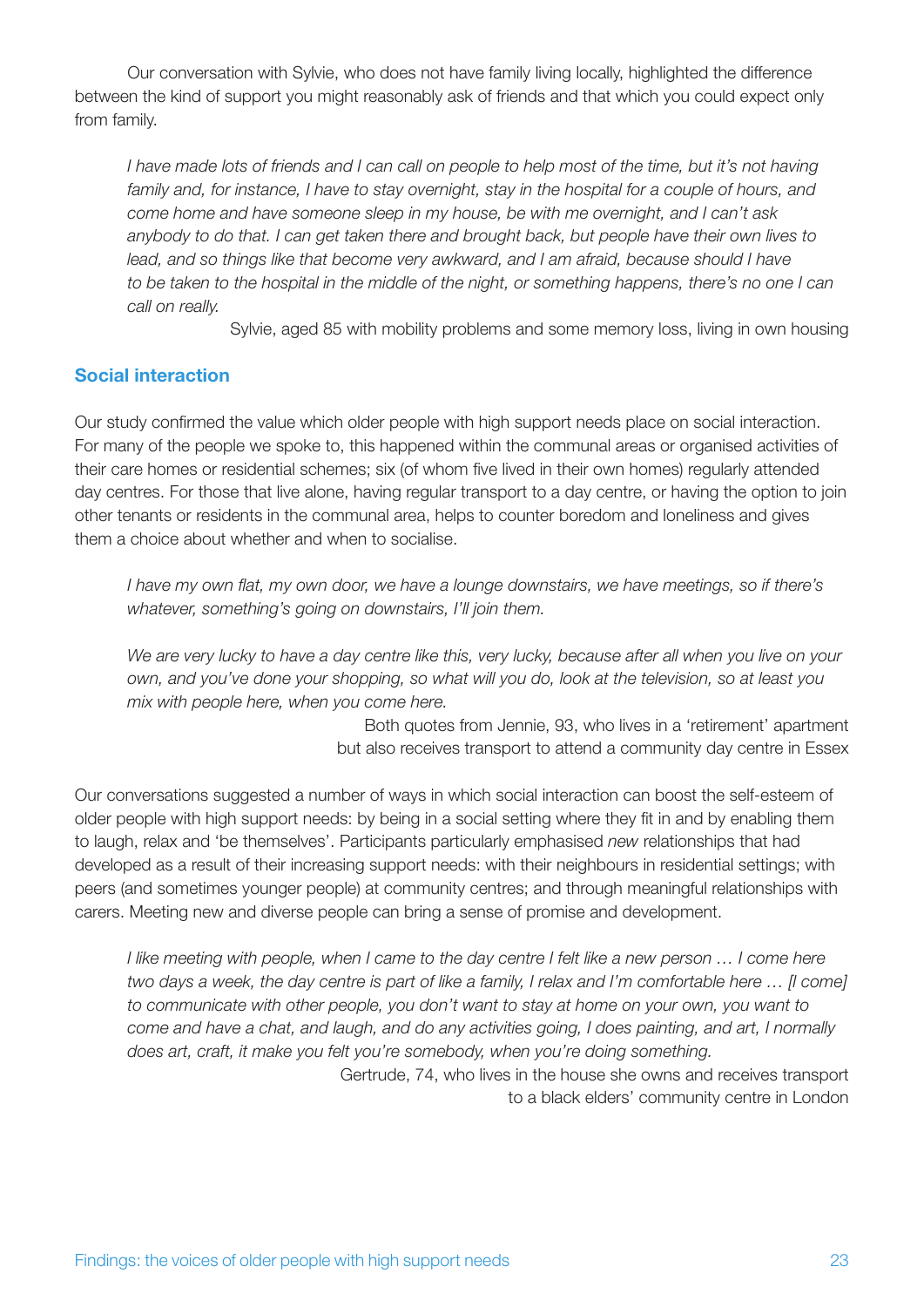Our conversation with Sylvie, who does not have family living locally, highlighted the difference between the kind of support you might reasonably ask of friends and that which you could expect only from family.

> *I have made lots of friends and I can call on people to help most of the time, but it's not having family and, for instance, I have to stay overnight, stay in the hospital for a couple of hours, and come home and have someone sleep in my house, be with me overnight, and I can't ask anybody to do that. I can get taken there and brought back, but people have their own lives to lead, and so things like that become very awkward, and I am afraid, because should I have to be taken to the hospital in the middle of the night, or something happens, there's no one I can call on really.*
>
> Sylvie, aged 85 with mobility problems and some memory loss, living in own housing

## Social interaction

Our study confirmed the value which older people with high support needs place on social interaction. For many of the people we spoke to, this happened within the communal areas or organised activities of their care homes or residential schemes; six (of whom five lived in their own homes) regularly attended day centres. For those that live alone, having regular transport to a day centre, or having the option to join other tenants or residents in the communal area, helps to counter boredom and loneliness and gives them a choice about whether and when to socialise.

> *I have my own flat, my own door, we have a lounge downstairs, we have meetings, so if there's whatever, something's going on downstairs, I'll join them.*
>
> *We are very lucky to have a day centre like this, very lucky, because after all when you live on your own, and you've done your shopping, so what will you do, look at the television, so at least you mix with people here, when you come here.*
>
> Both quotes from Jennie, 93, who lives in a 'retirement' apartment but also receives transport to attend a community day centre in Essex

Our conversations suggested a number of ways in which social interaction can boost the self-esteem of older people with high support needs: by being in a social setting where they fit in and by enabling them to laugh, relax and 'be themselves'. Participants particularly emphasised *new* relationships that had developed as a result of their increasing support needs: with their neighbours in residential settings; with peers (and sometimes younger people) at community centres; and through meaningful relationships with carers. Meeting new and diverse people can bring a sense of promise and development.

> *I like meeting with people, when I came to the day centre I felt like a new person … I come here two days a week, the day centre is part of like a family, I relax and I'm comfortable here … [I come] to communicate with other people, you don't want to stay at home on your own, you want to come and have a chat, and laugh, and do any activities going, I does painting, and art, I normally does art, craft, it make you felt you're somebody, when you're doing something.*
>
> Gertrude, 74, who lives in the house she owns and receives transport to a black elders' community centre in London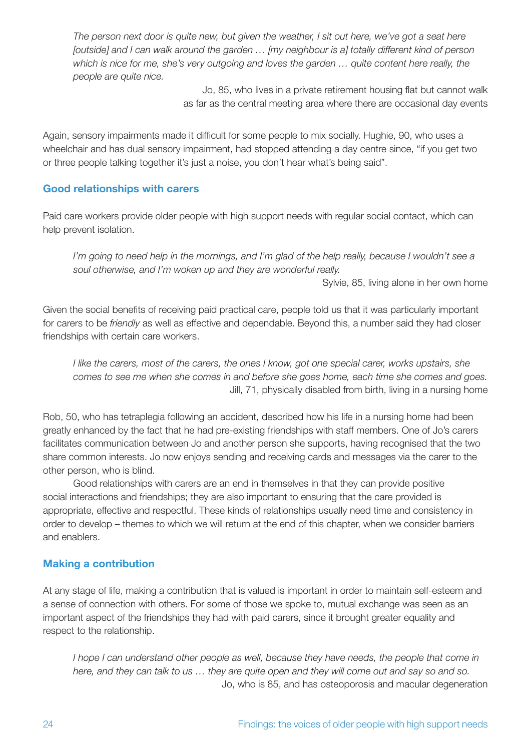*The person next door is quite new, but given the weather, I sit out here, we've got a seat here [outside] and I can walk around the garden … [my neighbour is a] totally different kind of person which is nice for me, she's very outgoing and loves the garden … quite content here really, the people are quite nice.*

Jo, 85, who lives in a private retirement housing flat but cannot walk as far as the central meeting area where there are occasional day events

Again, sensory impairments made it difficult for some people to mix socially. Hughie, 90, who uses a wheelchair and has dual sensory impairment, had stopped attending a day centre since, "if you get two or three people talking together it's just a noise, you don't hear what's being said".

### Good relationships with carers

Paid care workers provide older people with high support needs with regular social contact, which can help prevent isolation.

*I'm going to need help in the mornings, and I'm glad of the help really, because I wouldn't see a soul otherwise, and I'm woken up and they are wonderful really.*

Sylvie, 85, living alone in her own home

Given the social benefits of receiving paid practical care, people told us that it was particularly important for carers to be *friendly* as well as effective and dependable. Beyond this, a number said they had closer friendships with certain care workers.

*I like the carers, most of the carers, the ones I know, got one special carer, works upstairs, she comes to see me when she comes in and before she goes home, each time she comes and goes.*

Jill, 71, physically disabled from birth, living in a nursing home

Rob, 50, who has tetraplegia following an accident, described how his life in a nursing home had been greatly enhanced by the fact that he had pre-existing friendships with staff members. One of Jo's carers facilitates communication between Jo and another person she supports, having recognised that the two share common interests. Jo now enjoys sending and receiving cards and messages via the carer to the other person, who is blind.

Good relationships with carers are an end in themselves in that they can provide positive social interactions and friendships; they are also important to ensuring that the care provided is appropriate, effective and respectful. These kinds of relationships usually need time and consistency in order to develop – themes to which we will return at the end of this chapter, when we consider barriers and enablers.

### Making a contribution

At any stage of life, making a contribution that is valued is important in order to maintain self-esteem and a sense of connection with others. For some of those we spoke to, mutual exchange was seen as an important aspect of the friendships they had with paid carers, since it brought greater equality and respect to the relationship.

*I hope I can understand other people as well, because they have needs, the people that come in here, and they can talk to us … they are quite open and they will come out and say so and so.*

Jo, who is 85, and has osteoporosis and macular degeneration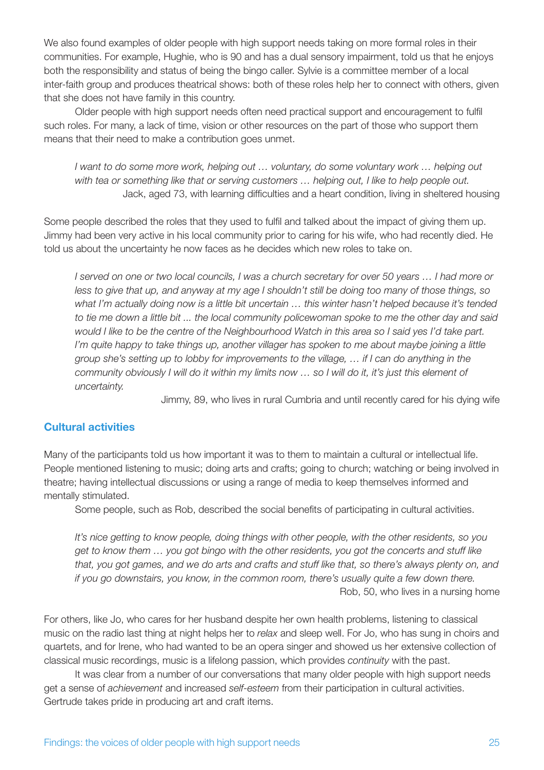We also found examples of older people with high support needs taking on more formal roles in their communities. For example, Hughie, who is 90 and has a dual sensory impairment, told us that he enjoys both the responsibility and status of being the bingo caller. Sylvie is a committee member of a local inter-faith group and produces theatrical shows: both of these roles help her to connect with others, given that she does not have family in this country.

Older people with high support needs often need practical support and encouragement to fulfil such roles. For many, a lack of time, vision or other resources on the part of those who support them means that their need to make a contribution goes unmet.

> *I want to do some more work, helping out … voluntary, do some voluntary work … helping out with tea or something like that or serving customers … helping out, I like to help people out.*
>
> Jack, aged 73, with learning difficulties and a heart condition, living in sheltered housing

Some people described the roles that they used to fulfil and talked about the impact of giving them up. Jimmy had been very active in his local community prior to caring for his wife, who had recently died. He told us about the uncertainty he now faces as he decides which new roles to take on.

> *I served on one or two local councils, I was a church secretary for over 50 years … I had more or less to give that up, and anyway at my age I shouldn't still be doing too many of those things, so what I'm actually doing now is a little bit uncertain … this winter hasn't helped because it's tended to tie me down a little bit ... the local community policewoman spoke to me the other day and said would I like to be the centre of the Neighbourhood Watch in this area so I said yes I'd take part. I'm quite happy to take things up, another villager has spoken to me about maybe joining a little group she's setting up to lobby for improvements to the village, … if I can do anything in the community obviously I will do it within my limits now … so I will do it, it's just this element of uncertainty.*
>
> Jimmy, 89, who lives in rural Cumbria and until recently cared for his dying wife

### Cultural activities

Many of the participants told us how important it was to them to maintain a cultural or intellectual life. People mentioned listening to music; doing arts and crafts; going to church; watching or being involved in theatre; having intellectual discussions or using a range of media to keep themselves informed and mentally stimulated.

Some people, such as Rob, described the social benefits of participating in cultural activities.

> *It's nice getting to know people, doing things with other people, with the other residents, so you get to know them … you got bingo with the other residents, you got the concerts and stuff like that, you got games, and we do arts and crafts and stuff like that, so there's always plenty on, and if you go downstairs, you know, in the common room, there's usually quite a few down there.*
>
> Rob, 50, who lives in a nursing home

For others, like Jo, who cares for her husband despite her own health problems, listening to classical music on the radio last thing at night helps her to *relax* and sleep well. For Jo, who has sung in choirs and quartets, and for Irene, who had wanted to be an opera singer and showed us her extensive collection of classical music recordings, music is a lifelong passion, which provides *continuity* with the past.

It was clear from a number of our conversations that many older people with high support needs get a sense of *achievement* and increased *self-esteem* from their participation in cultural activities. Gertrude takes pride in producing art and craft items.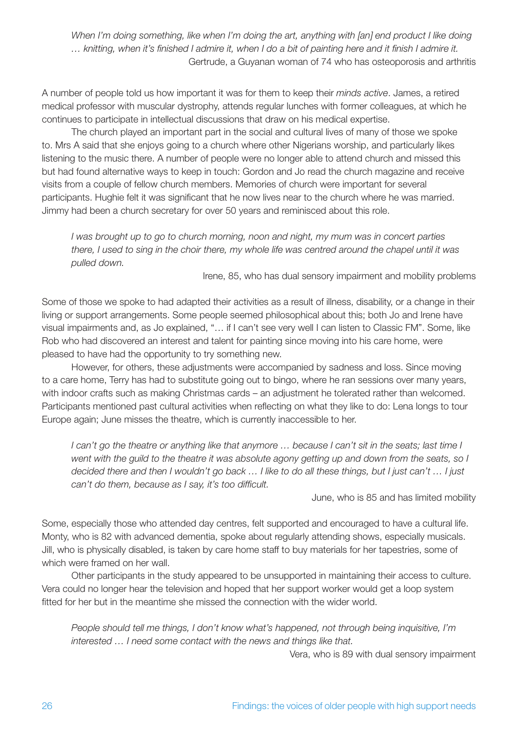*When I'm doing something, like when I'm doing the art, anything with [an] end product I like doing … knitting, when it's finished I admire it, when I do a bit of painting here and it finish I admire it.*

Gertrude, a Guyanan woman of 74 who has osteoporosis and arthritis

A number of people told us how important it was for them to keep their *minds active*. James, a retired medical professor with muscular dystrophy, attends regular lunches with former colleagues, at which he continues to participate in intellectual discussions that draw on his medical expertise.

The church played an important part in the social and cultural lives of many of those we spoke to. Mrs A said that she enjoys going to a church where other Nigerians worship, and particularly likes listening to the music there. A number of people were no longer able to attend church and missed this but had found alternative ways to keep in touch: Gordon and Jo read the church magazine and receive visits from a couple of fellow church members. Memories of church were important for several participants. Hughie felt it was significant that he now lives near to the church where he was married. Jimmy had been a church secretary for over 50 years and reminisced about this role.

*I was brought up to go to church morning, noon and night, my mum was in concert parties there, I used to sing in the choir there, my whole life was centred around the chapel until it was pulled down.*

Irene, 85, who has dual sensory impairment and mobility problems

Some of those we spoke to had adapted their activities as a result of illness, disability, or a change in their living or support arrangements. Some people seemed philosophical about this; both Jo and Irene have visual impairments and, as Jo explained, "… if I can't see very well I can listen to Classic FM". Some, like Rob who had discovered an interest and talent for painting since moving into his care home, were pleased to have had the opportunity to try something new.

However, for others, these adjustments were accompanied by sadness and loss. Since moving to a care home, Terry has had to substitute going out to bingo, where he ran sessions over many years, with indoor crafts such as making Christmas cards – an adjustment he tolerated rather than welcomed. Participants mentioned past cultural activities when reflecting on what they like to do: Lena longs to tour Europe again; June misses the theatre, which is currently inaccessible to her.

*I can't go the theatre or anything like that anymore … because I can't sit in the seats; last time I went with the guild to the theatre it was absolute agony getting up and down from the seats, so I decided there and then I wouldn't go back … I like to do all these things, but I just can't … I just can't do them, because as I say, it's too difficult.*

June, who is 85 and has limited mobility

Some, especially those who attended day centres, felt supported and encouraged to have a cultural life. Monty, who is 82 with advanced dementia, spoke about regularly attending shows, especially musicals. Jill, who is physically disabled, is taken by care home staff to buy materials for her tapestries, some of which were framed on her wall.

Other participants in the study appeared to be unsupported in maintaining their access to culture. Vera could no longer hear the television and hoped that her support worker would get a loop system fitted for her but in the meantime she missed the connection with the wider world.

*People should tell me things, I don't know what's happened, not through being inquisitive, I'm interested … I need some contact with the news and things like that.*

Vera, who is 89 with dual sensory impairment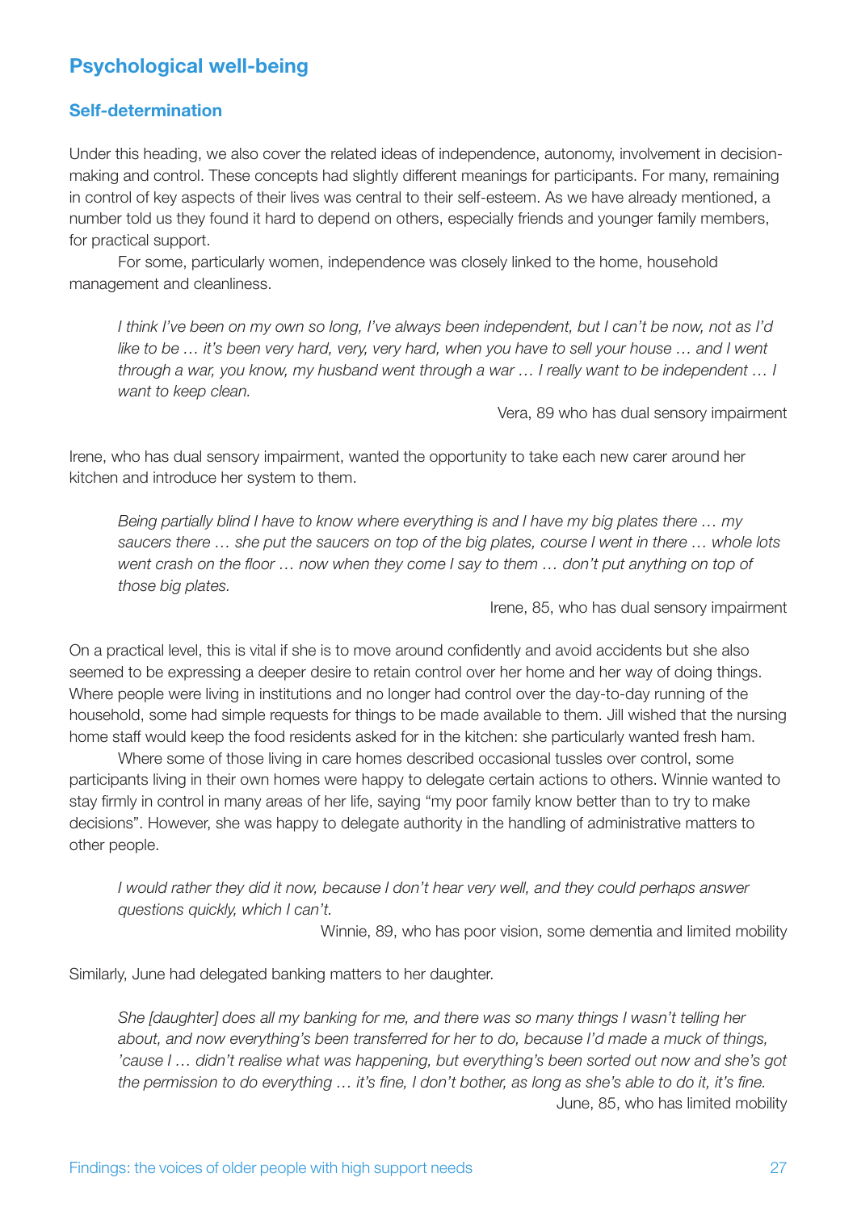## Psychological well-being

### Self-determination

Under this heading, we also cover the related ideas of independence, autonomy, involvement in decision-making and control. These concepts had slightly different meanings for participants. For many, remaining in control of key aspects of their lives was central to their self-esteem. As we have already mentioned, a number told us they found it hard to depend on others, especially friends and younger family members, for practical support.

For some, particularly women, independence was closely linked to the home, household management and cleanliness.

> *I think I've been on my own so long, I've always been independent, but I can't be now, not as I'd like to be … it's been very hard, very, very hard, when you have to sell your house … and I went through a war, you know, my husband went through a war … I really want to be independent … I want to keep clean.*
>
> Vera, 89 who has dual sensory impairment

Irene, who has dual sensory impairment, wanted the opportunity to take each new carer around her kitchen and introduce her system to them.

> *Being partially blind I have to know where everything is and I have my big plates there … my saucers there … she put the saucers on top of the big plates, course I went in there … whole lots went crash on the floor … now when they come I say to them … don't put anything on top of those big plates.*
>
> Irene, 85, who has dual sensory impairment

On a practical level, this is vital if she is to move around confidently and avoid accidents but she also seemed to be expressing a deeper desire to retain control over her home and her way of doing things. Where people were living in institutions and no longer had control over the day-to-day running of the household, some had simple requests for things to be made available to them. Jill wished that the nursing home staff would keep the food residents asked for in the kitchen: she particularly wanted fresh ham.

Where some of those living in care homes described occasional tussles over control, some participants living in their own homes were happy to delegate certain actions to others. Winnie wanted to stay firmly in control in many areas of her life, saying "my poor family know better than to try to make decisions". However, she was happy to delegate authority in the handling of administrative matters to other people.

> *I would rather they did it now, because I don't hear very well, and they could perhaps answer questions quickly, which I can't.*
>
> Winnie, 89, who has poor vision, some dementia and limited mobility

Similarly, June had delegated banking matters to her daughter.

> *She [daughter] does all my banking for me, and there was so many things I wasn't telling her about, and now everything's been transferred for her to do, because I'd made a muck of things, 'cause I … didn't realise what was happening, but everything's been sorted out now and she's got the permission to do everything … it's fine, I don't bother, as long as she's able to do it, it's fine.*
>
> June, 85, who has limited mobility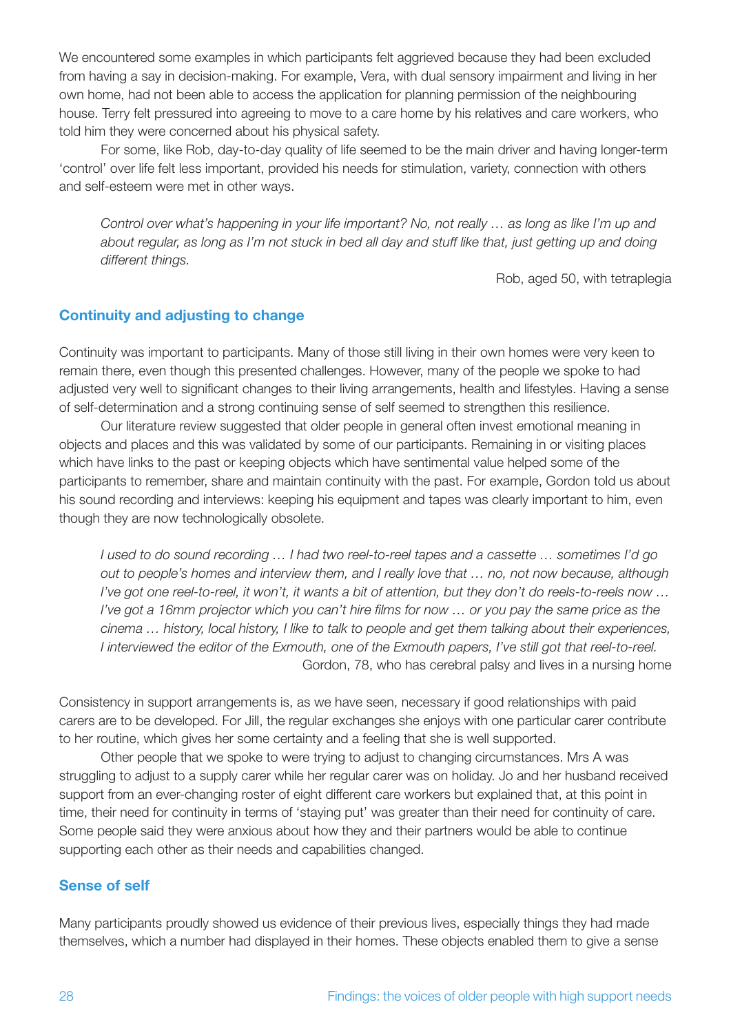We encountered some examples in which participants felt aggrieved because they had been excluded from having a say in decision-making. For example, Vera, with dual sensory impairment and living in her own home, had not been able to access the application for planning permission of the neighbouring house. Terry felt pressured into agreeing to move to a care home by his relatives and care workers, who told him they were concerned about his physical safety.

For some, like Rob, day-to-day quality of life seemed to be the main driver and having longer-term 'control' over life felt less important, provided his needs for stimulation, variety, connection with others and self-esteem were met in other ways.

> *Control over what's happening in your life important? No, not really … as long as like I'm up and about regular, as long as I'm not stuck in bed all day and stuff like that, just getting up and doing different things.*
>
> Rob, aged 50, with tetraplegia

## Continuity and adjusting to change

Continuity was important to participants. Many of those still living in their own homes were very keen to remain there, even though this presented challenges. However, many of the people we spoke to had adjusted very well to significant changes to their living arrangements, health and lifestyles. Having a sense of self-determination and a strong continuing sense of self seemed to strengthen this resilience.

Our literature review suggested that older people in general often invest emotional meaning in objects and places and this was validated by some of our participants. Remaining in or visiting places which have links to the past or keeping objects which have sentimental value helped some of the participants to remember, share and maintain continuity with the past. For example, Gordon told us about his sound recording and interviews: keeping his equipment and tapes was clearly important to him, even though they are now technologically obsolete.

> *I used to do sound recording … I had two reel-to-reel tapes and a cassette … sometimes I'd go out to people's homes and interview them, and I really love that … no, not now because, although I've got one reel-to-reel, it won't, it wants a bit of attention, but they don't do reels-to-reels now … I've got a 16mm projector which you can't hire films for now … or you pay the same price as the cinema … history, local history, I like to talk to people and get them talking about their experiences, I interviewed the editor of the Exmouth, one of the Exmouth papers, I've still got that reel-to-reel.*
>
> Gordon, 78, who has cerebral palsy and lives in a nursing home

Consistency in support arrangements is, as we have seen, necessary if good relationships with paid carers are to be developed. For Jill, the regular exchanges she enjoys with one particular carer contribute to her routine, which gives her some certainty and a feeling that she is well supported.

Other people that we spoke to were trying to adjust to changing circumstances. Mrs A was struggling to adjust to a supply carer while her regular carer was on holiday. Jo and her husband received support from an ever-changing roster of eight different care workers but explained that, at this point in time, their need for continuity in terms of 'staying put' was greater than their need for continuity of care. Some people said they were anxious about how they and their partners would be able to continue supporting each other as their needs and capabilities changed.

## Sense of self

Many participants proudly showed us evidence of their previous lives, especially things they had made themselves, which a number had displayed in their homes. These objects enabled them to give a sense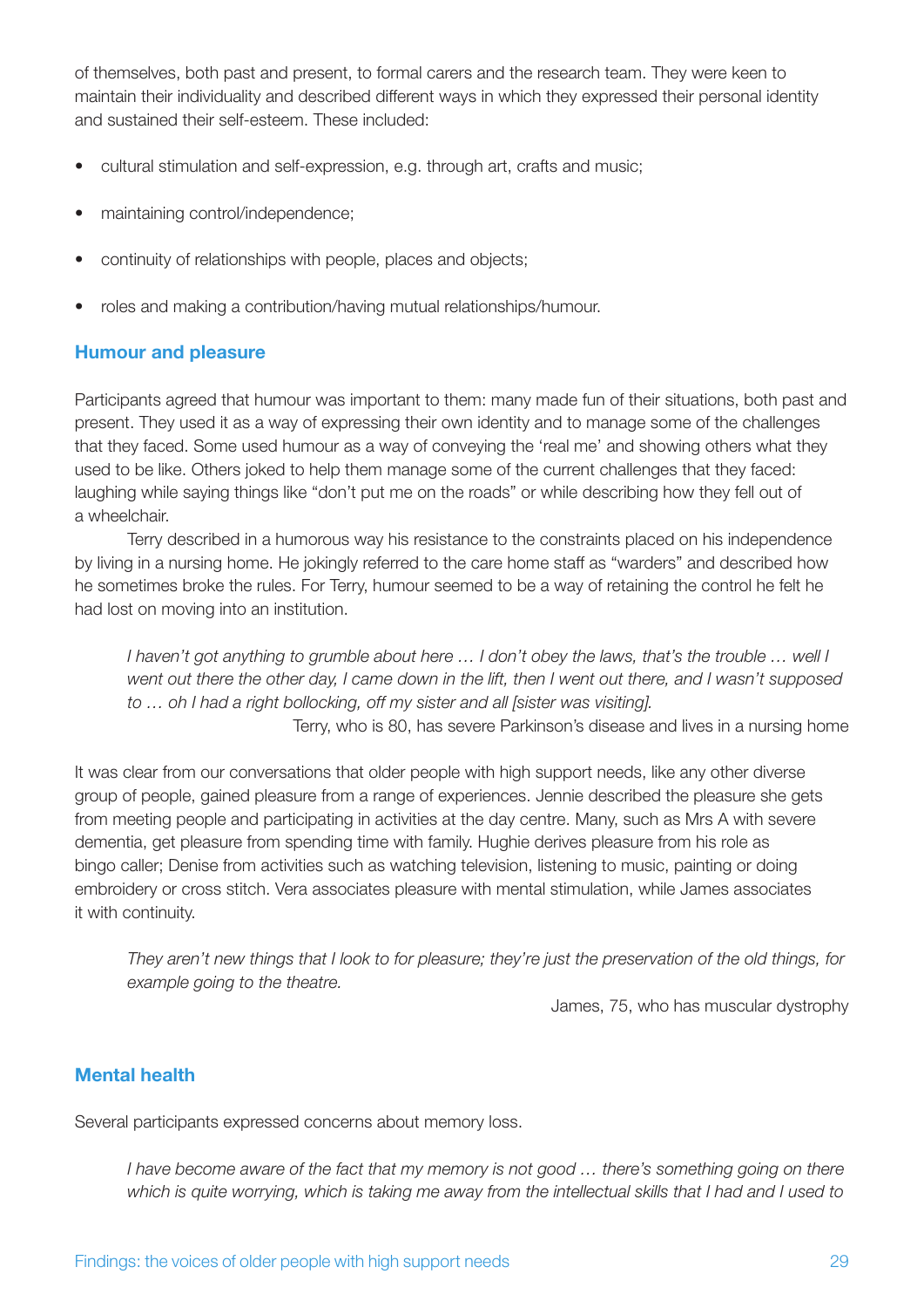of themselves, both past and present, to formal carers and the research team. They were keen to maintain their individuality and described different ways in which they expressed their personal identity and sustained their self-esteem. These included:

- cultural stimulation and self-expression, e.g. through art, crafts and music;
- maintaining control/independence;
- continuity of relationships with people, places and objects;
- roles and making a contribution/having mutual relationships/humour.

## Humour and pleasure

Participants agreed that humour was important to them: many made fun of their situations, both past and present. They used it as a way of expressing their own identity and to manage some of the challenges that they faced. Some used humour as a way of conveying the 'real me' and showing others what they used to be like. Others joked to help them manage some of the current challenges that they faced: laughing while saying things like "don't put me on the roads" or while describing how they fell out of a wheelchair.

Terry described in a humorous way his resistance to the constraints placed on his independence by living in a nursing home. He jokingly referred to the care home staff as "warders" and described how he sometimes broke the rules. For Terry, humour seemed to be a way of retaining the control he felt he had lost on moving into an institution.

> *I haven't got anything to grumble about here … I don't obey the laws, that's the trouble … well I went out there the other day, I came down in the lift, then I went out there, and I wasn't supposed to … oh I had a right bollocking, off my sister and all [sister was visiting].*
>
> Terry, who is 80, has severe Parkinson's disease and lives in a nursing home

It was clear from our conversations that older people with high support needs, like any other diverse group of people, gained pleasure from a range of experiences. Jennie described the pleasure she gets from meeting people and participating in activities at the day centre. Many, such as Mrs A with severe dementia, get pleasure from spending time with family. Hughie derives pleasure from his role as bingo caller; Denise from activities such as watching television, listening to music, painting or doing embroidery or cross stitch. Vera associates pleasure with mental stimulation, while James associates it with continuity.

> *They aren't new things that I look to for pleasure; they're just the preservation of the old things, for example going to the theatre.*
>
> James, 75, who has muscular dystrophy

## Mental health

Several participants expressed concerns about memory loss.

> *I have become aware of the fact that my memory is not good … there's something going on there which is quite worrying, which is taking me away from the intellectual skills that I had and I used to*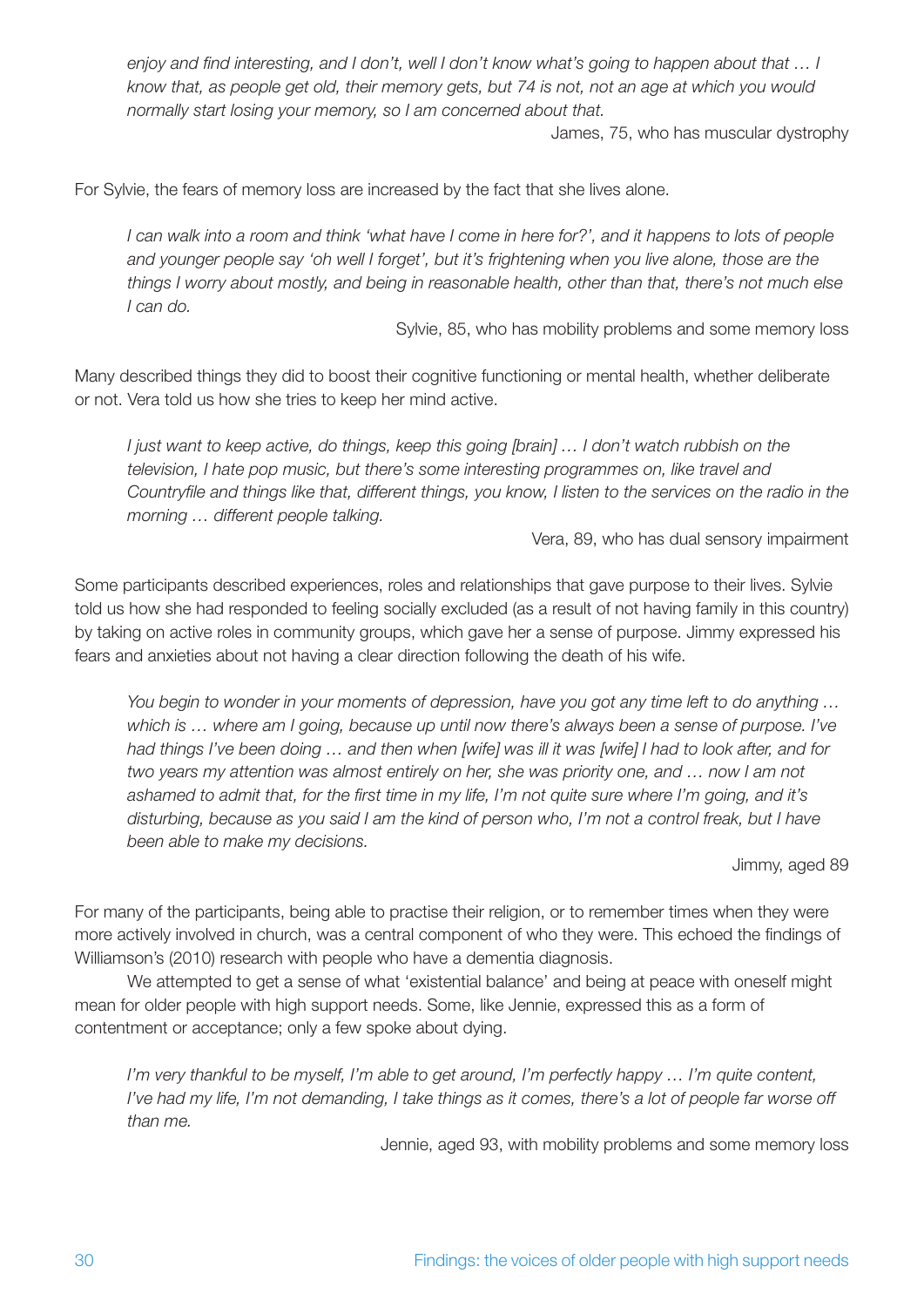*enjoy and find interesting, and I don't, well I don't know what's going to happen about that … I know that, as people get old, their memory gets, but 74 is not, not an age at which you would normally start losing your memory, so I am concerned about that.*

James, 75, who has muscular dystrophy

For Sylvie, the fears of memory loss are increased by the fact that she lives alone.

*I can walk into a room and think 'what have I come in here for?', and it happens to lots of people and younger people say 'oh well I forget', but it's frightening when you live alone, those are the things I worry about mostly, and being in reasonable health, other than that, there's not much else I can do.*

Sylvie, 85, who has mobility problems and some memory loss

Many described things they did to boost their cognitive functioning or mental health, whether deliberate or not. Vera told us how she tries to keep her mind active.

*I just want to keep active, do things, keep this going [brain] … I don't watch rubbish on the television, I hate pop music, but there's some interesting programmes on, like travel and Countryfile and things like that, different things, you know, I listen to the services on the radio in the morning … different people talking.*

Vera, 89, who has dual sensory impairment

Some participants described experiences, roles and relationships that gave purpose to their lives. Sylvie told us how she had responded to feeling socially excluded (as a result of not having family in this country) by taking on active roles in community groups, which gave her a sense of purpose. Jimmy expressed his fears and anxieties about not having a clear direction following the death of his wife.

*You begin to wonder in your moments of depression, have you got any time left to do anything … which is … where am I going, because up until now there's always been a sense of purpose. I've had things I've been doing … and then when [wife] was ill it was [wife] I had to look after, and for two years my attention was almost entirely on her, she was priority one, and … now I am not ashamed to admit that, for the first time in my life, I'm not quite sure where I'm going, and it's disturbing, because as you said I am the kind of person who, I'm not a control freak, but I have been able to make my decisions.*

Jimmy, aged 89

For many of the participants, being able to practise their religion, or to remember times when they were more actively involved in church, was a central component of who they were. This echoed the findings of Williamson's (2010) research with people who have a dementia diagnosis.

We attempted to get a sense of what 'existential balance' and being at peace with oneself might mean for older people with high support needs. Some, like Jennie, expressed this as a form of contentment or acceptance; only a few spoke about dying.

*I'm very thankful to be myself, I'm able to get around, I'm perfectly happy … I'm quite content, I've had my life, I'm not demanding, I take things as it comes, there's a lot of people far worse off than me.*

Jennie, aged 93, with mobility problems and some memory loss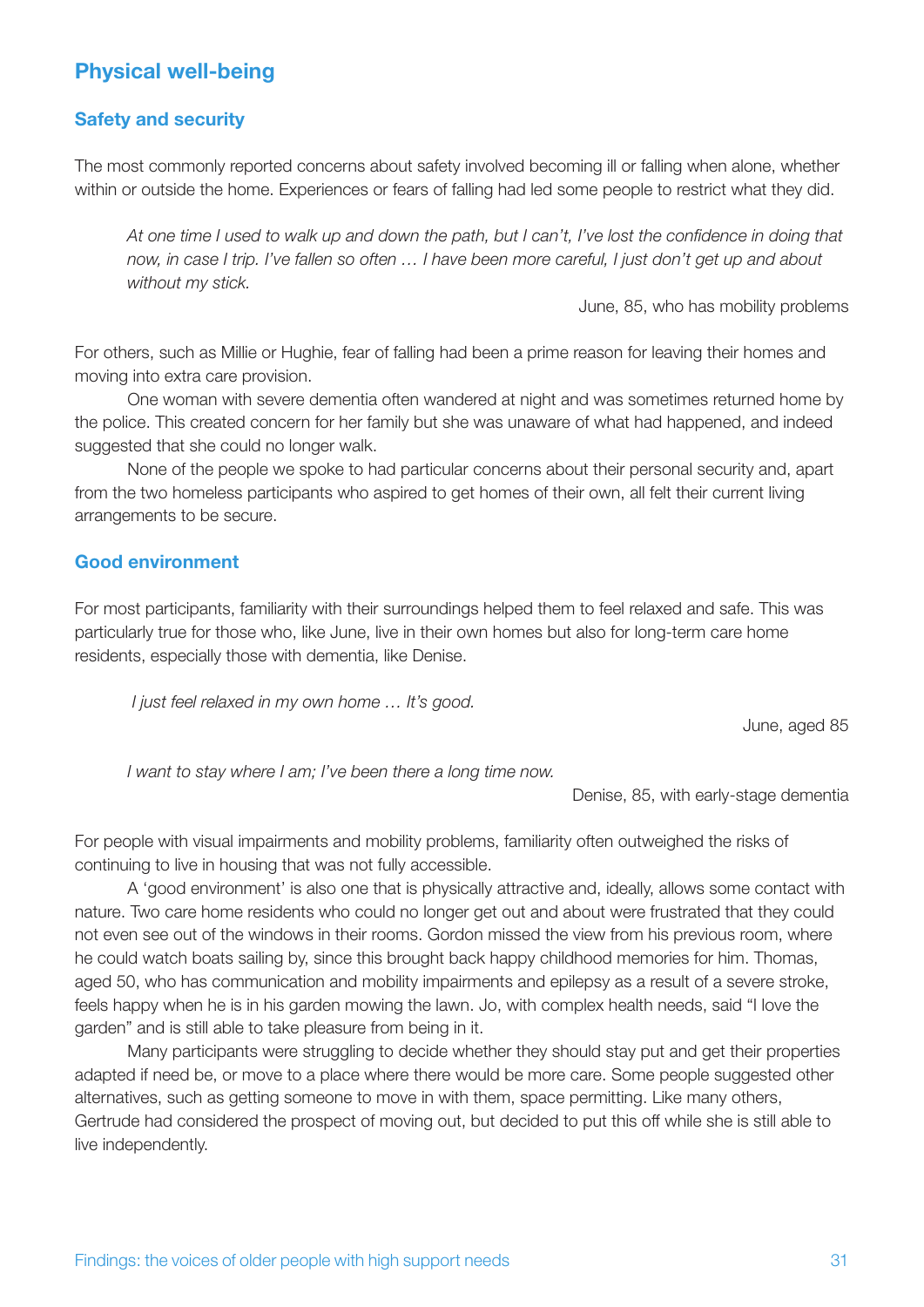## Physical well-being

### Safety and security

The most commonly reported concerns about safety involved becoming ill or falling when alone, whether within or outside the home. Experiences or fears of falling had led some people to restrict what they did.

> *At one time I used to walk up and down the path, but I can't, I've lost the confidence in doing that now, in case I trip. I've fallen so often … I have been more careful, I just don't get up and about without my stick.*
>
> June, 85, who has mobility problems

For others, such as Millie or Hughie, fear of falling had been a prime reason for leaving their homes and moving into extra care provision.

One woman with severe dementia often wandered at night and was sometimes returned home by the police. This created concern for her family but she was unaware of what had happened, and indeed suggested that she could no longer walk.

None of the people we spoke to had particular concerns about their personal security and, apart from the two homeless participants who aspired to get homes of their own, all felt their current living arrangements to be secure.

### Good environment

For most participants, familiarity with their surroundings helped them to feel relaxed and safe. This was particularly true for those who, like June, live in their own homes but also for long-term care home residents, especially those with dementia, like Denise.

> *I just feel relaxed in my own home … It's good.*
>
> June, aged 85

> *I want to stay where I am; I've been there a long time now.*
>
> Denise, 85, with early-stage dementia

For people with visual impairments and mobility problems, familiarity often outweighed the risks of continuing to live in housing that was not fully accessible.

A 'good environment' is also one that is physically attractive and, ideally, allows some contact with nature. Two care home residents who could no longer get out and about were frustrated that they could not even see out of the windows in their rooms. Gordon missed the view from his previous room, where he could watch boats sailing by, since this brought back happy childhood memories for him. Thomas, aged 50, who has communication and mobility impairments and epilepsy as a result of a severe stroke, feels happy when he is in his garden mowing the lawn. Jo, with complex health needs, said "I love the garden" and is still able to take pleasure from being in it.

Many participants were struggling to decide whether they should stay put and get their properties adapted if need be, or move to a place where there would be more care. Some people suggested other alternatives, such as getting someone to move in with them, space permitting. Like many others, Gertrude had considered the prospect of moving out, but decided to put this off while she is still able to live independently.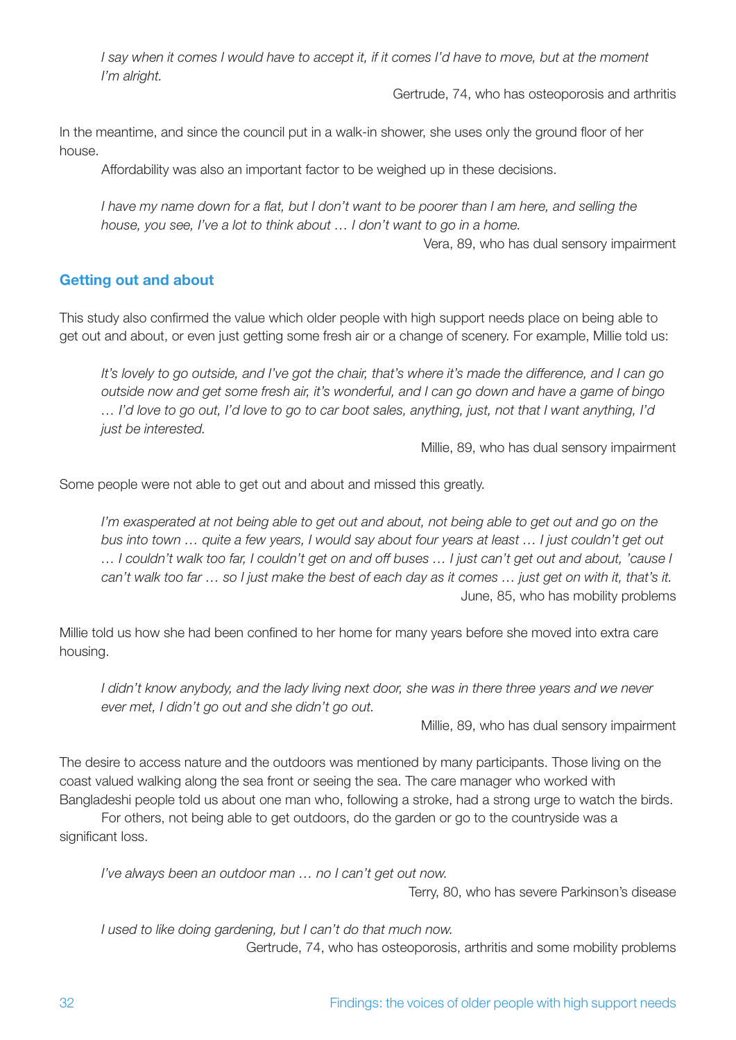*I say when it comes I would have to accept it, if it comes I'd have to move, but at the moment I'm alright.*

Gertrude, 74, who has osteoporosis and arthritis

In the meantime, and since the council put in a walk-in shower, she uses only the ground floor of her house.

Affordability was also an important factor to be weighed up in these decisions.

*I have my name down for a flat, but I don't want to be poorer than I am here, and selling the house, you see, I've a lot to think about … I don't want to go in a home.*

Vera, 89, who has dual sensory impairment

## Getting out and about

This study also confirmed the value which older people with high support needs place on being able to get out and about, or even just getting some fresh air or a change of scenery. For example, Millie told us:

*It's lovely to go outside, and I've got the chair, that's where it's made the difference, and I can go outside now and get some fresh air, it's wonderful, and I can go down and have a game of bingo … I'd love to go out, I'd love to go to car boot sales, anything, just, not that I want anything, I'd just be interested.*

Millie, 89, who has dual sensory impairment

Some people were not able to get out and about and missed this greatly.

*I'm exasperated at not being able to get out and about, not being able to get out and go on the bus into town … quite a few years, I would say about four years at least … I just couldn't get out … I couldn't walk too far, I couldn't get on and off buses … I just can't get out and about, 'cause I can't walk too far … so I just make the best of each day as it comes … just get on with it, that's it.*

June, 85, who has mobility problems

Millie told us how she had been confined to her home for many years before she moved into extra care housing.

*I didn't know anybody, and the lady living next door, she was in there three years and we never ever met, I didn't go out and she didn't go out.*

Millie, 89, who has dual sensory impairment

The desire to access nature and the outdoors was mentioned by many participants. Those living on the coast valued walking along the sea front or seeing the sea. The care manager who worked with Bangladeshi people told us about one man who, following a stroke, had a strong urge to watch the birds.

For others, not being able to get outdoors, do the garden or go to the countryside was a significant loss.

*I've always been an outdoor man … no I can't get out now.*

Terry, 80, who has severe Parkinson's disease

*I used to like doing gardening, but I can't do that much now.*

Gertrude, 74, who has osteoporosis, arthritis and some mobility problems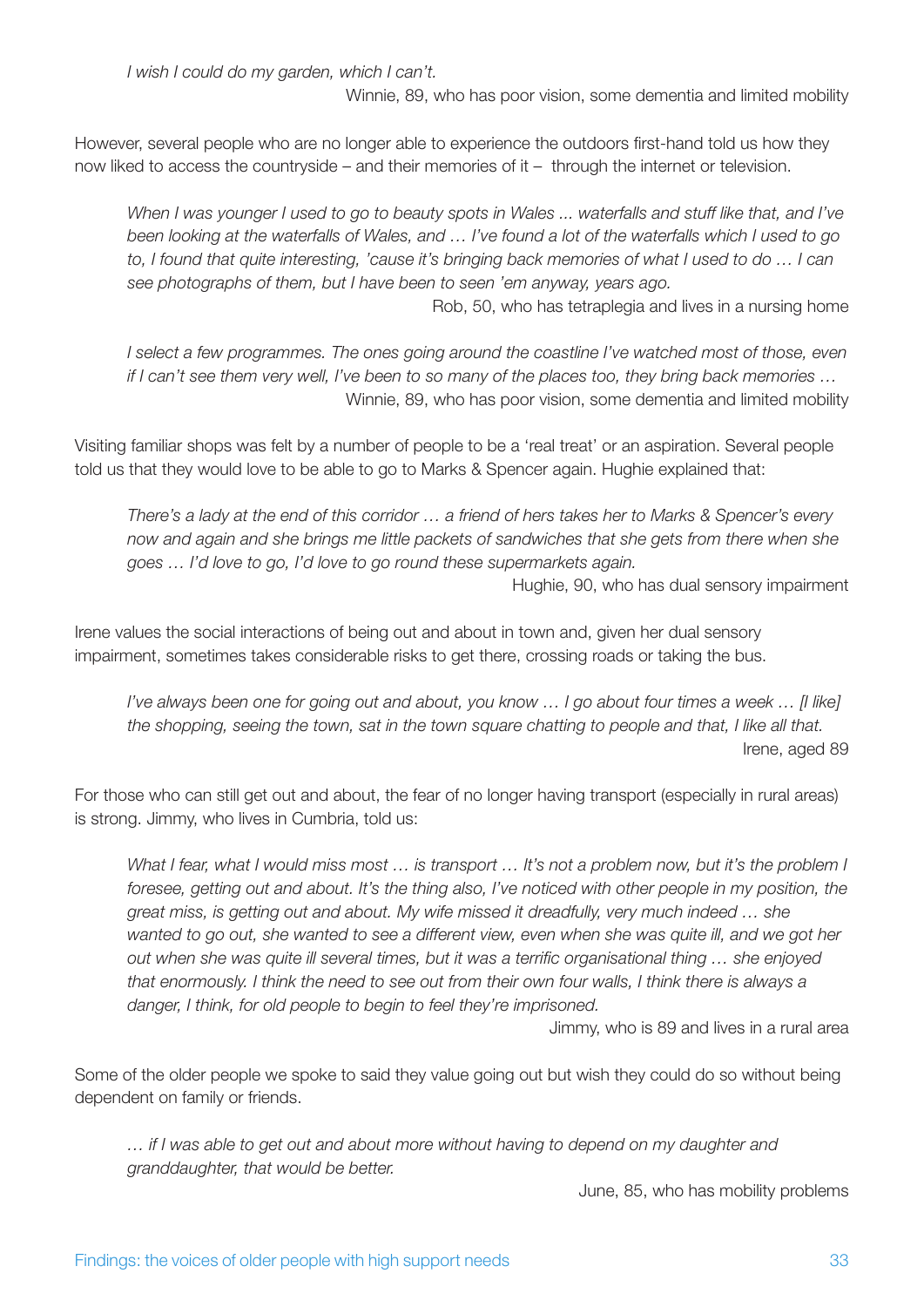*I wish I could do my garden, which I can't.*

Winnie, 89, who has poor vision, some dementia and limited mobility

However, several people who are no longer able to experience the outdoors first-hand told us how they now liked to access the countryside – and their memories of it – through the internet or television.

*When I was younger I used to go to beauty spots in Wales ... waterfalls and stuff like that, and I've been looking at the waterfalls of Wales, and … I've found a lot of the waterfalls which I used to go to, I found that quite interesting, 'cause it's bringing back memories of what I used to do … I can see photographs of them, but I have been to seen 'em anyway, years ago.*

Rob, 50, who has tetraplegia and lives in a nursing home

*I select a few programmes. The ones going around the coastline I've watched most of those, even if I can't see them very well, I've been to so many of the places too, they bring back memories …*

Winnie, 89, who has poor vision, some dementia and limited mobility

Visiting familiar shops was felt by a number of people to be a 'real treat' or an aspiration. Several people told us that they would love to be able to go to Marks & Spencer again. Hughie explained that:

*There's a lady at the end of this corridor … a friend of hers takes her to Marks & Spencer's every now and again and she brings me little packets of sandwiches that she gets from there when she goes … I'd love to go, I'd love to go round these supermarkets again.*

Hughie, 90, who has dual sensory impairment

Irene values the social interactions of being out and about in town and, given her dual sensory impairment, sometimes takes considerable risks to get there, crossing roads or taking the bus.

*I've always been one for going out and about, you know … I go about four times a week … [I like] the shopping, seeing the town, sat in the town square chatting to people and that, I like all that.*

Irene, aged 89

For those who can still get out and about, the fear of no longer having transport (especially in rural areas) is strong. Jimmy, who lives in Cumbria, told us:

*What I fear, what I would miss most … is transport … It's not a problem now, but it's the problem I foresee, getting out and about. It's the thing also, I've noticed with other people in my position, the great miss, is getting out and about. My wife missed it dreadfully, very much indeed … she wanted to go out, she wanted to see a different view, even when she was quite ill, and we got her out when she was quite ill several times, but it was a terrific organisational thing … she enjoyed that enormously. I think the need to see out from their own four walls, I think there is always a danger, I think, for old people to begin to feel they're imprisoned.*

Jimmy, who is 89 and lives in a rural area

Some of the older people we spoke to said they value going out but wish they could do so without being dependent on family or friends.

*… if I was able to get out and about more without having to depend on my daughter and granddaughter, that would be better.*

June, 85, who has mobility problems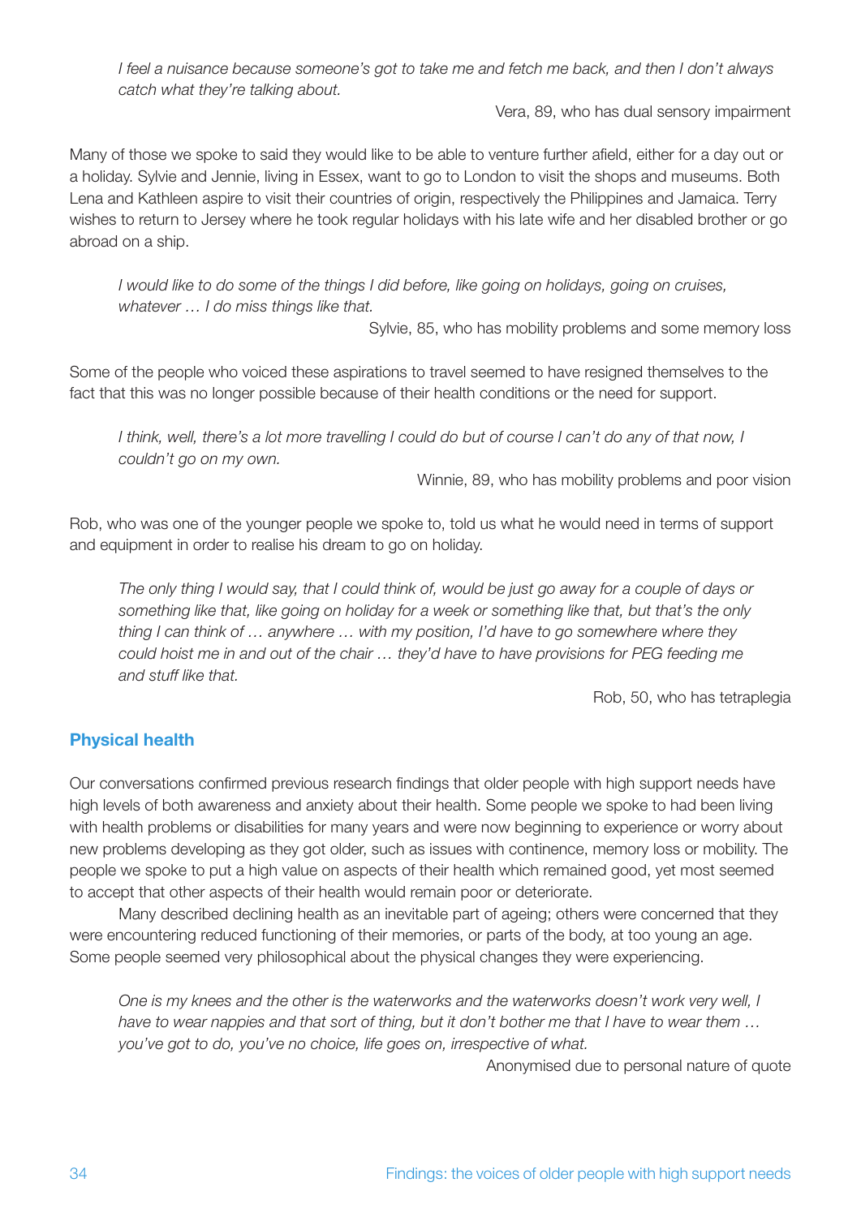> *I feel a nuisance because someone's got to take me and fetch me back, and then I don't always catch what they're talking about.*
>
> Vera, 89, who has dual sensory impairment

Many of those we spoke to said they would like to be able to venture further afield, either for a day out or a holiday. Sylvie and Jennie, living in Essex, want to go to London to visit the shops and museums. Both Lena and Kathleen aspire to visit their countries of origin, respectively the Philippines and Jamaica. Terry wishes to return to Jersey where he took regular holidays with his late wife and her disabled brother or go abroad on a ship.

> *I would like to do some of the things I did before, like going on holidays, going on cruises, whatever … I do miss things like that.*
>
> Sylvie, 85, who has mobility problems and some memory loss

Some of the people who voiced these aspirations to travel seemed to have resigned themselves to the fact that this was no longer possible because of their health conditions or the need for support.

> *I think, well, there's a lot more travelling I could do but of course I can't do any of that now, I couldn't go on my own.*
>
> Winnie, 89, who has mobility problems and poor vision

Rob, who was one of the younger people we spoke to, told us what he would need in terms of support and equipment in order to realise his dream to go on holiday.

> *The only thing I would say, that I could think of, would be just go away for a couple of days or something like that, like going on holiday for a week or something like that, but that's the only thing I can think of … anywhere … with my position, I'd have to go somewhere where they could hoist me in and out of the chair … they'd have to have provisions for PEG feeding me and stuff like that.*
>
> Rob, 50, who has tetraplegia

## Physical health

Our conversations confirmed previous research findings that older people with high support needs have high levels of both awareness and anxiety about their health. Some people we spoke to had been living with health problems or disabilities for many years and were now beginning to experience or worry about new problems developing as they got older, such as issues with continence, memory loss or mobility. The people we spoke to put a high value on aspects of their health which remained good, yet most seemed to accept that other aspects of their health would remain poor or deteriorate.

Many described declining health as an inevitable part of ageing; others were concerned that they were encountering reduced functioning of their memories, or parts of the body, at too young an age. Some people seemed very philosophical about the physical changes they were experiencing.

> *One is my knees and the other is the waterworks and the waterworks doesn't work very well, I have to wear nappies and that sort of thing, but it don't bother me that I have to wear them … you've got to do, you've no choice, life goes on, irrespective of what.*
>
> Anonymised due to personal nature of quote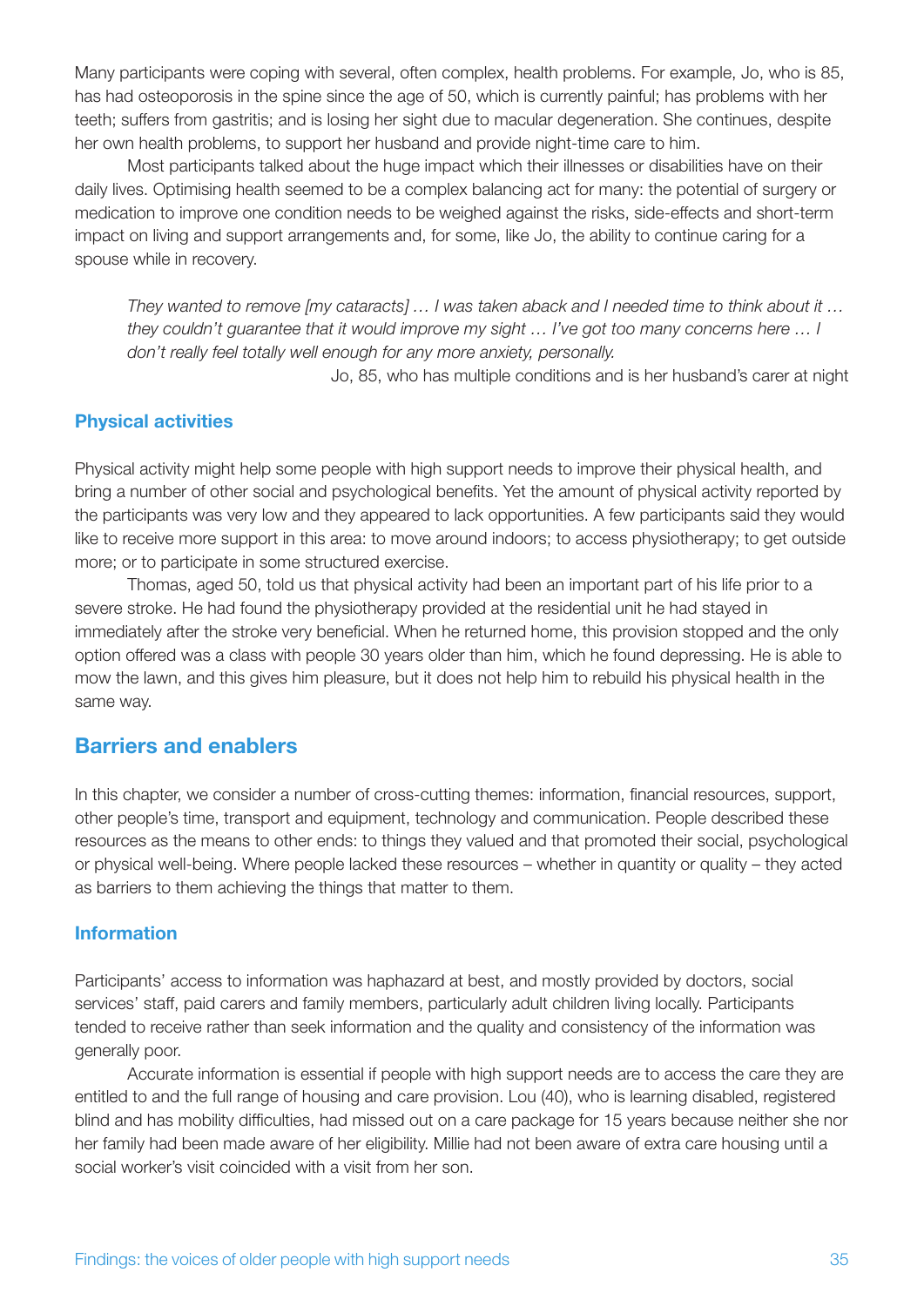Many participants were coping with several, often complex, health problems. For example, Jo, who is 85, has had osteoporosis in the spine since the age of 50, which is currently painful; has problems with her teeth; suffers from gastritis; and is losing her sight due to macular degeneration. She continues, despite her own health problems, to support her husband and provide night-time care to him.

Most participants talked about the huge impact which their illnesses or disabilities have on their daily lives. Optimising health seemed to be a complex balancing act for many: the potential of surgery or medication to improve one condition needs to be weighed against the risks, side-effects and short-term impact on living and support arrangements and, for some, like Jo, the ability to continue caring for a spouse while in recovery.

> *They wanted to remove [my cataracts] … I was taken aback and I needed time to think about it … they couldn't guarantee that it would improve my sight … I've got too many concerns here … I don't really feel totally well enough for any more anxiety, personally.*
>
> Jo, 85, who has multiple conditions and is her husband's carer at night

### Physical activities

Physical activity might help some people with high support needs to improve their physical health, and bring a number of other social and psychological benefits. Yet the amount of physical activity reported by the participants was very low and they appeared to lack opportunities. A few participants said they would like to receive more support in this area: to move around indoors; to access physiotherapy; to get outside more; or to participate in some structured exercise.

Thomas, aged 50, told us that physical activity had been an important part of his life prior to a severe stroke. He had found the physiotherapy provided at the residential unit he had stayed in immediately after the stroke very beneficial. When he returned home, this provision stopped and the only option offered was a class with people 30 years older than him, which he found depressing. He is able to mow the lawn, and this gives him pleasure, but it does not help him to rebuild his physical health in the same way.

## Barriers and enablers

In this chapter, we consider a number of cross-cutting themes: information, financial resources, support, other people's time, transport and equipment, technology and communication. People described these resources as the means to other ends: to things they valued and that promoted their social, psychological or physical well-being. Where people lacked these resources – whether in quantity or quality – they acted as barriers to them achieving the things that matter to them.

### Information

Participants' access to information was haphazard at best, and mostly provided by doctors, social services' staff, paid carers and family members, particularly adult children living locally. Participants tended to receive rather than seek information and the quality and consistency of the information was generally poor.

Accurate information is essential if people with high support needs are to access the care they are entitled to and the full range of housing and care provision. Lou (40), who is learning disabled, registered blind and has mobility difficulties, had missed out on a care package for 15 years because neither she nor her family had been made aware of her eligibility. Millie had not been aware of extra care housing until a social worker's visit coincided with a visit from her son.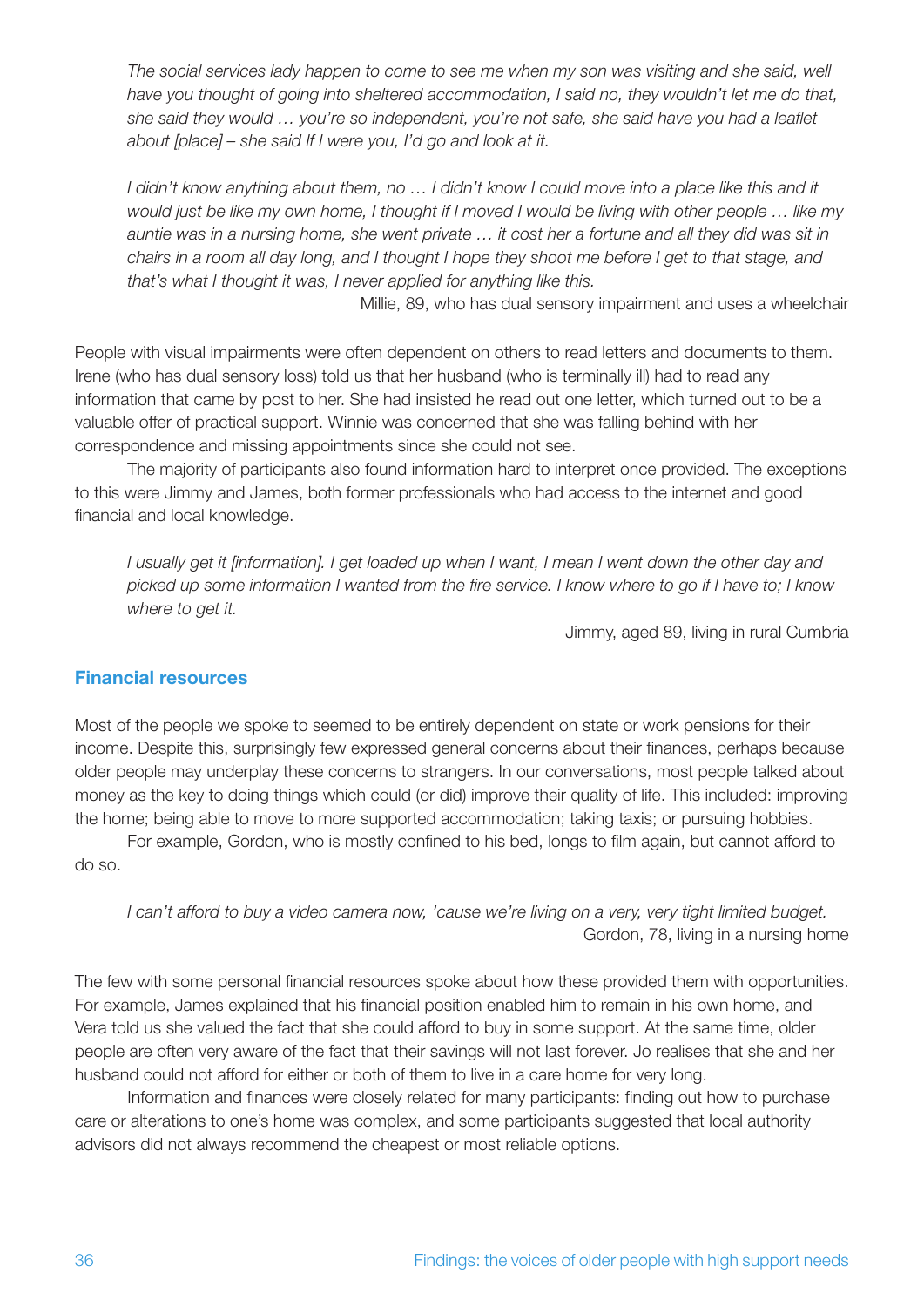> *The social services lady happen to come to see me when my son was visiting and she said, well have you thought of going into sheltered accommodation, I said no, they wouldn't let me do that, she said they would … you're so independent, you're not safe, she said have you had a leaflet about [place] – she said If I were you, I'd go and look at it.*
>
> *I didn't know anything about them, no … I didn't know I could move into a place like this and it would just be like my own home, I thought if I moved I would be living with other people … like my auntie was in a nursing home, she went private … it cost her a fortune and all they did was sit in chairs in a room all day long, and I thought I hope they shoot me before I get to that stage, and that's what I thought it was, I never applied for anything like this.*
>
> Millie, 89, who has dual sensory impairment and uses a wheelchair

People with visual impairments were often dependent on others to read letters and documents to them. Irene (who has dual sensory loss) told us that her husband (who is terminally ill) had to read any information that came by post to her. She had insisted he read out one letter, which turned out to be a valuable offer of practical support. Winnie was concerned that she was falling behind with her correspondence and missing appointments since she could not see.

The majority of participants also found information hard to interpret once provided. The exceptions to this were Jimmy and James, both former professionals who had access to the internet and good financial and local knowledge.

> *I usually get it [information]. I get loaded up when I want, I mean I went down the other day and picked up some information I wanted from the fire service. I know where to go if I have to; I know where to get it.*
>
> Jimmy, aged 89, living in rural Cumbria

## Financial resources

Most of the people we spoke to seemed to be entirely dependent on state or work pensions for their income. Despite this, surprisingly few expressed general concerns about their finances, perhaps because older people may underplay these concerns to strangers. In our conversations, most people talked about money as the key to doing things which could (or did) improve their quality of life. This included: improving the home; being able to move to more supported accommodation; taking taxis; or pursuing hobbies.

For example, Gordon, who is mostly confined to his bed, longs to film again, but cannot afford to do so.

> *I can't afford to buy a video camera now, 'cause we're living on a very, very tight limited budget.*
>
> Gordon, 78, living in a nursing home

The few with some personal financial resources spoke about how these provided them with opportunities. For example, James explained that his financial position enabled him to remain in his own home, and Vera told us she valued the fact that she could afford to buy in some support. At the same time, older people are often very aware of the fact that their savings will not last forever. Jo realises that she and her husband could not afford for either or both of them to live in a care home for very long.

Information and finances were closely related for many participants: finding out how to purchase care or alterations to one's home was complex, and some participants suggested that local authority advisors did not always recommend the cheapest or most reliable options.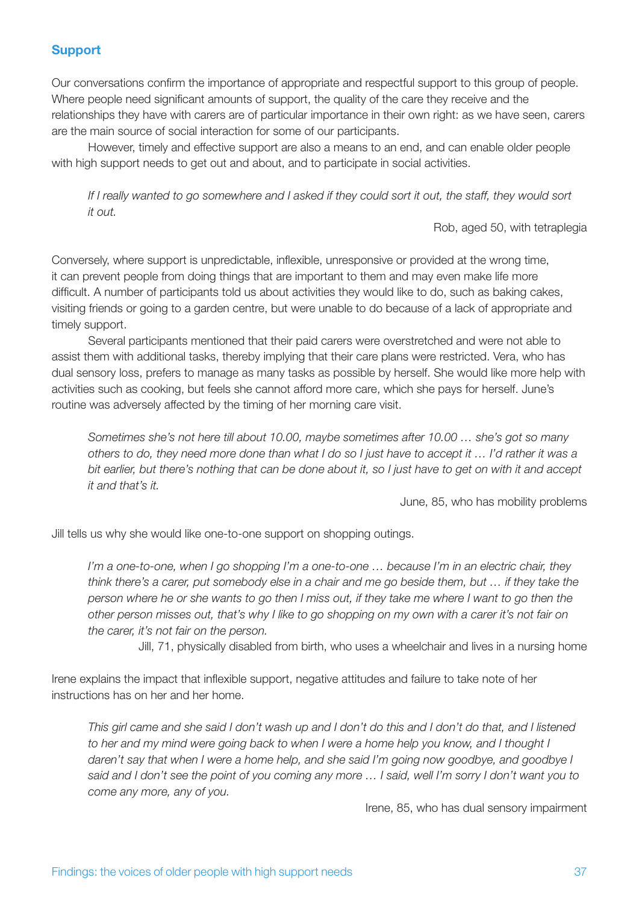## Support

Our conversations confirm the importance of appropriate and respectful support to this group of people. Where people need significant amounts of support, the quality of the care they receive and the relationships they have with carers are of particular importance in their own right: as we have seen, carers are the main source of social interaction for some of our participants.

However, timely and effective support are also a means to an end, and can enable older people with high support needs to get out and about, and to participate in social activities.

> *If I really wanted to go somewhere and I asked if they could sort it out, the staff, they would sort it out.*
>
> Rob, aged 50, with tetraplegia

Conversely, where support is unpredictable, inflexible, unresponsive or provided at the wrong time, it can prevent people from doing things that are important to them and may even make life more difficult. A number of participants told us about activities they would like to do, such as baking cakes, visiting friends or going to a garden centre, but were unable to do because of a lack of appropriate and timely support.

Several participants mentioned that their paid carers were overstretched and were not able to assist them with additional tasks, thereby implying that their care plans were restricted. Vera, who has dual sensory loss, prefers to manage as many tasks as possible by herself. She would like more help with activities such as cooking, but feels she cannot afford more care, which she pays for herself. June's routine was adversely affected by the timing of her morning care visit.

> *Sometimes she's not here till about 10.00, maybe sometimes after 10.00 … she's got so many others to do, they need more done than what I do so I just have to accept it … I'd rather it was a bit earlier, but there's nothing that can be done about it, so I just have to get on with it and accept it and that's it.*
>
> June, 85, who has mobility problems

Jill tells us why she would like one-to-one support on shopping outings.

> *I'm a one-to-one, when I go shopping I'm a one-to-one … because I'm in an electric chair, they think there's a carer, put somebody else in a chair and me go beside them, but … if they take the person where he or she wants to go then I miss out, if they take me where I want to go then the other person misses out, that's why I like to go shopping on my own with a carer it's not fair on the carer, it's not fair on the person.*
>
> Jill, 71, physically disabled from birth, who uses a wheelchair and lives in a nursing home

Irene explains the impact that inflexible support, negative attitudes and failure to take note of her instructions has on her and her home.

> *This girl came and she said I don't wash up and I don't do this and I don't do that, and I listened to her and my mind were going back to when I were a home help you know, and I thought I daren't say that when I were a home help, and she said I'm going now goodbye, and goodbye I said and I don't see the point of you coming any more … I said, well I'm sorry I don't want you to come any more, any of you.*
>
> Irene, 85, who has dual sensory impairment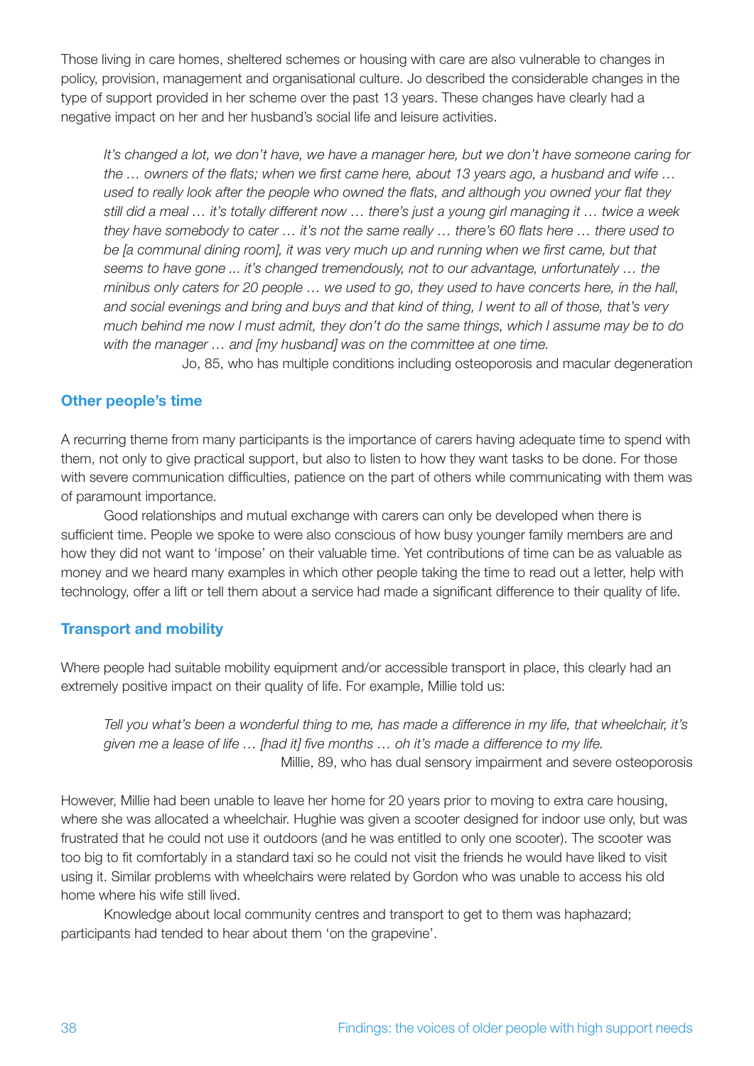Those living in care homes, sheltered schemes or housing with care are also vulnerable to changes in policy, provision, management and organisational culture. Jo described the considerable changes in the type of support provided in her scheme over the past 13 years. These changes have clearly had a negative impact on her and her husband's social life and leisure activities.

> *It's changed a lot, we don't have, we have a manager here, but we don't have someone caring for the … owners of the flats; when we first came here, about 13 years ago, a husband and wife … used to really look after the people who owned the flats, and although you owned your flat they still did a meal … it's totally different now … there's just a young girl managing it … twice a week they have somebody to cater … it's not the same really … there's 60 flats here … there used to be [a communal dining room], it was very much up and running when we first came, but that seems to have gone ... it's changed tremendously, not to our advantage, unfortunately … the minibus only caters for 20 people … we used to go, they used to have concerts here, in the hall, and social evenings and bring and buys and that kind of thing, I went to all of those, that's very much behind me now I must admit, they don't do the same things, which I assume may be to do with the manager … and [my husband] was on the committee at one time.*
>
> Jo, 85, who has multiple conditions including osteoporosis and macular degeneration

### Other people's time

A recurring theme from many participants is the importance of carers having adequate time to spend with them, not only to give practical support, but also to listen to how they want tasks to be done. For those with severe communication difficulties, patience on the part of others while communicating with them was of paramount importance.

Good relationships and mutual exchange with carers can only be developed when there is sufficient time. People we spoke to were also conscious of how busy younger family members are and how they did not want to 'impose' on their valuable time. Yet contributions of time can be as valuable as money and we heard many examples in which other people taking the time to read out a letter, help with technology, offer a lift or tell them about a service had made a significant difference to their quality of life.

### Transport and mobility

Where people had suitable mobility equipment and/or accessible transport in place, this clearly had an extremely positive impact on their quality of life. For example, Millie told us:

> *Tell you what's been a wonderful thing to me, has made a difference in my life, that wheelchair, it's given me a lease of life … [had it] five months … oh it's made a difference to my life.*
>
> Millie, 89, who has dual sensory impairment and severe osteoporosis

However, Millie had been unable to leave her home for 20 years prior to moving to extra care housing, where she was allocated a wheelchair. Hughie was given a scooter designed for indoor use only, but was frustrated that he could not use it outdoors (and he was entitled to only one scooter). The scooter was too big to fit comfortably in a standard taxi so he could not visit the friends he would have liked to visit using it. Similar problems with wheelchairs were related by Gordon who was unable to access his old home where his wife still lived.

Knowledge about local community centres and transport to get to them was haphazard; participants had tended to hear about them 'on the grapevine'.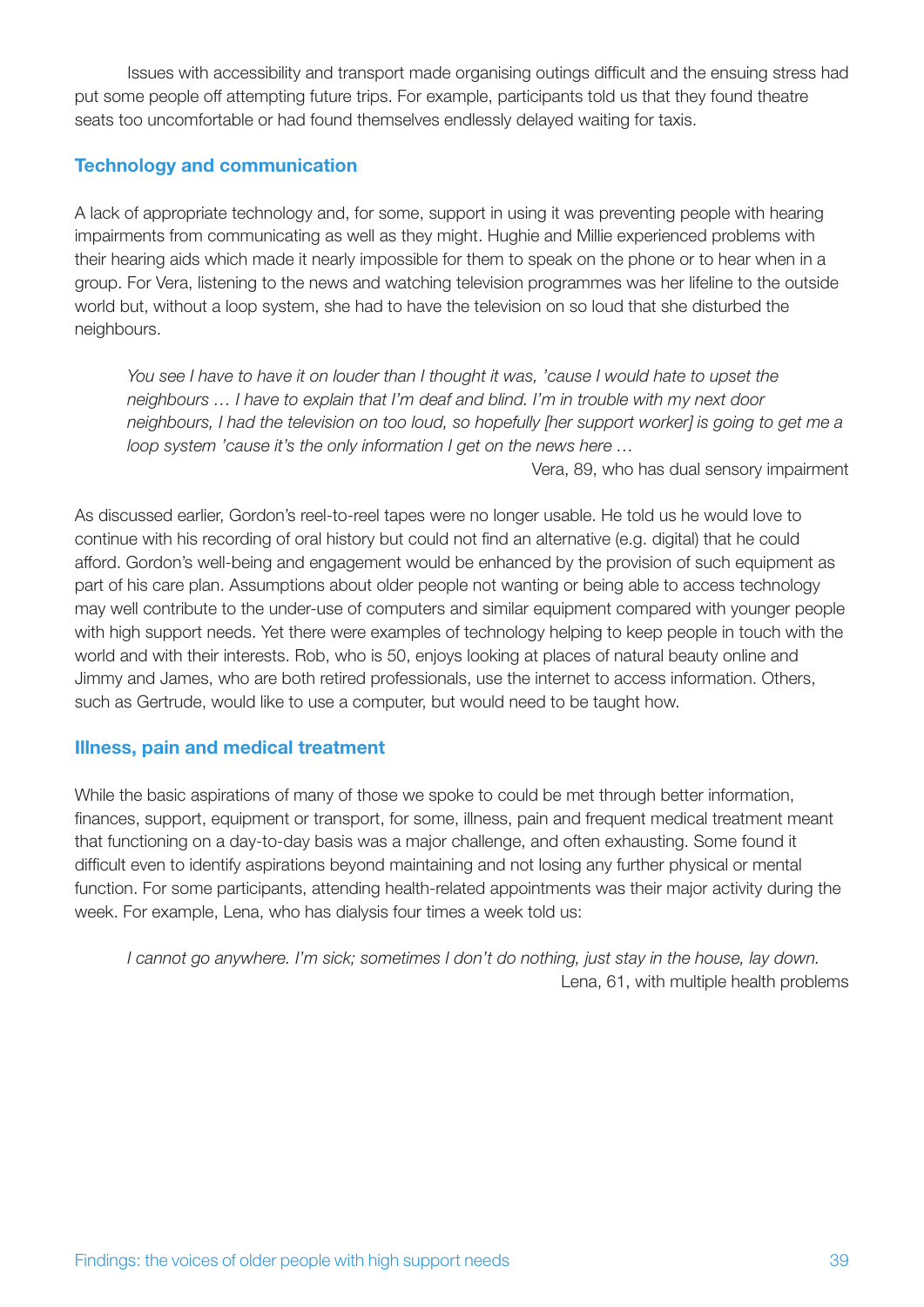Issues with accessibility and transport made organising outings difficult and the ensuing stress had put some people off attempting future trips. For example, participants told us that they found theatre seats too uncomfortable or had found themselves endlessly delayed waiting for taxis.

### Technology and communication

A lack of appropriate technology and, for some, support in using it was preventing people with hearing impairments from communicating as well as they might. Hughie and Millie experienced problems with their hearing aids which made it nearly impossible for them to speak on the phone or to hear when in a group. For Vera, listening to the news and watching television programmes was her lifeline to the outside world but, without a loop system, she had to have the television on so loud that she disturbed the neighbours.

> *You see I have to have it on louder than I thought it was, 'cause I would hate to upset the neighbours … I have to explain that I'm deaf and blind. I'm in trouble with my next door neighbours, I had the television on too loud, so hopefully [her support worker] is going to get me a loop system 'cause it's the only information I get on the news here …*
>
> Vera, 89, who has dual sensory impairment

As discussed earlier, Gordon's reel-to-reel tapes were no longer usable. He told us he would love to continue with his recording of oral history but could not find an alternative (e.g. digital) that he could afford. Gordon's well-being and engagement would be enhanced by the provision of such equipment as part of his care plan. Assumptions about older people not wanting or being able to access technology may well contribute to the under-use of computers and similar equipment compared with younger people with high support needs. Yet there were examples of technology helping to keep people in touch with the world and with their interests. Rob, who is 50, enjoys looking at places of natural beauty online and Jimmy and James, who are both retired professionals, use the internet to access information. Others, such as Gertrude, would like to use a computer, but would need to be taught how.

### Illness, pain and medical treatment

While the basic aspirations of many of those we spoke to could be met through better information, finances, support, equipment or transport, for some, illness, pain and frequent medical treatment meant that functioning on a day-to-day basis was a major challenge, and often exhausting. Some found it difficult even to identify aspirations beyond maintaining and not losing any further physical or mental function. For some participants, attending health-related appointments was their major activity during the week. For example, Lena, who has dialysis four times a week told us:

> *I cannot go anywhere. I'm sick; sometimes I don't do nothing, just stay in the house, lay down.*
>
> Lena, 61, with multiple health problems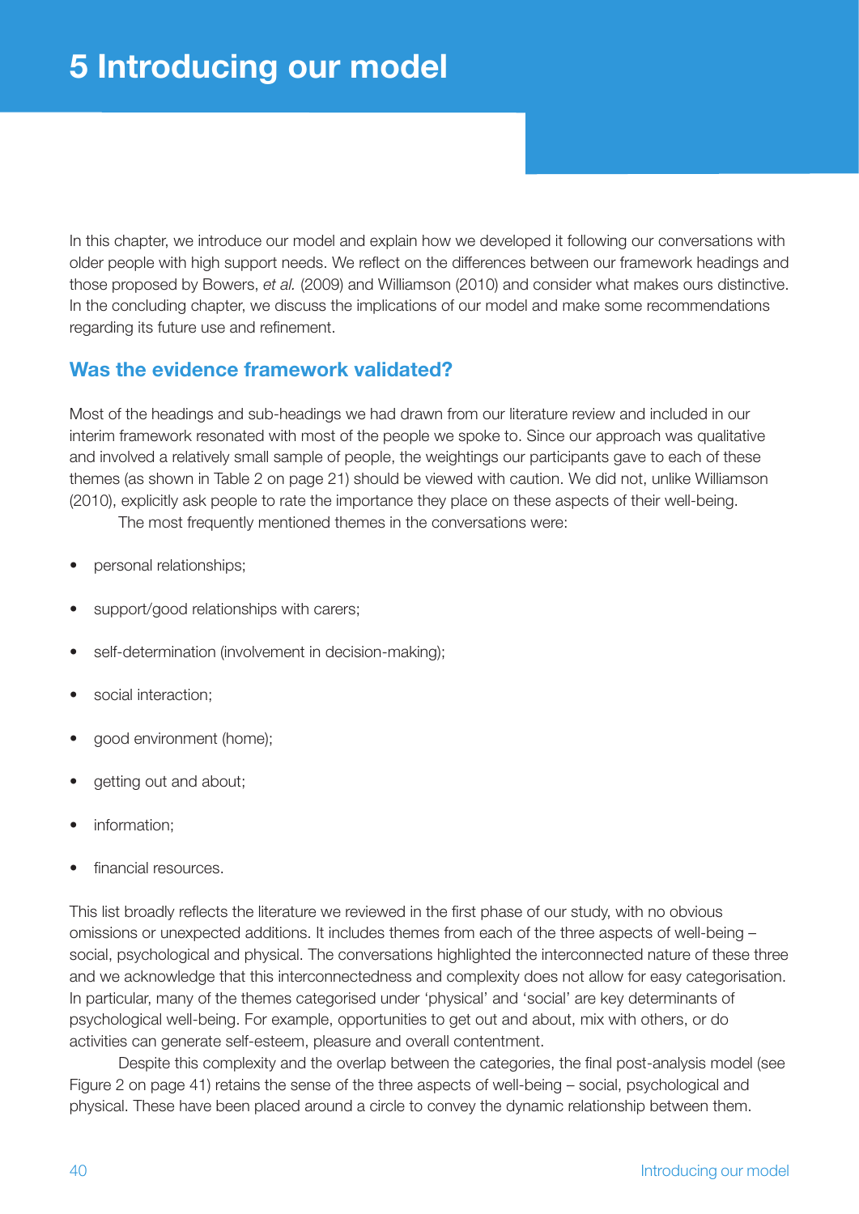# 5 Introducing our model

In this chapter, we introduce our model and explain how we developed it following our conversations with older people with high support needs. We reflect on the differences between our framework headings and those proposed by Bowers, *et al.* (2009) and Williamson (2010) and consider what makes ours distinctive. In the concluding chapter, we discuss the implications of our model and make some recommendations regarding its future use and refinement.

## Was the evidence framework validated?

Most of the headings and sub-headings we had drawn from our literature review and included in our interim framework resonated with most of the people we spoke to. Since our approach was qualitative and involved a relatively small sample of people, the weightings our participants gave to each of these themes (as shown in Table 2 on page 21) should be viewed with caution. We did not, unlike Williamson (2010), explicitly ask people to rate the importance they place on these aspects of their well-being.

The most frequently mentioned themes in the conversations were:

- personal relationships;
- support/good relationships with carers;
- self-determination (involvement in decision-making);
- social interaction;
- good environment (home);
- getting out and about;
- information;
- financial resources.

This list broadly reflects the literature we reviewed in the first phase of our study, with no obvious omissions or unexpected additions. It includes themes from each of the three aspects of well-being – social, psychological and physical. The conversations highlighted the interconnected nature of these three and we acknowledge that this interconnectedness and complexity does not allow for easy categorisation. In particular, many of the themes categorised under 'physical' and 'social' are key determinants of psychological well-being. For example, opportunities to get out and about, mix with others, or do activities can generate self-esteem, pleasure and overall contentment.

Despite this complexity and the overlap between the categories, the final post-analysis model (see Figure 2 on page 41) retains the sense of the three aspects of well-being – social, psychological and physical. These have been placed around a circle to convey the dynamic relationship between them.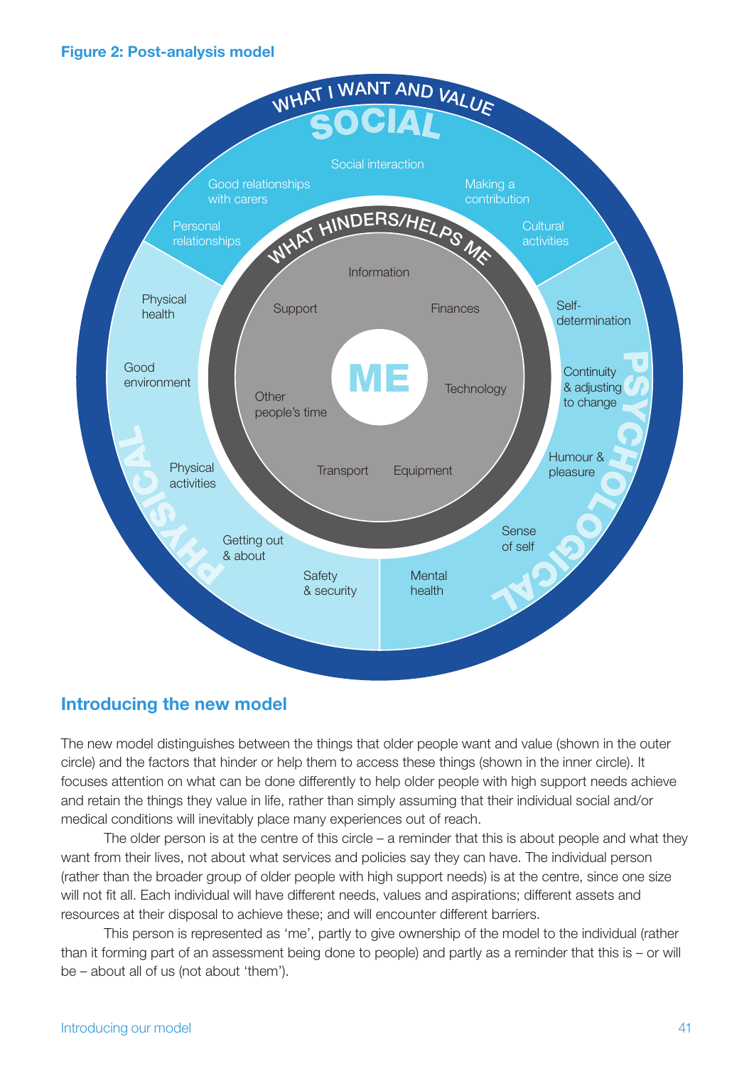**Figure 2: Post-analysis model**

WHAT I WANT AND VALUE

SOCIAL

Social interaction

Good relationships with carers

Making a contribution

Personal relationships

Cultural activities

WHAT HINDERS/HELPS ME

Information

Support

Finances

ME

Other people's time

Technology

Transport

Equipment

Physical health

Good environment

Physical activities

Getting out & about

Safety & security

PHYSICAL

Self-determination

Continuity & adjusting to change

Humour & pleasure

Sense of self

Mental health

PSYCHOLOGICAL

## Introducing the new model

The new model distinguishes between the things that older people want and value (shown in the outer circle) and the factors that hinder or help them to access these things (shown in the inner circle). It focuses attention on what can be done differently to help older people with high support needs achieve and retain the things they value in life, rather than simply assuming that their individual social and/or medical conditions will inevitably place many experiences out of reach.

The older person is at the centre of this circle – a reminder that this is about people and what they want from their lives, not about what services and policies say they can have. The individual person (rather than the broader group of older people with high support needs) is at the centre, since one size will not fit all. Each individual will have different needs, values and aspirations; different assets and resources at their disposal to achieve these; and will encounter different barriers.

This person is represented as 'me', partly to give ownership of the model to the individual (rather than it forming part of an assessment being done to people) and partly as a reminder that this is – or will be – about all of us (not about 'them').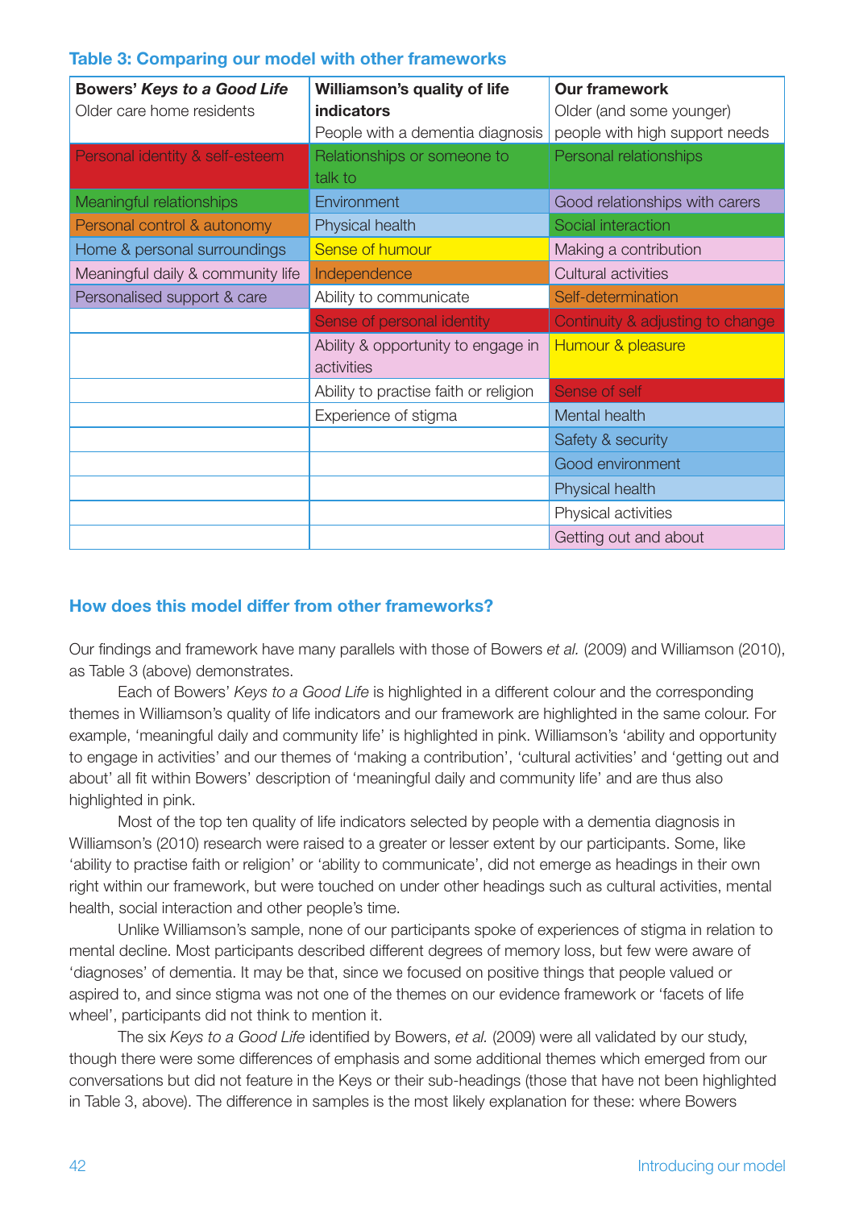### Table 3: Comparing our model with other frameworks

| **Bowers' *Keys to a Good Life*** Older care home residents | **Williamson's quality of life indicators** People with a dementia diagnosis | **Our framework** Older (and some younger) people with high support needs |
|---|---|---|
| Personal identity & self-esteem | Relationships or someone to talk to | Personal relationships |
| Meaningful relationships | Environment | Good relationships with carers |
| Personal control & autonomy | Physical health | Social interaction |
| Home & personal surroundings | Sense of humour | Making a contribution |
| Meaningful daily & community life | Independence | Cultural activities |
| Personalised support & care | Ability to communicate | Self-determination |
| | Sense of personal identity | Continuity & adjusting to change |
| | Ability & opportunity to engage in activities | Humour & pleasure |
| | Ability to practise faith or religion | Sense of self |
| | Experience of stigma | Mental health |
| | | Safety & security |
| | | Good environment |
| | | Physical health |
| | | Physical activities |
| | | Getting out and about |

### How does this model differ from other frameworks?

Our findings and framework have many parallels with those of Bowers *et al.* (2009) and Williamson (2010), as Table 3 (above) demonstrates.

Each of Bowers' *Keys to a Good Life* is highlighted in a different colour and the corresponding themes in Williamson's quality of life indicators and our framework are highlighted in the same colour. For example, 'meaningful daily and community life' is highlighted in pink. Williamson's 'ability and opportunity to engage in activities' and our themes of 'making a contribution', 'cultural activities' and 'getting out and about' all fit within Bowers' description of 'meaningful daily and community life' and are thus also highlighted in pink.

Most of the top ten quality of life indicators selected by people with a dementia diagnosis in Williamson's (2010) research were raised to a greater or lesser extent by our participants. Some, like 'ability to practise faith or religion' or 'ability to communicate', did not emerge as headings in their own right within our framework, but were touched on under other headings such as cultural activities, mental health, social interaction and other people's time.

Unlike Williamson's sample, none of our participants spoke of experiences of stigma in relation to mental decline. Most participants described different degrees of memory loss, but few were aware of 'diagnoses' of dementia. It may be that, since we focused on positive things that people valued or aspired to, and since stigma was not one of the themes on our evidence framework or 'facets of life wheel', participants did not think to mention it.

The six *Keys to a Good Life* identified by Bowers, *et al.* (2009) were all validated by our study, though there were some differences of emphasis and some additional themes which emerged from our conversations but did not feature in the Keys or their sub-headings (those that have not been highlighted in Table 3, above). The difference in samples is the most likely explanation for these: where Bowers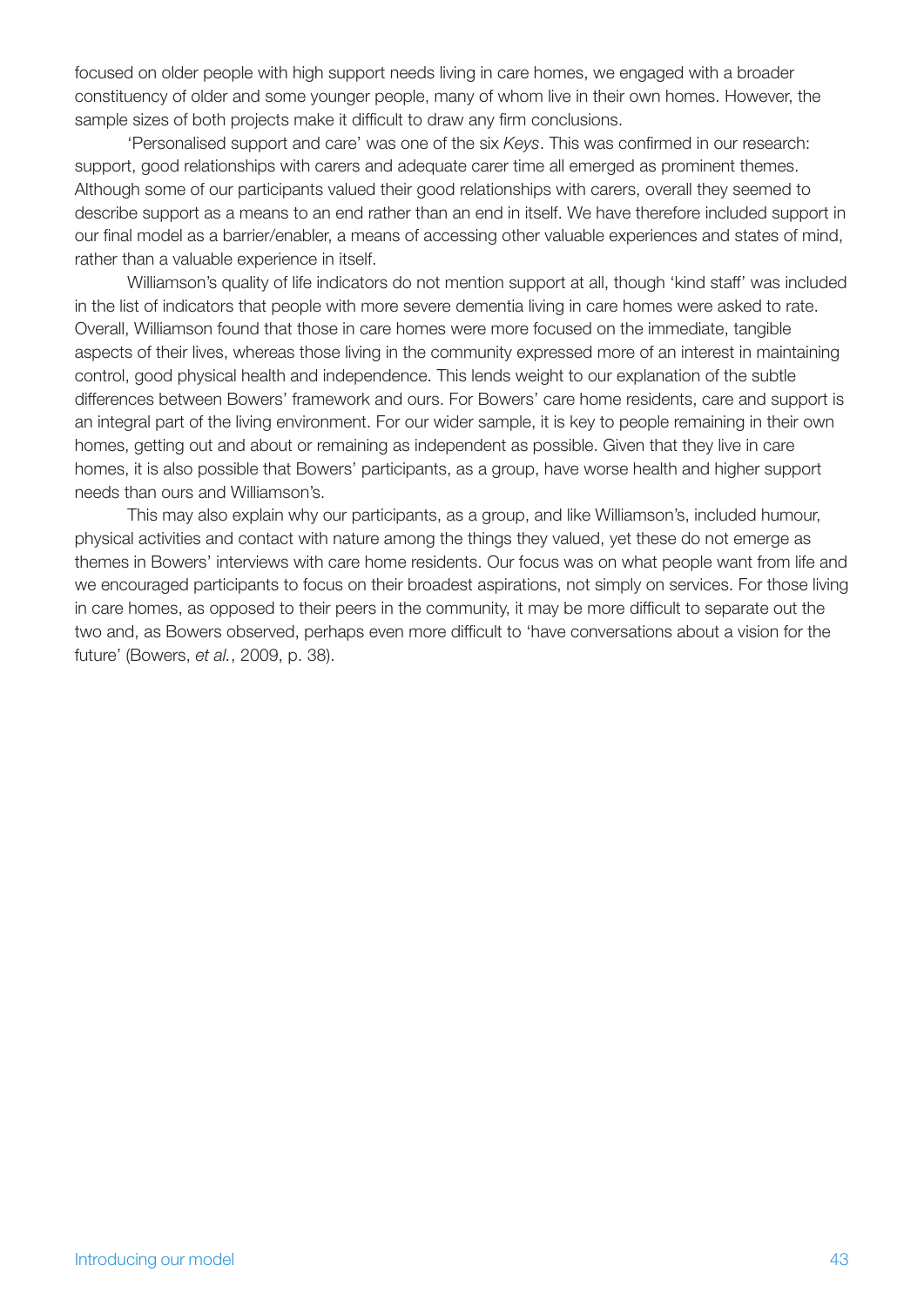focused on older people with high support needs living in care homes, we engaged with a broader constituency of older and some younger people, many of whom live in their own homes. However, the sample sizes of both projects make it difficult to draw any firm conclusions.

'Personalised support and care' was one of the six *Keys*. This was confirmed in our research: support, good relationships with carers and adequate carer time all emerged as prominent themes. Although some of our participants valued their good relationships with carers, overall they seemed to describe support as a means to an end rather than an end in itself. We have therefore included support in our final model as a barrier/enabler, a means of accessing other valuable experiences and states of mind, rather than a valuable experience in itself.

Williamson's quality of life indicators do not mention support at all, though 'kind staff' was included in the list of indicators that people with more severe dementia living in care homes were asked to rate. Overall, Williamson found that those in care homes were more focused on the immediate, tangible aspects of their lives, whereas those living in the community expressed more of an interest in maintaining control, good physical health and independence. This lends weight to our explanation of the subtle differences between Bowers' framework and ours. For Bowers' care home residents, care and support is an integral part of the living environment. For our wider sample, it is key to people remaining in their own homes, getting out and about or remaining as independent as possible. Given that they live in care homes, it is also possible that Bowers' participants, as a group, have worse health and higher support needs than ours and Williamson's.

This may also explain why our participants, as a group, and like Williamson's, included humour, physical activities and contact with nature among the things they valued, yet these do not emerge as themes in Bowers' interviews with care home residents. Our focus was on what people want from life and we encouraged participants to focus on their broadest aspirations, not simply on services. For those living in care homes, as opposed to their peers in the community, it may be more difficult to separate out the two and, as Bowers observed, perhaps even more difficult to 'have conversations about a vision for the future' (Bowers, *et al.*, 2009, p. 38).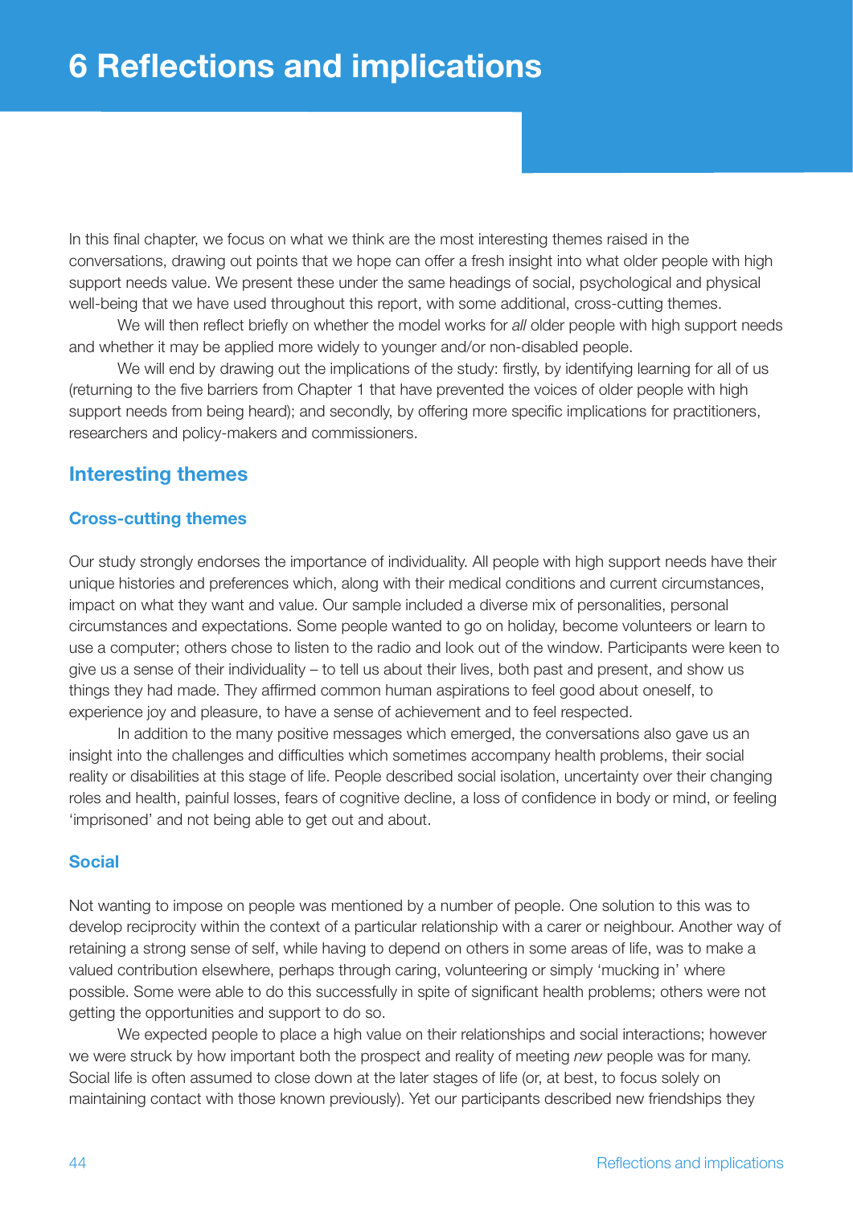# 6 Reflections and implications

In this final chapter, we focus on what we think are the most interesting themes raised in the conversations, drawing out points that we hope can offer a fresh insight into what older people with high support needs value. We present these under the same headings of social, psychological and physical well-being that we have used throughout this report, with some additional, cross-cutting themes.

We will then reflect briefly on whether the model works for *all* older people with high support needs and whether it may be applied more widely to younger and/or non-disabled people.

We will end by drawing out the implications of the study: firstly, by identifying learning for all of us (returning to the five barriers from Chapter 1 that have prevented the voices of older people with high support needs from being heard); and secondly, by offering more specific implications for practitioners, researchers and policy-makers and commissioners.

## Interesting themes

### Cross-cutting themes

Our study strongly endorses the importance of individuality. All people with high support needs have their unique histories and preferences which, along with their medical conditions and current circumstances, impact on what they want and value. Our sample included a diverse mix of personalities, personal circumstances and expectations. Some people wanted to go on holiday, become volunteers or learn to use a computer; others chose to listen to the radio and look out of the window. Participants were keen to give us a sense of their individuality – to tell us about their lives, both past and present, and show us things they had made. They affirmed common human aspirations to feel good about oneself, to experience joy and pleasure, to have a sense of achievement and to feel respected.

In addition to the many positive messages which emerged, the conversations also gave us an insight into the challenges and difficulties which sometimes accompany health problems, their social reality or disabilities at this stage of life. People described social isolation, uncertainty over their changing roles and health, painful losses, fears of cognitive decline, a loss of confidence in body or mind, or feeling 'imprisoned' and not being able to get out and about.

### Social

Not wanting to impose on people was mentioned by a number of people. One solution to this was to develop reciprocity within the context of a particular relationship with a carer or neighbour. Another way of retaining a strong sense of self, while having to depend on others in some areas of life, was to make a valued contribution elsewhere, perhaps through caring, volunteering or simply 'mucking in' where possible. Some were able to do this successfully in spite of significant health problems; others were not getting the opportunities and support to do so.

We expected people to place a high value on their relationships and social interactions; however we were struck by how important both the prospect and reality of meeting *new* people was for many. Social life is often assumed to close down at the later stages of life (or, at best, to focus solely on maintaining contact with those known previously). Yet our participants described new friendships they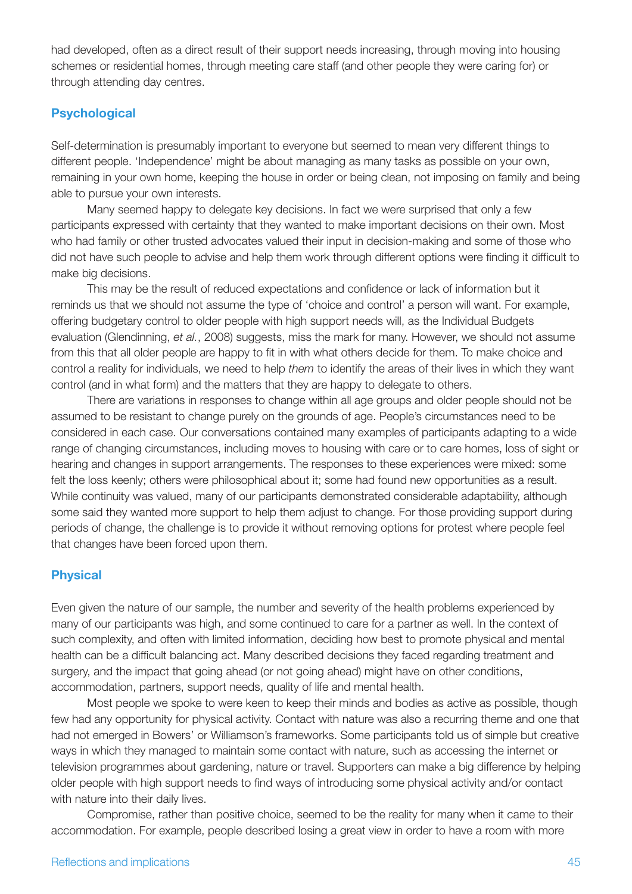had developed, often as a direct result of their support needs increasing, through moving into housing schemes or residential homes, through meeting care staff (and other people they were caring for) or through attending day centres.

## Psychological

Self-determination is presumably important to everyone but seemed to mean very different things to different people. 'Independence' might be about managing as many tasks as possible on your own, remaining in your own home, keeping the house in order or being clean, not imposing on family and being able to pursue your own interests.

Many seemed happy to delegate key decisions. In fact we were surprised that only a few participants expressed with certainty that they wanted to make important decisions on their own. Most who had family or other trusted advocates valued their input in decision-making and some of those who did not have such people to advise and help them work through different options were finding it difficult to make big decisions.

This may be the result of reduced expectations and confidence or lack of information but it reminds us that we should not assume the type of 'choice and control' a person will want. For example, offering budgetary control to older people with high support needs will, as the Individual Budgets evaluation (Glendinning, *et al.*, 2008) suggests, miss the mark for many. However, we should not assume from this that all older people are happy to fit in with what others decide for them. To make choice and control a reality for individuals, we need to help *them* to identify the areas of their lives in which they want control (and in what form) and the matters that they are happy to delegate to others.

There are variations in responses to change within all age groups and older people should not be assumed to be resistant to change purely on the grounds of age. People's circumstances need to be considered in each case. Our conversations contained many examples of participants adapting to a wide range of changing circumstances, including moves to housing with care or to care homes, loss of sight or hearing and changes in support arrangements. The responses to these experiences were mixed: some felt the loss keenly; others were philosophical about it; some had found new opportunities as a result. While continuity was valued, many of our participants demonstrated considerable adaptability, although some said they wanted more support to help them adjust to change. For those providing support during periods of change, the challenge is to provide it without removing options for protest where people feel that changes have been forced upon them.

## Physical

Even given the nature of our sample, the number and severity of the health problems experienced by many of our participants was high, and some continued to care for a partner as well. In the context of such complexity, and often with limited information, deciding how best to promote physical and mental health can be a difficult balancing act. Many described decisions they faced regarding treatment and surgery, and the impact that going ahead (or not going ahead) might have on other conditions, accommodation, partners, support needs, quality of life and mental health.

Most people we spoke to were keen to keep their minds and bodies as active as possible, though few had any opportunity for physical activity. Contact with nature was also a recurring theme and one that had not emerged in Bowers' or Williamson's frameworks. Some participants told us of simple but creative ways in which they managed to maintain some contact with nature, such as accessing the internet or television programmes about gardening, nature or travel. Supporters can make a big difference by helping older people with high support needs to find ways of introducing some physical activity and/or contact with nature into their daily lives.

Compromise, rather than positive choice, seemed to be the reality for many when it came to their accommodation. For example, people described losing a great view in order to have a room with more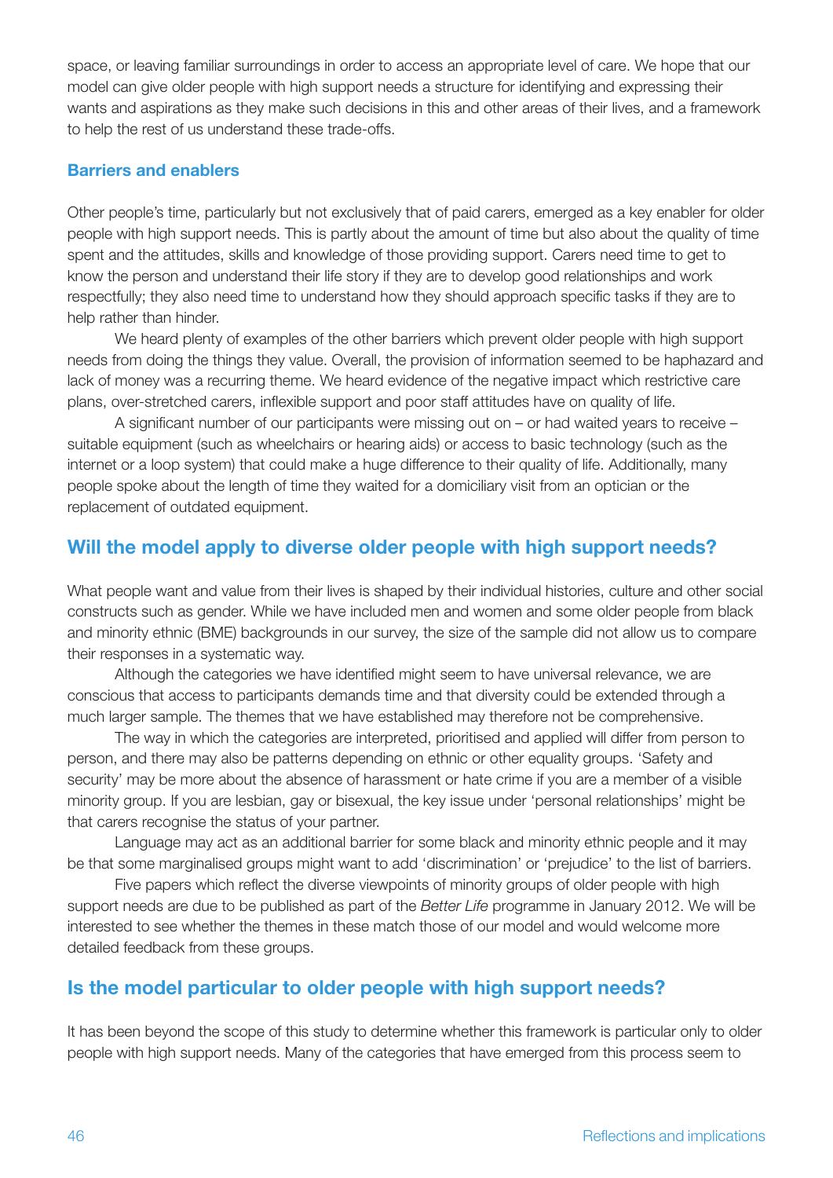space, or leaving familiar surroundings in order to access an appropriate level of care. We hope that our model can give older people with high support needs a structure for identifying and expressing their wants and aspirations as they make such decisions in this and other areas of their lives, and a framework to help the rest of us understand these trade-offs.

### Barriers and enablers

Other people's time, particularly but not exclusively that of paid carers, emerged as a key enabler for older people with high support needs. This is partly about the amount of time but also about the quality of time spent and the attitudes, skills and knowledge of those providing support. Carers need time to get to know the person and understand their life story if they are to develop good relationships and work respectfully; they also need time to understand how they should approach specific tasks if they are to help rather than hinder.

We heard plenty of examples of the other barriers which prevent older people with high support needs from doing the things they value. Overall, the provision of information seemed to be haphazard and lack of money was a recurring theme. We heard evidence of the negative impact which restrictive care plans, over-stretched carers, inflexible support and poor staff attitudes have on quality of life.

A significant number of our participants were missing out on – or had waited years to receive – suitable equipment (such as wheelchairs or hearing aids) or access to basic technology (such as the internet or a loop system) that could make a huge difference to their quality of life. Additionally, many people spoke about the length of time they waited for a domiciliary visit from an optician or the replacement of outdated equipment.

## Will the model apply to diverse older people with high support needs?

What people want and value from their lives is shaped by their individual histories, culture and other social constructs such as gender. While we have included men and women and some older people from black and minority ethnic (BME) backgrounds in our survey, the size of the sample did not allow us to compare their responses in a systematic way.

Although the categories we have identified might seem to have universal relevance, we are conscious that access to participants demands time and that diversity could be extended through a much larger sample. The themes that we have established may therefore not be comprehensive.

The way in which the categories are interpreted, prioritised and applied will differ from person to person, and there may also be patterns depending on ethnic or other equality groups. 'Safety and security' may be more about the absence of harassment or hate crime if you are a member of a visible minority group. If you are lesbian, gay or bisexual, the key issue under 'personal relationships' might be that carers recognise the status of your partner.

Language may act as an additional barrier for some black and minority ethnic people and it may be that some marginalised groups might want to add 'discrimination' or 'prejudice' to the list of barriers.

Five papers which reflect the diverse viewpoints of minority groups of older people with high support needs are due to be published as part of the *Better Life* programme in January 2012. We will be interested to see whether the themes in these match those of our model and would welcome more detailed feedback from these groups.

## Is the model particular to older people with high support needs?

It has been beyond the scope of this study to determine whether this framework is particular only to older people with high support needs. Many of the categories that have emerged from this process seem to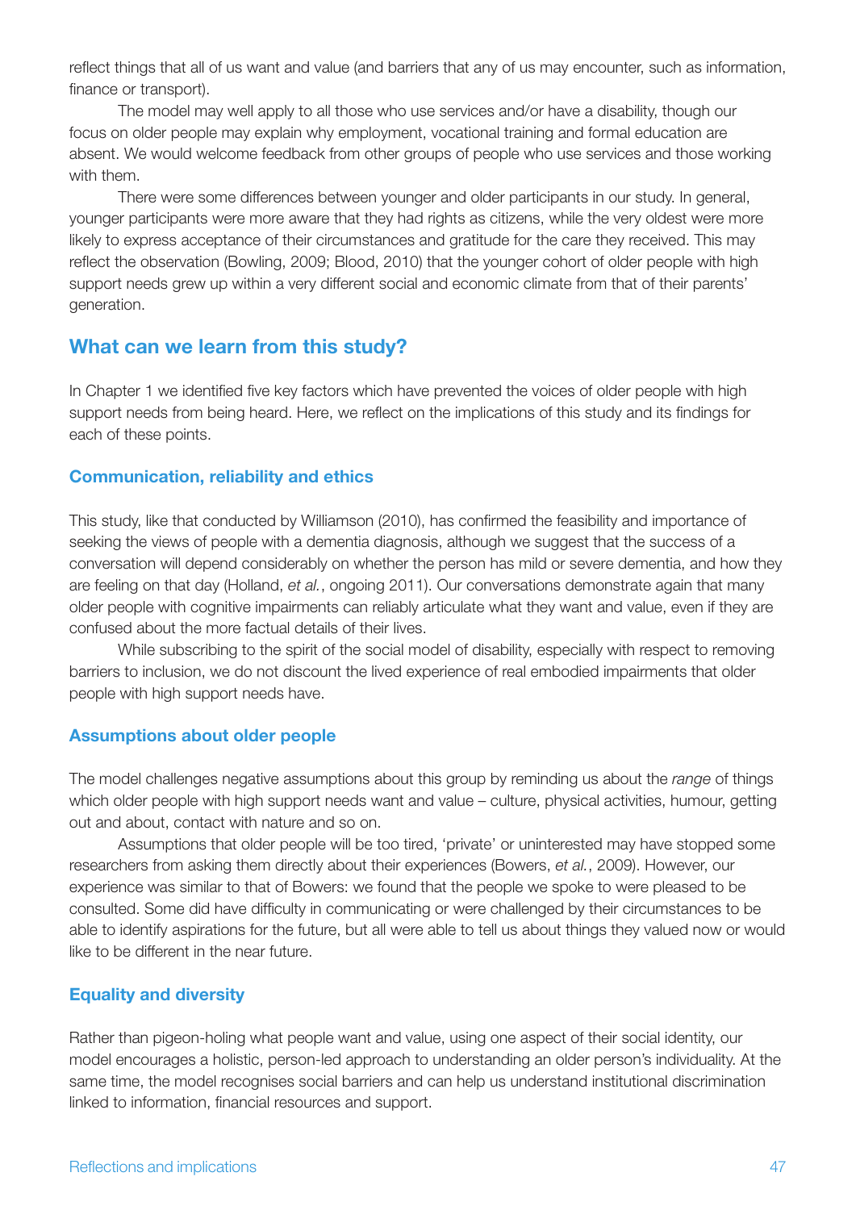reflect things that all of us want and value (and barriers that any of us may encounter, such as information, finance or transport).

The model may well apply to all those who use services and/or have a disability, though our focus on older people may explain why employment, vocational training and formal education are absent. We would welcome feedback from other groups of people who use services and those working with them.

There were some differences between younger and older participants in our study. In general, younger participants were more aware that they had rights as citizens, while the very oldest were more likely to express acceptance of their circumstances and gratitude for the care they received. This may reflect the observation (Bowling, 2009; Blood, 2010) that the younger cohort of older people with high support needs grew up within a very different social and economic climate from that of their parents' generation.

## What can we learn from this study?

In Chapter 1 we identified five key factors which have prevented the voices of older people with high support needs from being heard. Here, we reflect on the implications of this study and its findings for each of these points.

### Communication, reliability and ethics

This study, like that conducted by Williamson (2010), has confirmed the feasibility and importance of seeking the views of people with a dementia diagnosis, although we suggest that the success of a conversation will depend considerably on whether the person has mild or severe dementia, and how they are feeling on that day (Holland, *et al.*, ongoing 2011). Our conversations demonstrate again that many older people with cognitive impairments can reliably articulate what they want and value, even if they are confused about the more factual details of their lives.

While subscribing to the spirit of the social model of disability, especially with respect to removing barriers to inclusion, we do not discount the lived experience of real embodied impairments that older people with high support needs have.

### Assumptions about older people

The model challenges negative assumptions about this group by reminding us about the *range* of things which older people with high support needs want and value – culture, physical activities, humour, getting out and about, contact with nature and so on.

Assumptions that older people will be too tired, 'private' or uninterested may have stopped some researchers from asking them directly about their experiences (Bowers, *et al.*, 2009). However, our experience was similar to that of Bowers: we found that the people we spoke to were pleased to be consulted. Some did have difficulty in communicating or were challenged by their circumstances to be able to identify aspirations for the future, but all were able to tell us about things they valued now or would like to be different in the near future.

### Equality and diversity

Rather than pigeon-holing what people want and value, using one aspect of their social identity, our model encourages a holistic, person-led approach to understanding an older person's individuality. At the same time, the model recognises social barriers and can help us understand institutional discrimination linked to information, financial resources and support.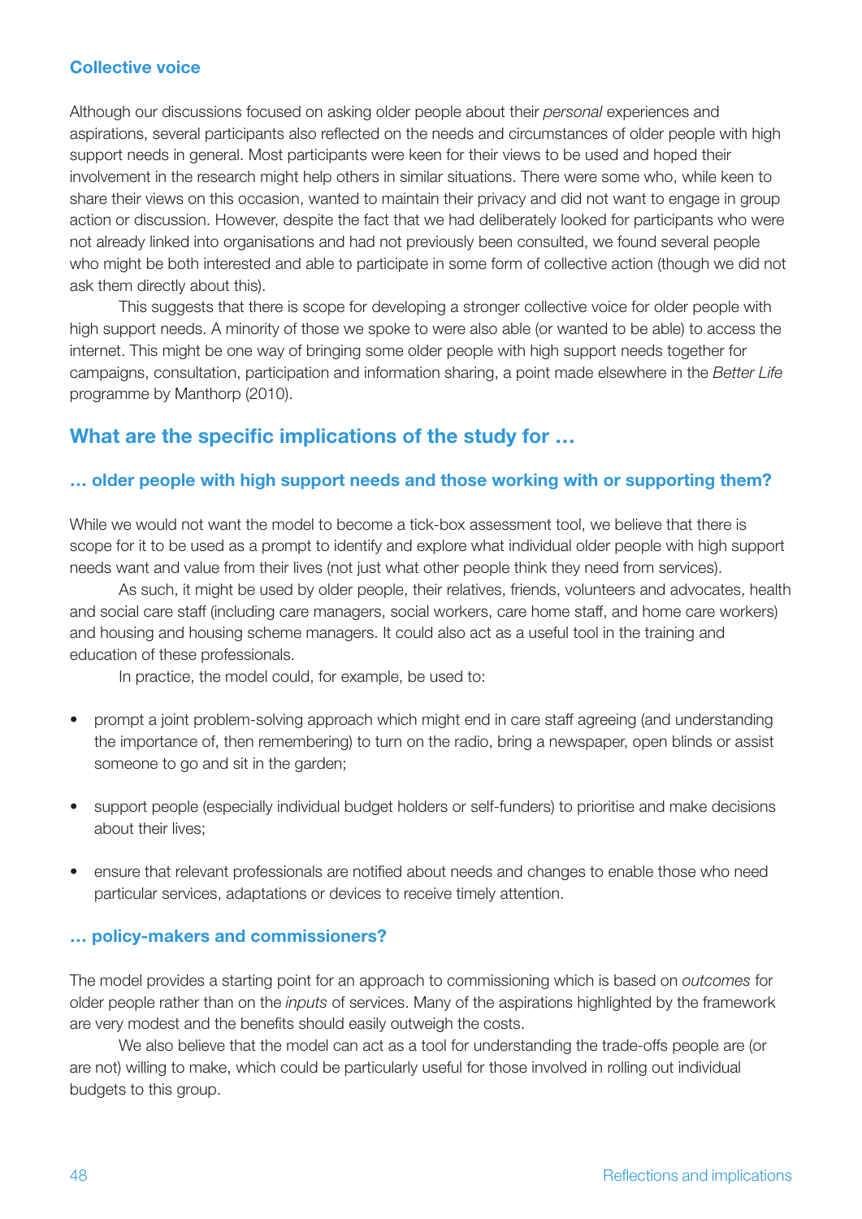### Collective voice

Although our discussions focused on asking older people about their *personal* experiences and aspirations, several participants also reflected on the needs and circumstances of older people with high support needs in general. Most participants were keen for their views to be used and hoped their involvement in the research might help others in similar situations. There were some who, while keen to share their views on this occasion, wanted to maintain their privacy and did not want to engage in group action or discussion. However, despite the fact that we had deliberately looked for participants who were not already linked into organisations and had not previously been consulted, we found several people who might be both interested and able to participate in some form of collective action (though we did not ask them directly about this).

This suggests that there is scope for developing a stronger collective voice for older people with high support needs. A minority of those we spoke to were also able (or wanted to be able) to access the internet. This might be one way of bringing some older people with high support needs together for campaigns, consultation, participation and information sharing, a point made elsewhere in the *Better Life* programme by Manthorp (2010).

## What are the specific implications of the study for …

### … older people with high support needs and those working with or supporting them?

While we would not want the model to become a tick-box assessment tool, we believe that there is scope for it to be used as a prompt to identify and explore what individual older people with high support needs want and value from their lives (not just what other people think they need from services).

As such, it might be used by older people, their relatives, friends, volunteers and advocates, health and social care staff (including care managers, social workers, care home staff, and home care workers) and housing and housing scheme managers. It could also act as a useful tool in the training and education of these professionals.

In practice, the model could, for example, be used to:

- prompt a joint problem-solving approach which might end in care staff agreeing (and understanding the importance of, then remembering) to turn on the radio, bring a newspaper, open blinds or assist someone to go and sit in the garden;
- support people (especially individual budget holders or self-funders) to prioritise and make decisions about their lives;
- ensure that relevant professionals are notified about needs and changes to enable those who need particular services, adaptations or devices to receive timely attention.

### … policy-makers and commissioners?

The model provides a starting point for an approach to commissioning which is based on *outcomes* for older people rather than on the *inputs* of services. Many of the aspirations highlighted by the framework are very modest and the benefits should easily outweigh the costs.

We also believe that the model can act as a tool for understanding the trade-offs people are (or are not) willing to make, which could be particularly useful for those involved in rolling out individual budgets to this group.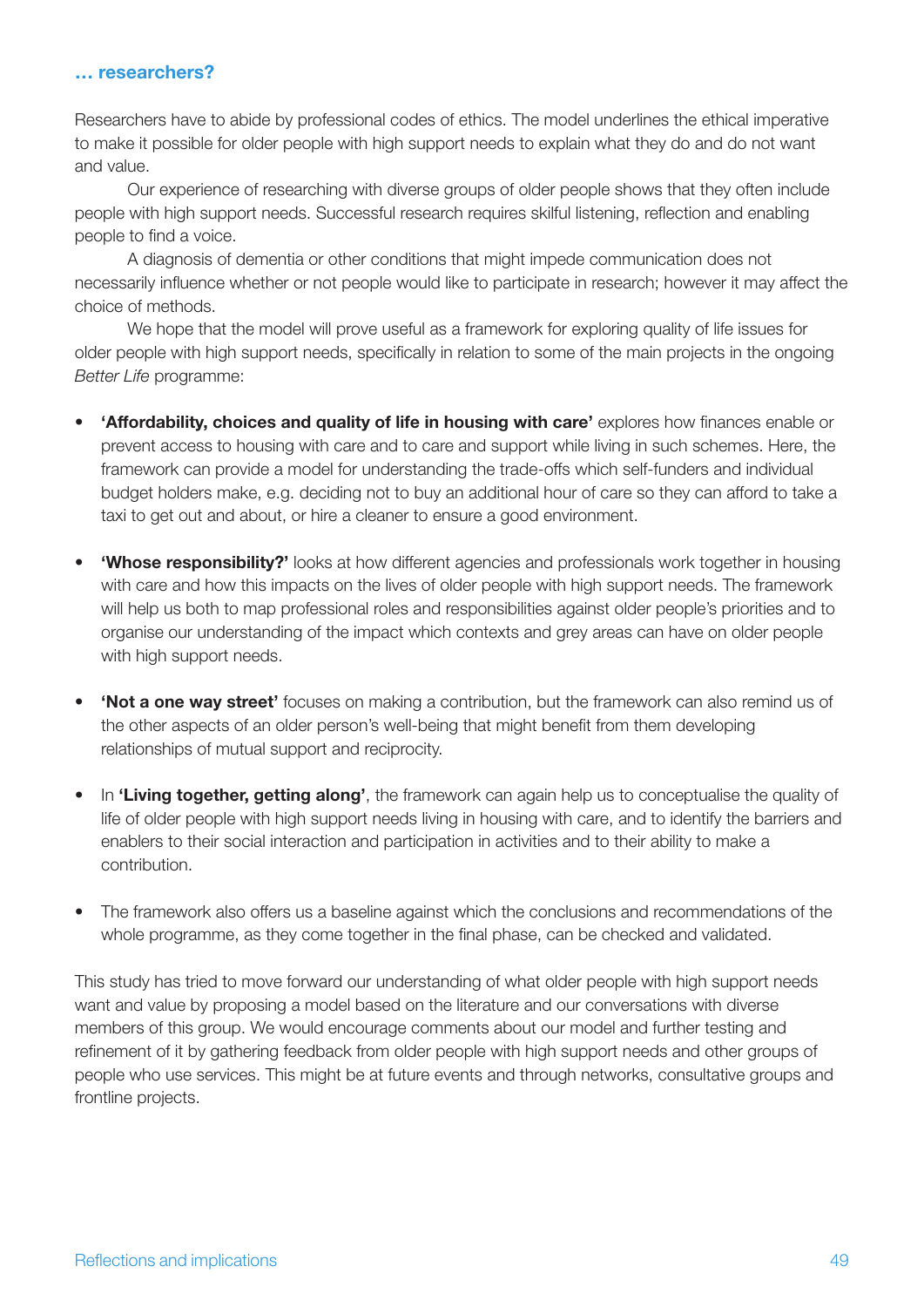### … researchers?

Researchers have to abide by professional codes of ethics. The model underlines the ethical imperative to make it possible for older people with high support needs to explain what they do and do not want and value.

Our experience of researching with diverse groups of older people shows that they often include people with high support needs. Successful research requires skilful listening, reflection and enabling people to find a voice.

A diagnosis of dementia or other conditions that might impede communication does not necessarily influence whether or not people would like to participate in research; however it may affect the choice of methods.

We hope that the model will prove useful as a framework for exploring quality of life issues for older people with high support needs, specifically in relation to some of the main projects in the ongoing *Better Life* programme:

- **'Affordability, choices and quality of life in housing with care'** explores how finances enable or prevent access to housing with care and to care and support while living in such schemes. Here, the framework can provide a model for understanding the trade-offs which self-funders and individual budget holders make, e.g. deciding not to buy an additional hour of care so they can afford to take a taxi to get out and about, or hire a cleaner to ensure a good environment.

- **'Whose responsibility?'** looks at how different agencies and professionals work together in housing with care and how this impacts on the lives of older people with high support needs. The framework will help us both to map professional roles and responsibilities against older people's priorities and to organise our understanding of the impact which contexts and grey areas can have on older people with high support needs.

- **'Not a one way street'** focuses on making a contribution, but the framework can also remind us of the other aspects of an older person's well-being that might benefit from them developing relationships of mutual support and reciprocity.

- In **'Living together, getting along'**, the framework can again help us to conceptualise the quality of life of older people with high support needs living in housing with care, and to identify the barriers and enablers to their social interaction and participation in activities and to their ability to make a contribution.

- The framework also offers us a baseline against which the conclusions and recommendations of the whole programme, as they come together in the final phase, can be checked and validated.

This study has tried to move forward our understanding of what older people with high support needs want and value by proposing a model based on the literature and our conversations with diverse members of this group. We would encourage comments about our model and further testing and refinement of it by gathering feedback from older people with high support needs and other groups of people who use services. This might be at future events and through networks, consultative groups and frontline projects.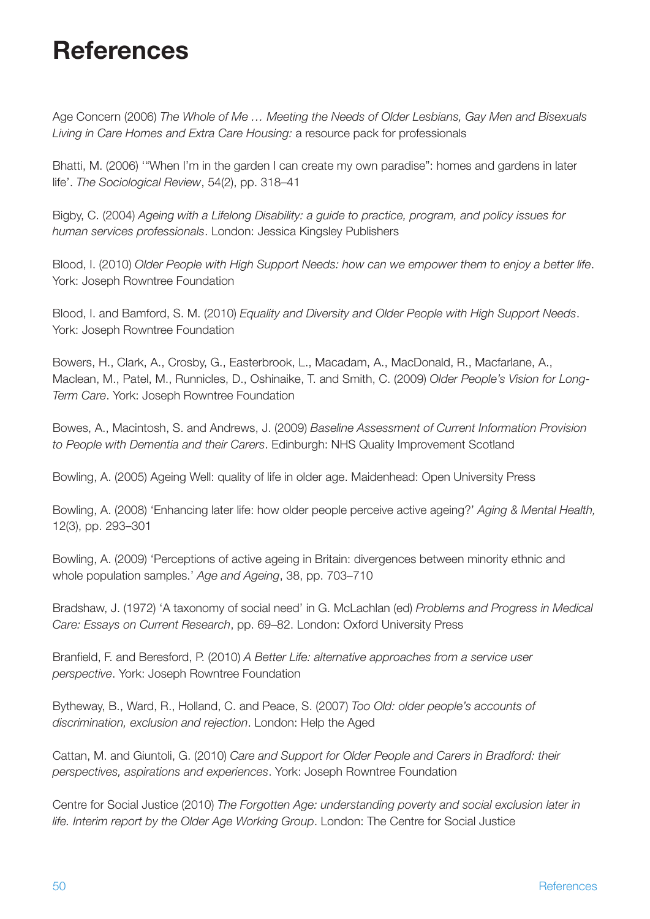# References

Age Concern (2006) *The Whole of Me … Meeting the Needs of Older Lesbians, Gay Men and Bisexuals Living in Care Homes and Extra Care Housing:* a resource pack for professionals

Bhatti, M. (2006) '"When I'm in the garden I can create my own paradise": homes and gardens in later life'. *The Sociological Review*, 54(2), pp. 318–41

Bigby, C. (2004) *Ageing with a Lifelong Disability: a guide to practice, program, and policy issues for human services professionals*. London: Jessica Kingsley Publishers

Blood, I. (2010) *Older People with High Support Needs: how can we empower them to enjoy a better life*. York: Joseph Rowntree Foundation

Blood, I. and Bamford, S. M. (2010) *Equality and Diversity and Older People with High Support Needs*. York: Joseph Rowntree Foundation

Bowers, H., Clark, A., Crosby, G., Easterbrook, L., Macadam, A., MacDonald, R., Macfarlane, A., Maclean, M., Patel, M., Runnicles, D., Oshinaike, T. and Smith, C. (2009) *Older People's Vision for Long-Term Care*. York: Joseph Rowntree Foundation

Bowes, A., Macintosh, S. and Andrews, J. (2009) *Baseline Assessment of Current Information Provision to People with Dementia and their Carers*. Edinburgh: NHS Quality Improvement Scotland

Bowling, A. (2005) Ageing Well: quality of life in older age. Maidenhead: Open University Press

Bowling, A. (2008) 'Enhancing later life: how older people perceive active ageing?' *Aging & Mental Health,* 12(3), pp. 293–301

Bowling, A. (2009) 'Perceptions of active ageing in Britain: divergences between minority ethnic and whole population samples.' *Age and Ageing*, 38, pp. 703–710

Bradshaw, J. (1972) 'A taxonomy of social need' in G. McLachlan (ed) *Problems and Progress in Medical Care: Essays on Current Research*, pp. 69–82. London: Oxford University Press

Branfield, F. and Beresford, P. (2010) *A Better Life: alternative approaches from a service user perspective*. York: Joseph Rowntree Foundation

Bytheway, B., Ward, R., Holland, C. and Peace, S. (2007) *Too Old: older people's accounts of discrimination, exclusion and rejection*. London: Help the Aged

Cattan, M. and Giuntoli, G. (2010) *Care and Support for Older People and Carers in Bradford: their perspectives, aspirations and experiences*. York: Joseph Rowntree Foundation

Centre for Social Justice (2010) *The Forgotten Age: understanding poverty and social exclusion later in life. Interim report by the Older Age Working Group*. London: The Centre for Social Justice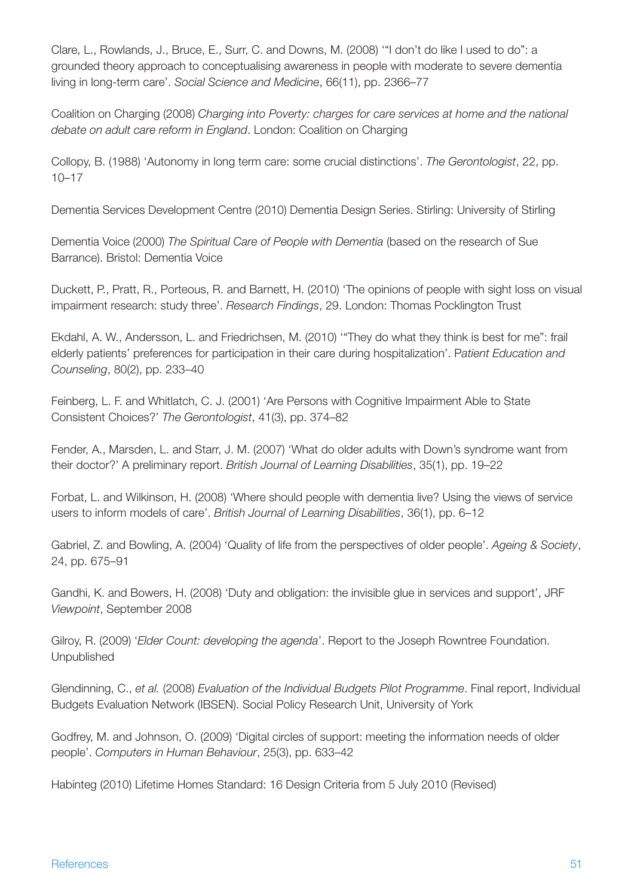Clare, L., Rowlands, J., Bruce, E., Surr, C. and Downs, M. (2008) '"I don't do like I used to do": a grounded theory approach to conceptualising awareness in people with moderate to severe dementia living in long-term care'. *Social Science and Medicine*, 66(11), pp. 2366–77

Coalition on Charging (2008) *Charging into Poverty: charges for care services at home and the national debate on adult care reform in England*. London: Coalition on Charging

Collopy, B. (1988) 'Autonomy in long term care: some crucial distinctions'. *The Gerontologist*, 22, pp. 10–17

Dementia Services Development Centre (2010) Dementia Design Series. Stirling: University of Stirling

Dementia Voice (2000) *The Spiritual Care of People with Dementia* (based on the research of Sue Barrance). Bristol: Dementia Voice

Duckett, P., Pratt, R., Porteous, R. and Barnett, H. (2010) 'The opinions of people with sight loss on visual impairment research: study three'. *Research Findings*, 29. London: Thomas Pocklington Trust

Ekdahl, A. W., Andersson, L. and Friedrichsen, M. (2010) '"They do what they think is best for me": frail elderly patients' preferences for participation in their care during hospitalization'. *Patient Education and Counseling*, 80(2), pp. 233–40

Feinberg, L. F. and Whitlatch, C. J. (2001) 'Are Persons with Cognitive Impairment Able to State Consistent Choices?' *The Gerontologist*, 41(3), pp. 374–82

Fender, A., Marsden, L. and Starr, J. M. (2007) 'What do older adults with Down's syndrome want from their doctor?' A preliminary report. *British Journal of Learning Disabilities*, 35(1), pp. 19–22

Forbat, L. and Wilkinson, H. (2008) 'Where should people with dementia live? Using the views of service users to inform models of care'. *British Journal of Learning Disabilities*, 36(1), pp. 6–12

Gabriel, Z. and Bowling, A. (2004) 'Quality of life from the perspectives of older people'. *Ageing & Society*, 24, pp. 675–91

Gandhi, K. and Bowers, H. (2008) 'Duty and obligation: the invisible glue in services and support', JRF *Viewpoint*, September 2008

Gilroy, R. (2009) '*Elder Count: developing the agenda*'. Report to the Joseph Rowntree Foundation. Unpublished

Glendinning, C., *et al.* (2008) *Evaluation of the Individual Budgets Pilot Programme*. Final report, Individual Budgets Evaluation Network (IBSEN). Social Policy Research Unit, University of York

Godfrey, M. and Johnson, O. (2009) 'Digital circles of support: meeting the information needs of older people'. *Computers in Human Behaviour*, 25(3), pp. 633–42

Habinteg (2010) Lifetime Homes Standard: 16 Design Criteria from 5 July 2010 (Revised)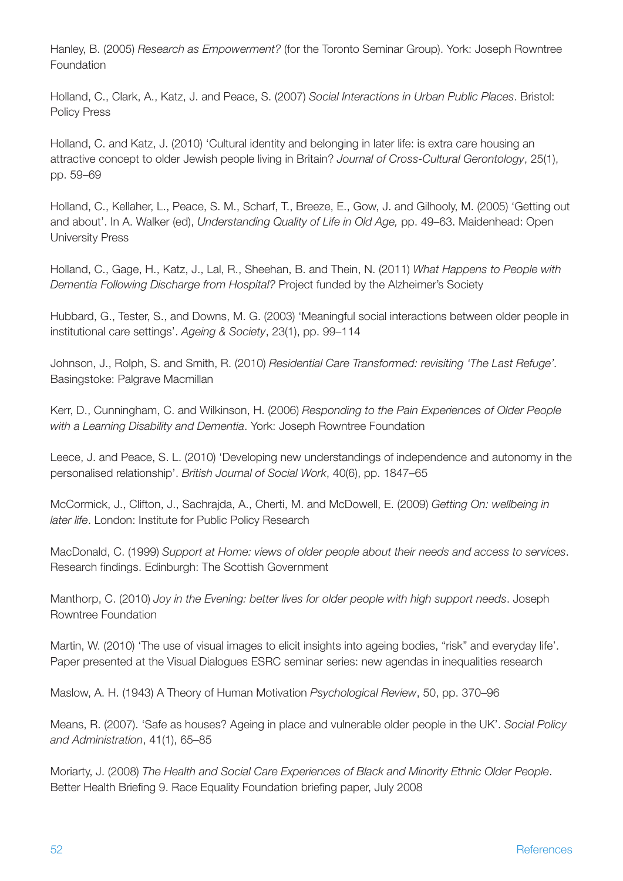Hanley, B. (2005) *Research as Empowerment?* (for the Toronto Seminar Group). York: Joseph Rowntree Foundation

Holland, C., Clark, A., Katz, J. and Peace, S. (2007) *Social Interactions in Urban Public Places*. Bristol: Policy Press

Holland, C. and Katz, J. (2010) 'Cultural identity and belonging in later life: is extra care housing an attractive concept to older Jewish people living in Britain? *Journal of Cross-Cultural Gerontology*, 25(1), pp. 59–69

Holland, C., Kellaher, L., Peace, S. M., Scharf, T., Breeze, E., Gow, J. and Gilhooly, M. (2005) 'Getting out and about'. In A. Walker (ed), *Understanding Quality of Life in Old Age,* pp. 49–63. Maidenhead: Open University Press

Holland, C., Gage, H., Katz, J., Lal, R., Sheehan, B. and Thein, N. (2011) *What Happens to People with Dementia Following Discharge from Hospital?* Project funded by the Alzheimer's Society

Hubbard, G., Tester, S., and Downs, M. G. (2003) 'Meaningful social interactions between older people in institutional care settings'. *Ageing & Society*, 23(1), pp. 99–114

Johnson, J., Rolph, S. and Smith, R. (2010) *Residential Care Transformed: revisiting 'The Last Refuge'.* Basingstoke: Palgrave Macmillan

Kerr, D., Cunningham, C. and Wilkinson, H. (2006) *Responding to the Pain Experiences of Older People with a Learning Disability and Dementia*. York: Joseph Rowntree Foundation

Leece, J. and Peace, S. L. (2010) 'Developing new understandings of independence and autonomy in the personalised relationship'. *British Journal of Social Work*, 40(6), pp. 1847–65

McCormick, J., Clifton, J., Sachrajda, A., Cherti, M. and McDowell, E. (2009) *Getting On: wellbeing in later life*. London: Institute for Public Policy Research

MacDonald, C. (1999) *Support at Home: views of older people about their needs and access to services*. Research findings. Edinburgh: The Scottish Government

Manthorp, C. (2010) *Joy in the Evening: better lives for older people with high support needs*. Joseph Rowntree Foundation

Martin, W. (2010) 'The use of visual images to elicit insights into ageing bodies, "risk" and everyday life'. Paper presented at the Visual Dialogues ESRC seminar series: new agendas in inequalities research

Maslow, A. H. (1943) A Theory of Human Motivation *Psychological Review*, 50, pp. 370–96

Means, R. (2007). 'Safe as houses? Ageing in place and vulnerable older people in the UK'. *Social Policy and Administration*, 41(1), 65–85

Moriarty, J. (2008) *The Health and Social Care Experiences of Black and Minority Ethnic Older People*. Better Health Briefing 9. Race Equality Foundation briefing paper, July 2008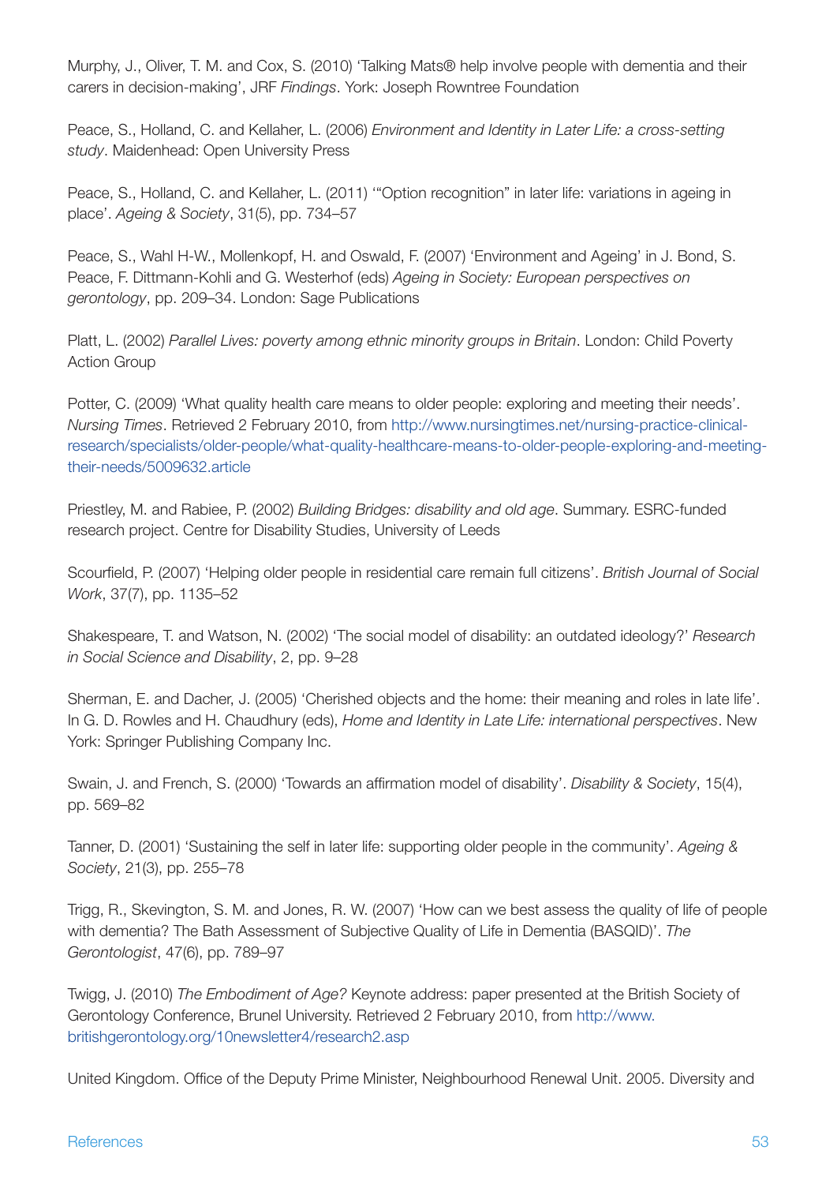Murphy, J., Oliver, T. M. and Cox, S. (2010) 'Talking Mats® help involve people with dementia and their carers in decision-making', JRF *Findings*. York: Joseph Rowntree Foundation

Peace, S., Holland, C. and Kellaher, L. (2006) *Environment and Identity in Later Life: a cross-setting study*. Maidenhead: Open University Press

Peace, S., Holland, C. and Kellaher, L. (2011) '"Option recognition" in later life: variations in ageing in place'. *Ageing & Society*, 31(5), pp. 734–57

Peace, S., Wahl H-W., Mollenkopf, H. and Oswald, F. (2007) 'Environment and Ageing' in J. Bond, S. Peace, F. Dittmann-Kohli and G. Westerhof (eds) *Ageing in Society: European perspectives on gerontology*, pp. 209–34. London: Sage Publications

Platt, L. (2002) *Parallel Lives: poverty among ethnic minority groups in Britain*. London: Child Poverty Action Group

Potter, C. (2009) 'What quality health care means to older people: exploring and meeting their needs'. *Nursing Times*. Retrieved 2 February 2010, from http://www.nursingtimes.net/nursing-practice-clinical-research/specialists/older-people/what-quality-healthcare-means-to-older-people-exploring-and-meeting-their-needs/5009632.article

Priestley, M. and Rabiee, P. (2002) *Building Bridges: disability and old age*. Summary. ESRC-funded research project. Centre for Disability Studies, University of Leeds

Scourfield, P. (2007) 'Helping older people in residential care remain full citizens'. *British Journal of Social Work*, 37(7), pp. 1135–52

Shakespeare, T. and Watson, N. (2002) 'The social model of disability: an outdated ideology?' *Research in Social Science and Disability*, 2, pp. 9–28

Sherman, E. and Dacher, J. (2005) 'Cherished objects and the home: their meaning and roles in late life'. In G. D. Rowles and H. Chaudhury (eds), *Home and Identity in Late Life: international perspectives*. New York: Springer Publishing Company Inc.

Swain, J. and French, S. (2000) 'Towards an affirmation model of disability'. *Disability & Society*, 15(4), pp. 569–82

Tanner, D. (2001) 'Sustaining the self in later life: supporting older people in the community'. *Ageing & Society*, 21(3), pp. 255–78

Trigg, R., Skevington, S. M. and Jones, R. W. (2007) 'How can we best assess the quality of life of people with dementia? The Bath Assessment of Subjective Quality of Life in Dementia (BASQID)'. *The Gerontologist*, 47(6), pp. 789–97

Twigg, J. (2010) *The Embodiment of Age?* Keynote address: paper presented at the British Society of Gerontology Conference, Brunel University. Retrieved 2 February 2010, from http://www.britishgerontology.org/10newsletter4/research2.asp

United Kingdom. Office of the Deputy Prime Minister, Neighbourhood Renewal Unit. 2005. Diversity and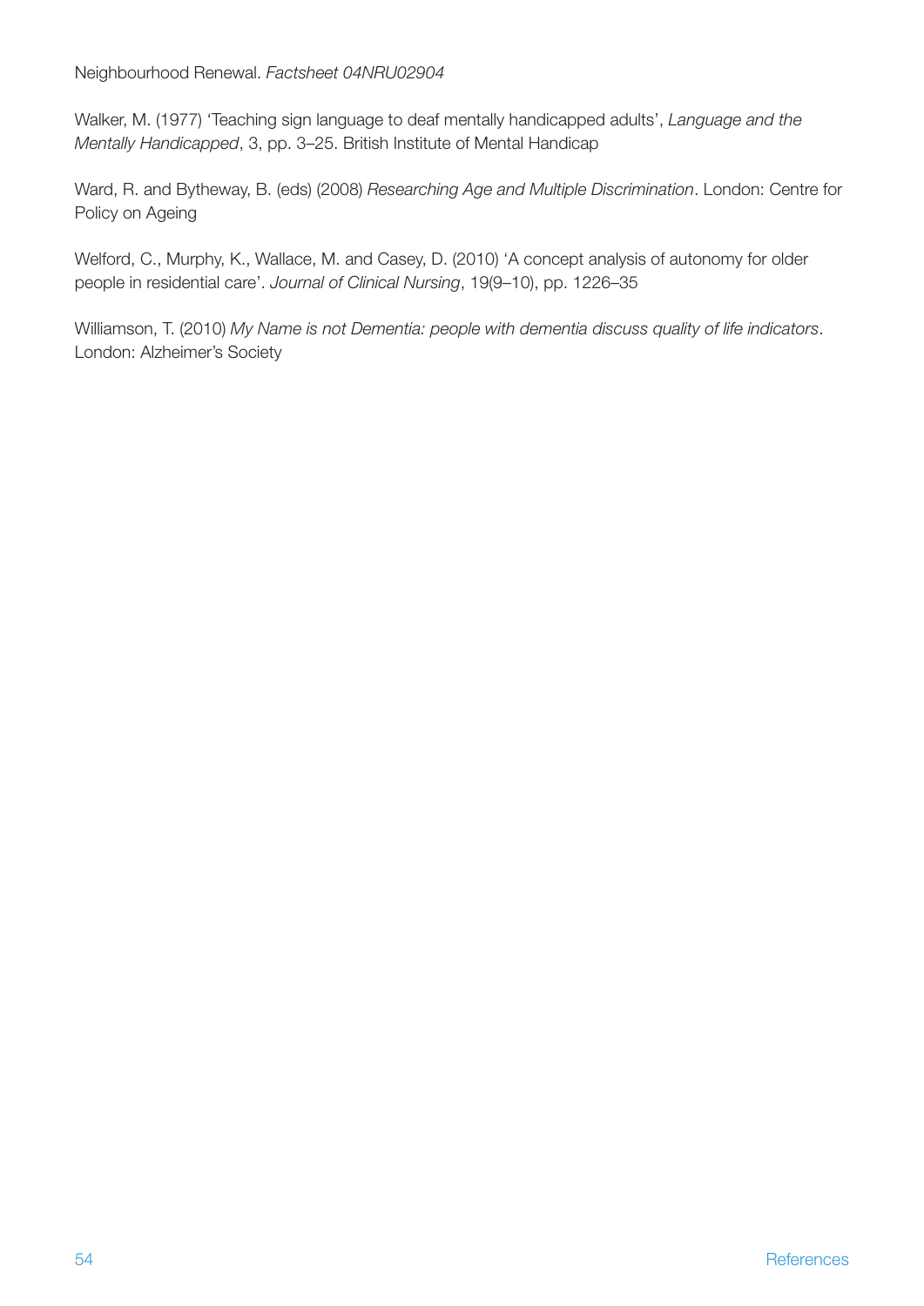Neighbourhood Renewal. *Factsheet 04NRU02904*

Walker, M. (1977) 'Teaching sign language to deaf mentally handicapped adults', *Language and the Mentally Handicapped*, 3, pp. 3–25. British Institute of Mental Handicap

Ward, R. and Bytheway, B. (eds) (2008) *Researching Age and Multiple Discrimination*. London: Centre for Policy on Ageing

Welford, C., Murphy, K., Wallace, M. and Casey, D. (2010) 'A concept analysis of autonomy for older people in residential care'. *Journal of Clinical Nursing*, 19(9–10), pp. 1226–35

Williamson, T. (2010) *My Name is not Dementia: people with dementia discuss quality of life indicators*. London: Alzheimer's Society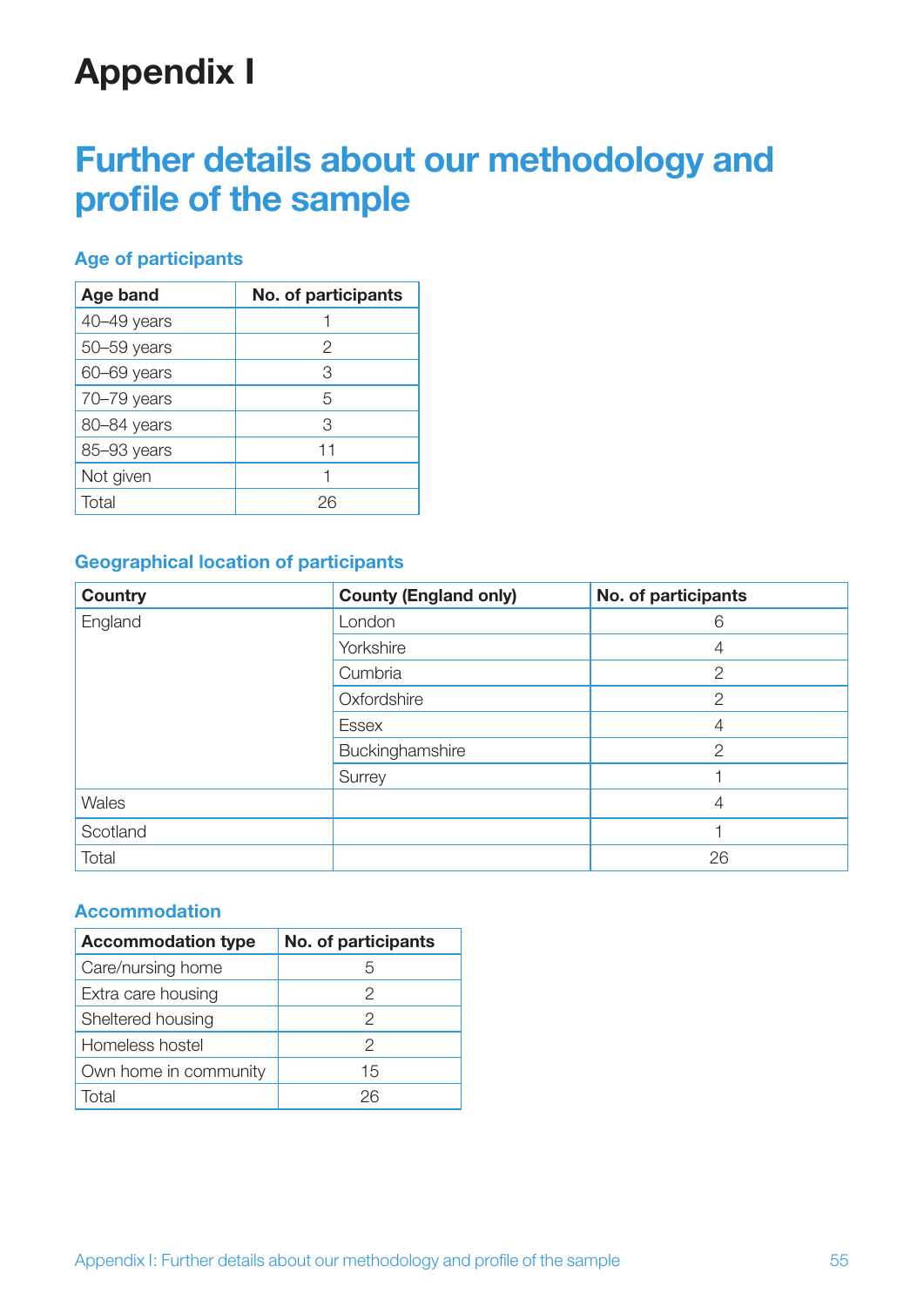# Appendix I

## Further details about our methodology and profile of the sample

### Age of participants

| Age band | No. of participants |
|---|---|
| 40–49 years | 1 |
| 50–59 years | 2 |
| 60–69 years | 3 |
| 70–79 years | 5 |
| 80–84 years | 3 |
| 85–93 years | 11 |
| Not given | 1 |
| Total | 26 |

### Geographical location of participants

| Country | County (England only) | No. of participants |
|---|---|---|
| England | London | 6 |
| | Yorkshire | 4 |
| | Cumbria | 2 |
| | Oxfordshire | 2 |
| | Essex | 4 |
| | Buckinghamshire | 2 |
| | Surrey | 1 |
| Wales | | 4 |
| Scotland | | 1 |
| Total | | 26 |

### Accommodation

| Accommodation type | No. of participants |
|---|---|
| Care/nursing home | 5 |
| Extra care housing | 2 |
| Sheltered housing | 2 |
| Homeless hostel | 2 |
| Own home in community | 15 |
| Total | 26 |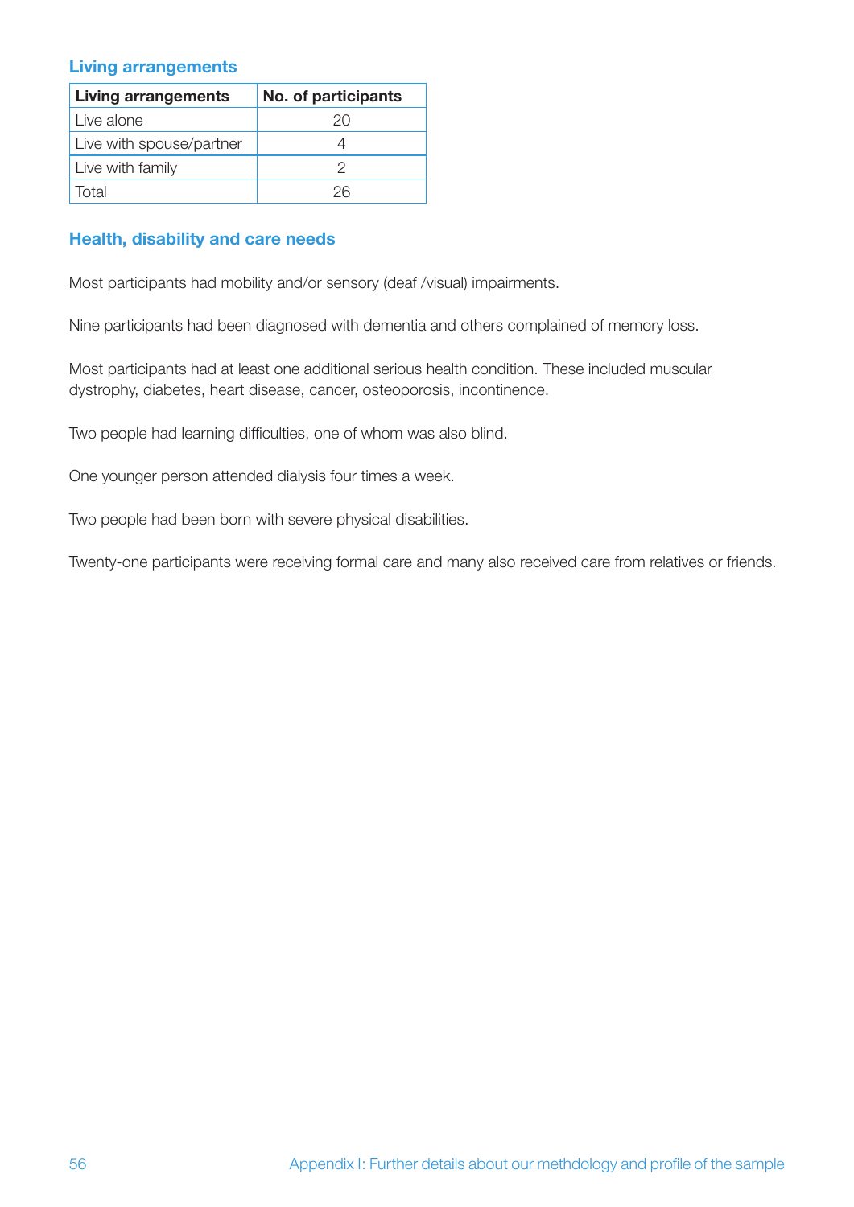### Living arrangements

| Living arrangements | No. of participants |
|---|---|
| Live alone | 20 |
| Live with spouse/partner | 4 |
| Live with family | 2 |
| Total | 26 |

### Health, disability and care needs

Most participants had mobility and/or sensory (deaf /visual) impairments.

Nine participants had been diagnosed with dementia and others complained of memory loss.

Most participants had at least one additional serious health condition. These included muscular dystrophy, diabetes, heart disease, cancer, osteoporosis, incontinence.

Two people had learning difficulties, one of whom was also blind.

One younger person attended dialysis four times a week.

Two people had been born with severe physical disabilities.

Twenty-one participants were receiving formal care and many also received care from relatives or friends.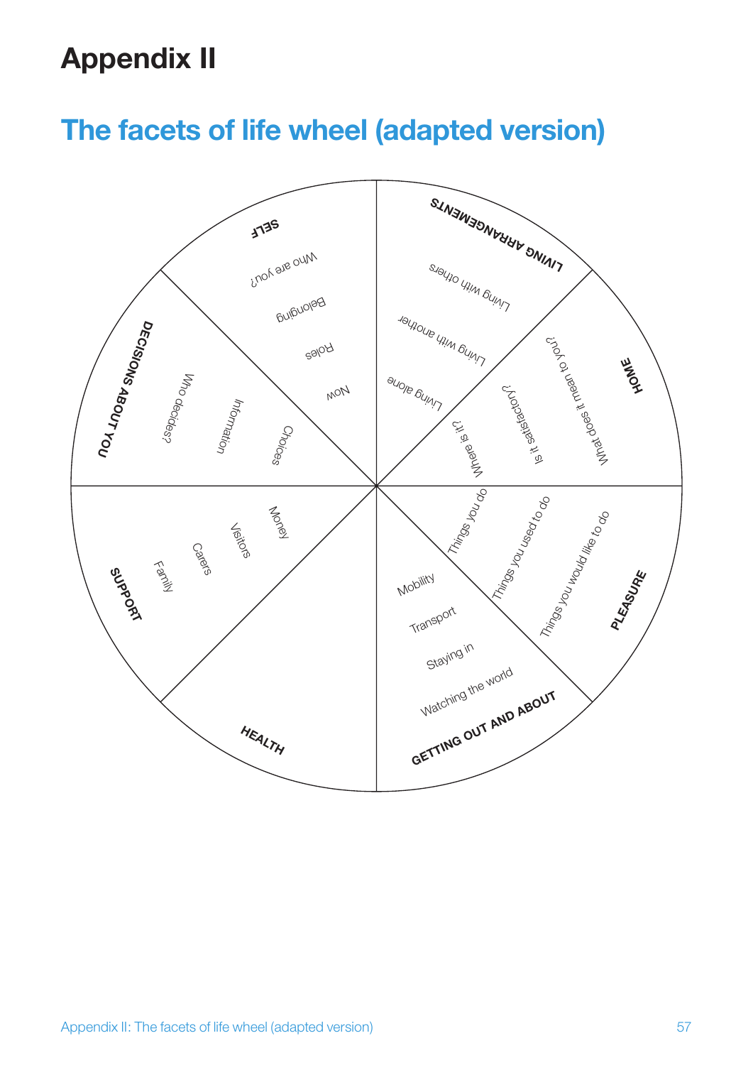# Appendix II

## The facets of life wheel (adapted version)

**SELF**
- Who are you?
- Belonging
- Roles
- Now

**LIVING ARRANGEMENTS**
- Living with others
- Living with another
- Living alone

**HOME**
- What does it mean to you?
- Is it satisfactory?
- Where is it?

**PLEASURE**
- Things you do
- Things you used to do
- Things you would like to do

**GETTING OUT AND ABOUT**
- Mobility
- Transport
- Staying in
- Watching the world

**HEALTH**

**SUPPORT**
- Money
- Visitors
- Carers
- Family

**DECISIONS ABOUT YOU**
- Who decides?
- Information
- Choices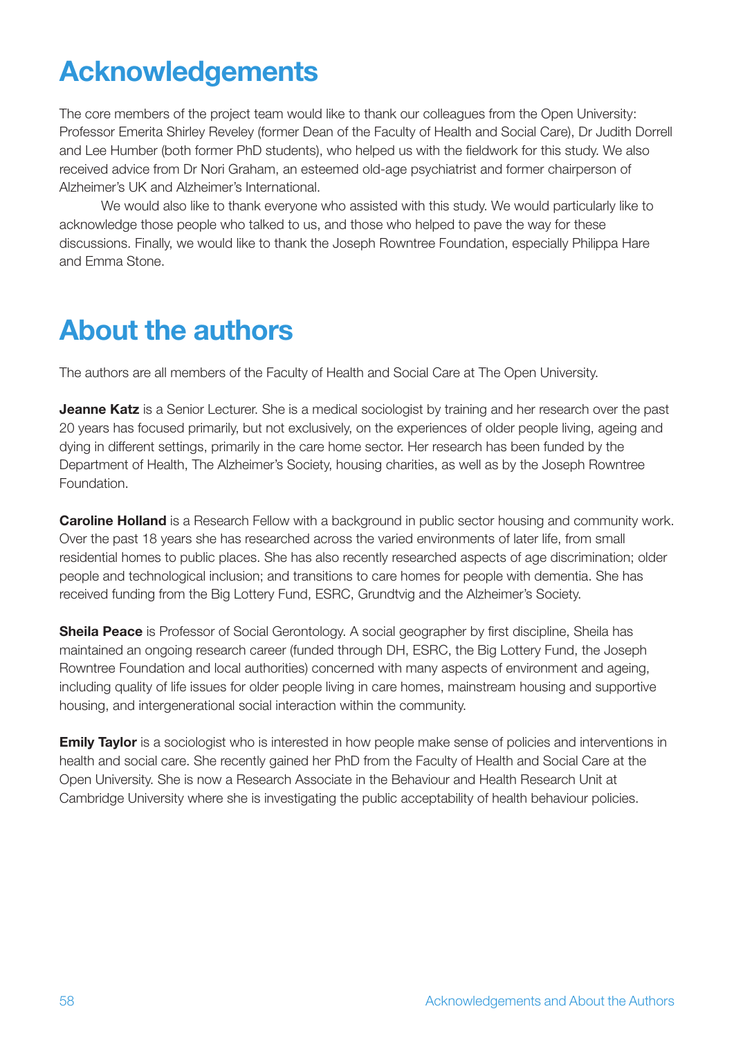# Acknowledgements

The core members of the project team would like to thank our colleagues from the Open University: Professor Emerita Shirley Reveley (former Dean of the Faculty of Health and Social Care), Dr Judith Dorrell and Lee Humber (both former PhD students), who helped us with the fieldwork for this study. We also received advice from Dr Nori Graham, an esteemed old-age psychiatrist and former chairperson of Alzheimer's UK and Alzheimer's International.

We would also like to thank everyone who assisted with this study. We would particularly like to acknowledge those people who talked to us, and those who helped to pave the way for these discussions. Finally, we would like to thank the Joseph Rowntree Foundation, especially Philippa Hare and Emma Stone.

# About the authors

The authors are all members of the Faculty of Health and Social Care at The Open University.

**Jeanne Katz** is a Senior Lecturer. She is a medical sociologist by training and her research over the past 20 years has focused primarily, but not exclusively, on the experiences of older people living, ageing and dying in different settings, primarily in the care home sector. Her research has been funded by the Department of Health, The Alzheimer's Society, housing charities, as well as by the Joseph Rowntree Foundation.

**Caroline Holland** is a Research Fellow with a background in public sector housing and community work. Over the past 18 years she has researched across the varied environments of later life, from small residential homes to public places. She has also recently researched aspects of age discrimination; older people and technological inclusion; and transitions to care homes for people with dementia. She has received funding from the Big Lottery Fund, ESRC, Grundtvig and the Alzheimer's Society.

**Sheila Peace** is Professor of Social Gerontology. A social geographer by first discipline, Sheila has maintained an ongoing research career (funded through DH, ESRC, the Big Lottery Fund, the Joseph Rowntree Foundation and local authorities) concerned with many aspects of environment and ageing, including quality of life issues for older people living in care homes, mainstream housing and supportive housing, and intergenerational social interaction within the community.

**Emily Taylor** is a sociologist who is interested in how people make sense of policies and interventions in health and social care. She recently gained her PhD from the Faculty of Health and Social Care at the Open University. She is now a Research Associate in the Behaviour and Health Research Unit at Cambridge University where she is investigating the public acceptability of health behaviour policies.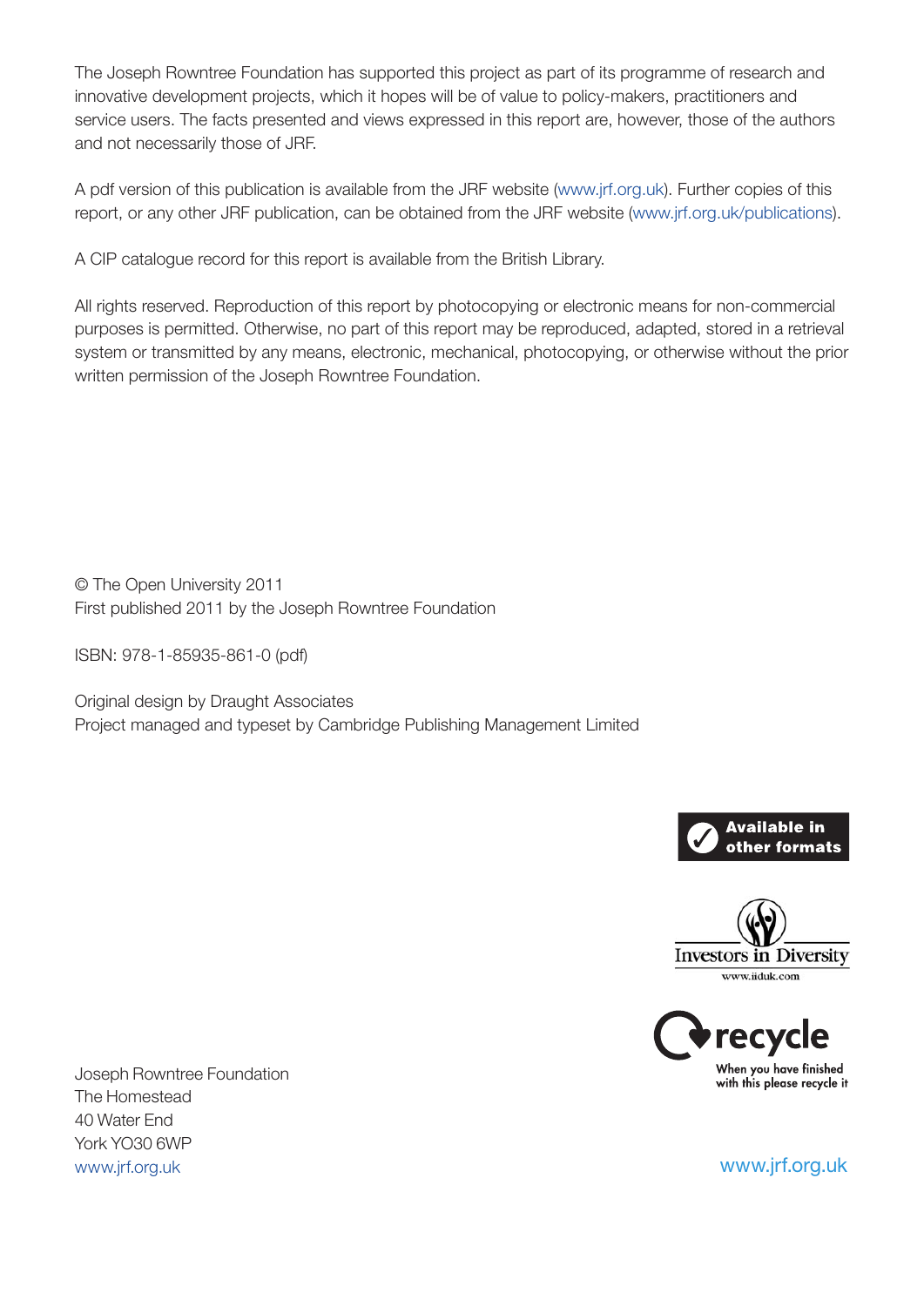The Joseph Rowntree Foundation has supported this project as part of its programme of research and innovative development projects, which it hopes will be of value to policy-makers, practitioners and service users. The facts presented and views expressed in this report are, however, those of the authors and not necessarily those of JRF.

A pdf version of this publication is available from the JRF website (www.jrf.org.uk). Further copies of this report, or any other JRF publication, can be obtained from the JRF website (www.jrf.org.uk/publications).

A CIP catalogue record for this report is available from the British Library.

All rights reserved. Reproduction of this report by photocopying or electronic means for non-commercial purposes is permitted. Otherwise, no part of this report may be reproduced, adapted, stored in a retrieval system or transmitted by any means, electronic, mechanical, photocopying, or otherwise without the prior written permission of the Joseph Rowntree Foundation.

© The Open University 2011
First published 2011 by the Joseph Rowntree Foundation

ISBN: 978-1-85935-861-0 (pdf)

Original design by Draught Associates
Project managed and typeset by Cambridge Publishing Management Limited

Available in other formats

Investors in Diversity
www.iiduk.com

recycle
When you have finished with this please recycle it

Joseph Rowntree Foundation
The Homestead
40 Water End
York YO30 6WP
www.jrf.org.uk

www.jrf.org.uk